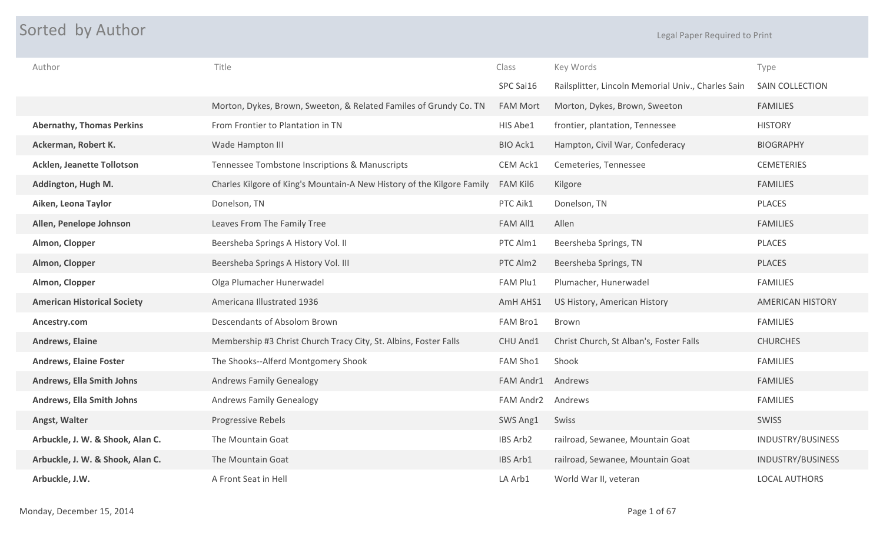# Sorted by Author

Legal Paper Required to Print

| Author | Title | Class | Key Words | Type |
|---|---|---|---|---|
| | | SPC Sai16 | Railsplitter, Lincoln Memorial Univ., Charles Sain | SAIN COLLECTION |
| | Morton, Dykes, Brown, Sweeton, & Related Familes of Grundy Co. TN | FAM Mort | Morton, Dykes, Brown, Sweeton | FAMILIES |
| **Abernathy, Thomas Perkins** | From Frontier to Plantation in TN | HIS Abe1 | frontier, plantation, Tennessee | HISTORY |
| **Ackerman, Robert K.** | Wade Hampton III | BIO Ack1 | Hampton, Civil War, Confederacy | BIOGRAPHY |
| **Acklen, Jeanette Tollotson** | Tennessee Tombstone Inscriptions & Manuscripts | CEM Ack1 | Cemeteries, Tennessee | CEMETERIES |
| **Addington, Hugh M.** | Charles Kilgore of King's Mountain-A New History of the Kilgore Family | FAM Kil6 | Kilgore | FAMILIES |
| **Aiken, Leona Taylor** | Donelson, TN | PTC Aik1 | Donelson, TN | PLACES |
| **Allen, Penelope Johnson** | Leaves From The Family Tree | FAM All1 | Allen | FAMILIES |
| **Almon, Clopper** | Beersheba Springs A History Vol. II | PTC Alm1 | Beersheba Springs, TN | PLACES |
| **Almon, Clopper** | Beersheba Springs A History Vol. III | PTC Alm2 | Beersheba Springs, TN | PLACES |
| **Almon, Clopper** | Olga Plumacher Hunerwadel | FAM Plu1 | Plumacher, Hunerwadel | FAMILIES |
| **American Historical Society** | Americana Illustrated 1936 | AmH AHS1 | US History, American History | AMERICAN HISTORY |
| **Ancestry.com** | Descendants of Absolom Brown | FAM Bro1 | Brown | FAMILIES |
| **Andrews, Elaine** | Membership #3 Christ Church Tracy City, St. Albins, Foster Falls | CHU And1 | Christ Church, St Alban's, Foster Falls | CHURCHES |
| **Andrews, Elaine Foster** | The Shooks--Alferd Montgomery Shook | FAM Sho1 | Shook | FAMILIES |
| **Andrews, Ella Smith Johns** | Andrews Family Genealogy | FAM Andr1 | Andrews | FAMILIES |
| **Andrews, Ella Smith Johns** | Andrews Family Genealogy | FAM Andr2 | Andrews | FAMILIES |
| **Angst, Walter** | Progressive Rebels | SWS Ang1 | Swiss | SWISS |
| **Arbuckle, J. W. & Shook, Alan C.** | The Mountain Goat | IBS Arb2 | railroad, Sewanee, Mountain Goat | INDUSTRY/BUSINESS |
| **Arbuckle, J. W. & Shook, Alan C.** | The Mountain Goat | IBS Arb1 | railroad, Sewanee, Mountain Goat | INDUSTRY/BUSINESS |
| **Arbuckle, J.W.** | A Front Seat in Hell | LA Arb1 | World War II, veteran | LOCAL AUTHORS |

Monday, December 15, 2014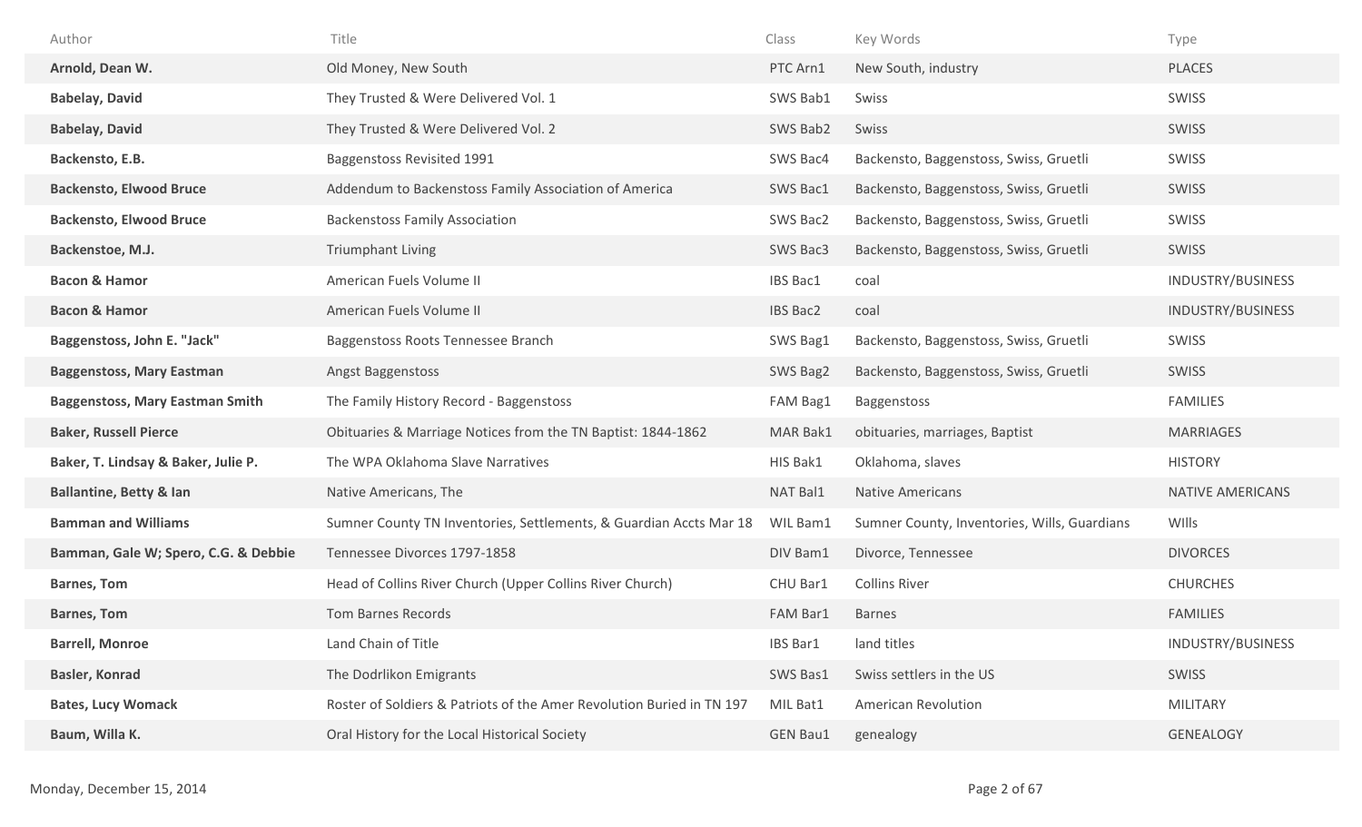| Author | Title | Class | Key Words | Type |
|---|---|---|---|---|
| **Arnold, Dean W.** | Old Money, New South | PTC Arn1 | New South, industry | PLACES |
| **Babelay, David** | They Trusted & Were Delivered Vol. 1 | SWS Bab1 | Swiss | SWISS |
| **Babelay, David** | They Trusted & Were Delivered Vol. 2 | SWS Bab2 | Swiss | SWISS |
| **Backensto, E.B.** | Baggenstoss Revisited 1991 | SWS Bac4 | Backensto, Baggenstoss, Swiss, Gruetli | SWISS |
| **Backensto, Elwood Bruce** | Addendum to Backenstoss Family Association of America | SWS Bac1 | Backensto, Baggenstoss, Swiss, Gruetli | SWISS |
| **Backensto, Elwood Bruce** | Backenstoss Family Association | SWS Bac2 | Backensto, Baggenstoss, Swiss, Gruetli | SWISS |
| **Backenstoe, M.J.** | Triumphant Living | SWS Bac3 | Backensto, Baggenstoss, Swiss, Gruetli | SWISS |
| **Bacon & Hamor** | American Fuels Volume II | IBS Bac1 | coal | INDUSTRY/BUSINESS |
| **Bacon & Hamor** | American Fuels Volume II | IBS Bac2 | coal | INDUSTRY/BUSINESS |
| **Baggenstoss, John E. "Jack"** | Baggenstoss Roots Tennessee Branch | SWS Bag1 | Backensto, Baggenstoss, Swiss, Gruetli | SWISS |
| **Baggenstoss, Mary Eastman** | Angst Baggenstoss | SWS Bag2 | Backensto, Baggenstoss, Swiss, Gruetli | SWISS |
| **Baggenstoss, Mary Eastman Smith** | The Family History Record - Baggenstoss | FAM Bag1 | Baggenstoss | FAMILIES |
| **Baker, Russell Pierce** | Obituaries & Marriage Notices from the TN Baptist: 1844-1862 | MAR Bak1 | obituaries, marriages, Baptist | MARRIAGES |
| **Baker, T. Lindsay & Baker, Julie P.** | The WPA Oklahoma Slave Narratives | HIS Bak1 | Oklahoma, slaves | HISTORY |
| **Ballantine, Betty & Ian** | Native Americans, The | NAT Bal1 | Native Americans | NATIVE AMERICANS |
| **Bamman and Williams** | Sumner County TN Inventories, Settlements, & Guardian Accts Mar 18 | WIL Bam1 | Sumner County, Inventories, Wills, Guardians | WIlls |
| **Bamman, Gale W; Spero, C.G. & Debbie** | Tennessee Divorces 1797-1858 | DIV Bam1 | Divorce, Tennessee | DIVORCES |
| **Barnes, Tom** | Head of Collins River Church (Upper Collins River Church) | CHU Bar1 | Collins River | CHURCHES |
| **Barnes, Tom** | Tom Barnes Records | FAM Bar1 | Barnes | FAMILIES |
| **Barrell, Monroe** | Land Chain of Title | IBS Bar1 | land titles | INDUSTRY/BUSINESS |
| **Basler, Konrad** | The Dodrlikon Emigrants | SWS Bas1 | Swiss settlers in the US | SWISS |
| **Bates, Lucy Womack** | Roster of Soldiers & Patriots of the Amer Revolution Buried in TN 197 | MIL Bat1 | American Revolution | MILITARY |
| **Baum, Willa K.** | Oral History for the Local Historical Society | GEN Bau1 | genealogy | GENEALOGY |

Monday, December 15, 2014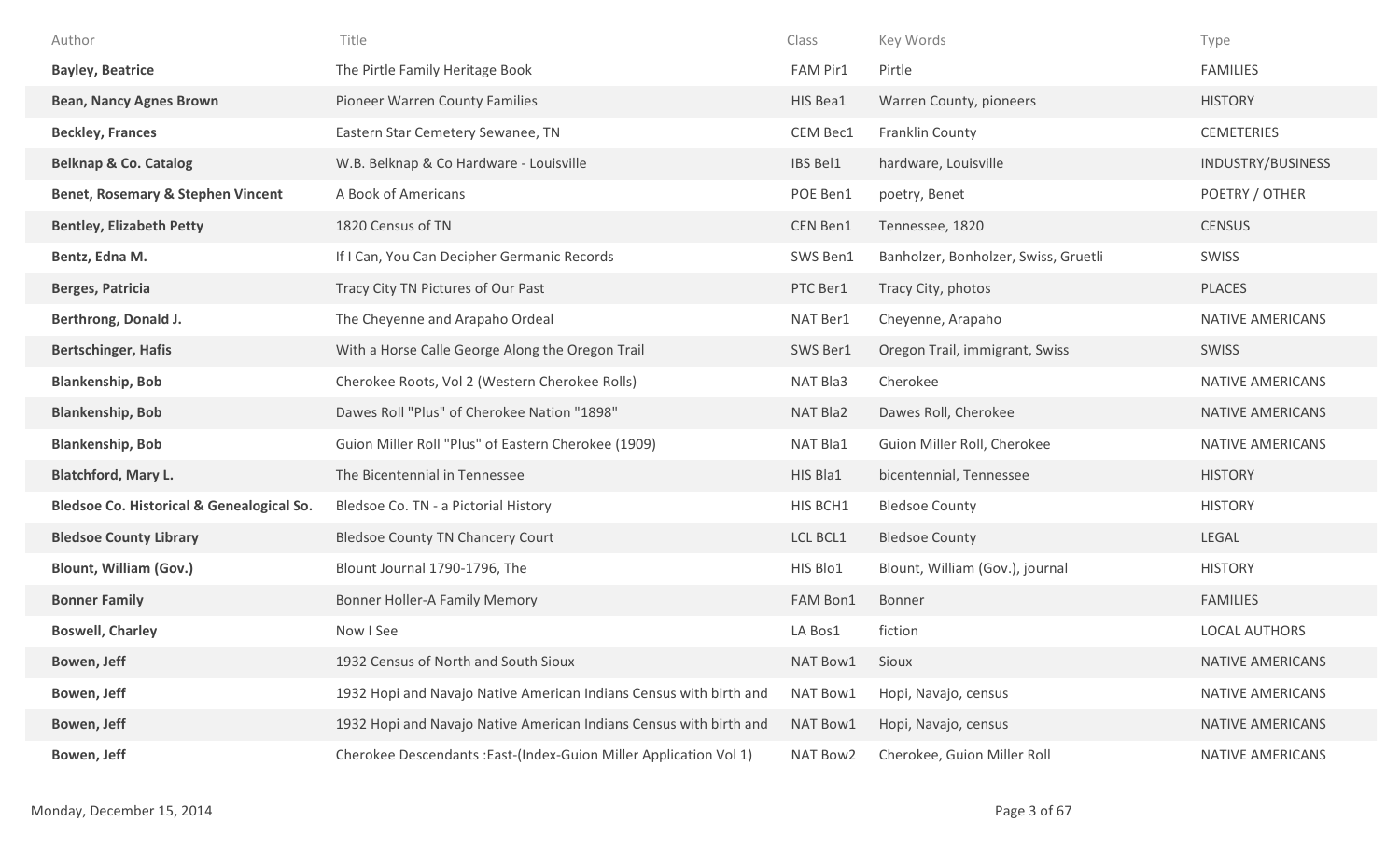| Author | Title | Class | Key Words | Type |
|---|---|---|---|---|
| **Bayley, Beatrice** | The Pirtle Family Heritage Book | FAM Pir1 | Pirtle | FAMILIES |
| **Bean, Nancy Agnes Brown** | Pioneer Warren County Families | HIS Bea1 | Warren County, pioneers | HISTORY |
| **Beckley, Frances** | Eastern Star Cemetery Sewanee, TN | CEM Bec1 | Franklin County | CEMETERIES |
| **Belknap & Co. Catalog** | W.B. Belknap & Co Hardware - Louisville | IBS Bel1 | hardware, Louisville | INDUSTRY/BUSINESS |
| **Benet, Rosemary & Stephen Vincent** | A Book of Americans | POE Ben1 | poetry, Benet | POETRY / OTHER |
| **Bentley, Elizabeth Petty** | 1820 Census of TN | CEN Ben1 | Tennessee, 1820 | CENSUS |
| **Bentz, Edna M.** | If I Can, You Can Decipher Germanic Records | SWS Ben1 | Banholzer, Bonholzer, Swiss, Gruetli | SWISS |
| **Berges, Patricia** | Tracy City TN Pictures of Our Past | PTC Ber1 | Tracy City, photos | PLACES |
| **Berthrong, Donald J.** | The Cheyenne and Arapaho Ordeal | NAT Ber1 | Cheyenne, Arapaho | NATIVE AMERICANS |
| **Bertschinger, Hafis** | With a Horse Calle George Along the Oregon Trail | SWS Ber1 | Oregon Trail, immigrant, Swiss | SWISS |
| **Blankenship, Bob** | Cherokee Roots, Vol 2 (Western Cherokee Rolls) | NAT Bla3 | Cherokee | NATIVE AMERICANS |
| **Blankenship, Bob** | Dawes Roll "Plus" of Cherokee Nation "1898" | NAT Bla2 | Dawes Roll, Cherokee | NATIVE AMERICANS |
| **Blankenship, Bob** | Guion Miller Roll "Plus" of Eastern Cherokee (1909) | NAT Bla1 | Guion Miller Roll, Cherokee | NATIVE AMERICANS |
| **Blatchford, Mary L.** | The Bicentennial in Tennessee | HIS Bla1 | bicentennial, Tennessee | HISTORY |
| **Bledsoe Co. Historical & Genealogical So.** | Bledsoe Co. TN - a Pictorial History | HIS BCH1 | Bledsoe County | HISTORY |
| **Bledsoe County Library** | Bledsoe County TN Chancery Court | LCL BCL1 | Bledsoe County | LEGAL |
| **Blount, William (Gov.)** | Blount Journal 1790-1796, The | HIS Blo1 | Blount, William (Gov.), journal | HISTORY |
| **Bonner Family** | Bonner Holler-A Family Memory | FAM Bon1 | Bonner | FAMILIES |
| **Boswell, Charley** | Now I See | LA Bos1 | fiction | LOCAL AUTHORS |
| **Bowen, Jeff** | 1932 Census of North and South Sioux | NAT Bow1 | Sioux | NATIVE AMERICANS |
| **Bowen, Jeff** | 1932 Hopi and Navajo Native American Indians Census with birth and | NAT Bow1 | Hopi, Navajo, census | NATIVE AMERICANS |
| **Bowen, Jeff** | 1932 Hopi and Navajo Native American Indians Census with birth and | NAT Bow1 | Hopi, Navajo, census | NATIVE AMERICANS |
| **Bowen, Jeff** | Cherokee Descendants :East-(Index-Guion Miller Application Vol 1) | NAT Bow2 | Cherokee, Guion Miller Roll | NATIVE AMERICANS |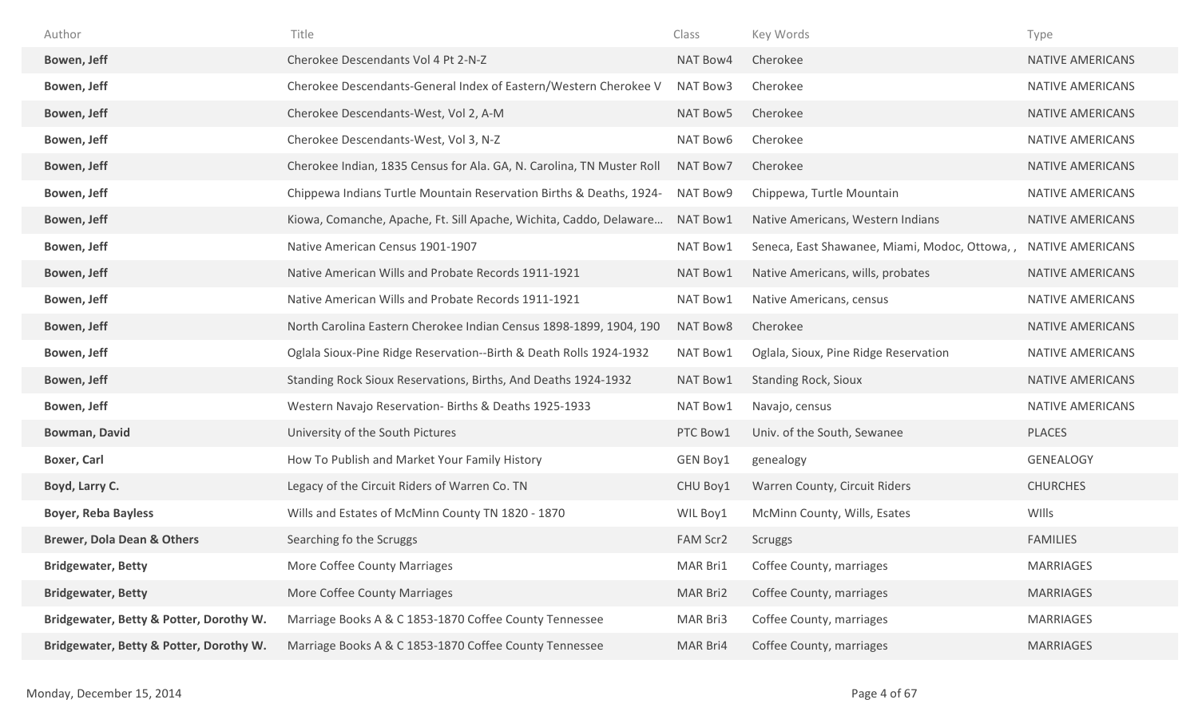| Author | Title | Class | Key Words | Type |
|---|---|---|---|---|
| **Bowen, Jeff** | Cherokee Descendants Vol 4 Pt 2-N-Z | NAT Bow4 | Cherokee | NATIVE AMERICANS |
| **Bowen, Jeff** | Cherokee Descendants-General Index of Eastern/Western Cherokee V | NAT Bow3 | Cherokee | NATIVE AMERICANS |
| **Bowen, Jeff** | Cherokee Descendants-West, Vol 2, A-M | NAT Bow5 | Cherokee | NATIVE AMERICANS |
| **Bowen, Jeff** | Cherokee Descendants-West, Vol 3, N-Z | NAT Bow6 | Cherokee | NATIVE AMERICANS |
| **Bowen, Jeff** | Cherokee Indian, 1835 Census for Ala. GA, N. Carolina, TN Muster Roll | NAT Bow7 | Cherokee | NATIVE AMERICANS |
| **Bowen, Jeff** | Chippewa Indians Turtle Mountain Reservation Births & Deaths, 1924- | NAT Bow9 | Chippewa, Turtle Mountain | NATIVE AMERICANS |
| **Bowen, Jeff** | Kiowa, Comanche, Apache, Ft. Sill Apache, Wichita, Caddo, Delaware... | NAT Bow1 | Native Americans, Western Indians | NATIVE AMERICANS |
| **Bowen, Jeff** | Native American Census 1901-1907 | NAT Bow1 | Seneca, East Shawanee, Miami, Modoc, Ottowa, , | NATIVE AMERICANS |
| **Bowen, Jeff** | Native American Wills and Probate Records 1911-1921 | NAT Bow1 | Native Americans, wills, probates | NATIVE AMERICANS |
| **Bowen, Jeff** | Native American Wills and Probate Records 1911-1921 | NAT Bow1 | Native Americans, census | NATIVE AMERICANS |
| **Bowen, Jeff** | North Carolina Eastern Cherokee Indian Census 1898-1899, 1904, 190 | NAT Bow8 | Cherokee | NATIVE AMERICANS |
| **Bowen, Jeff** | Oglala Sioux-Pine Ridge Reservation--Birth & Death Rolls 1924-1932 | NAT Bow1 | Oglala, Sioux, Pine Ridge Reservation | NATIVE AMERICANS |
| **Bowen, Jeff** | Standing Rock Sioux Reservations, Births, And Deaths 1924-1932 | NAT Bow1 | Standing Rock, Sioux | NATIVE AMERICANS |
| **Bowen, Jeff** | Western Navajo Reservation- Births & Deaths 1925-1933 | NAT Bow1 | Navajo, census | NATIVE AMERICANS |
| **Bowman, David** | University of the South Pictures | PTC Bow1 | Univ. of the South, Sewanee | PLACES |
| **Boxer, Carl** | How To Publish and Market Your Family History | GEN Boy1 | genealogy | GENEALOGY |
| **Boyd, Larry C.** | Legacy of the Circuit Riders of Warren Co. TN | CHU Boy1 | Warren County, Circuit Riders | CHURCHES |
| **Boyer, Reba Bayless** | Wills and Estates of McMinn County TN 1820 - 1870 | WIL Boy1 | McMinn County, Wills, Esates | WIlls |
| **Brewer, Dola Dean & Others** | Searching fo the Scruggs | FAM Scr2 | Scruggs | FAMILIES |
| **Bridgewater, Betty** | More Coffee County Marriages | MAR Bri1 | Coffee County, marriages | MARRIAGES |
| **Bridgewater, Betty** | More Coffee County Marriages | MAR Bri2 | Coffee County, marriages | MARRIAGES |
| **Bridgewater, Betty & Potter, Dorothy W.** | Marriage Books A & C 1853-1870 Coffee County Tennessee | MAR Bri3 | Coffee County, marriages | MARRIAGES |
| **Bridgewater, Betty & Potter, Dorothy W.** | Marriage Books A & C 1853-1870 Coffee County Tennessee | MAR Bri4 | Coffee County, marriages | MARRIAGES |

Monday, December 15, 2014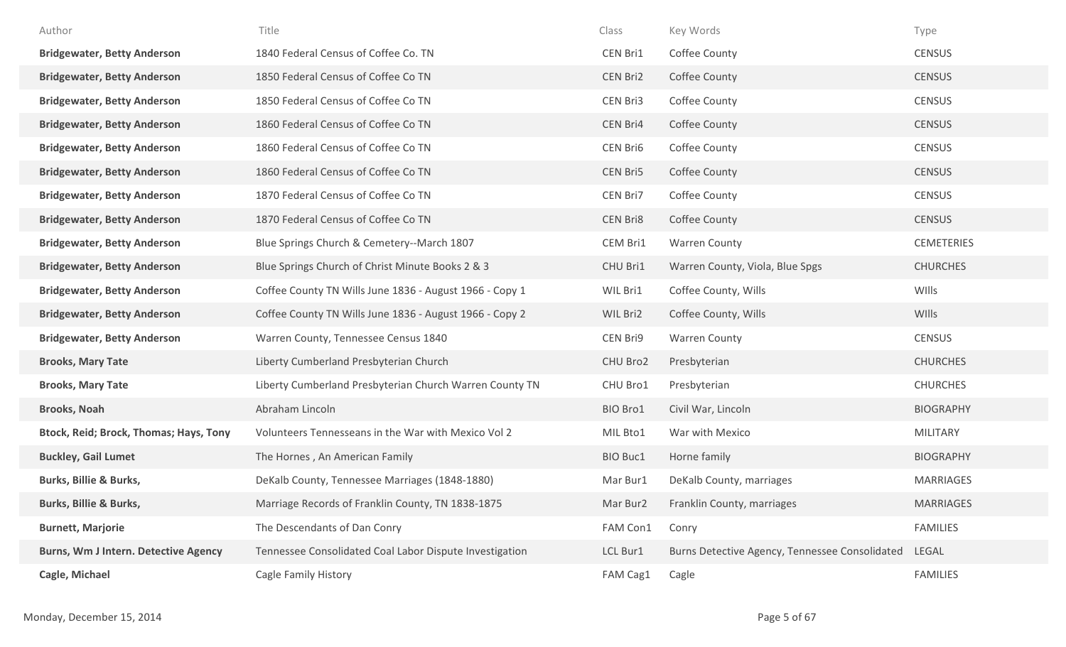| Author | Title | Class | Key Words | Type |
|---|---|---|---|---|
| **Bridgewater, Betty Anderson** | 1840 Federal Census of Coffee Co. TN | CEN Bri1 | Coffee County | CENSUS |
| **Bridgewater, Betty Anderson** | 1850 Federal Census of Coffee Co TN | CEN Bri2 | Coffee County | CENSUS |
| **Bridgewater, Betty Anderson** | 1850 Federal Census of Coffee Co TN | CEN Bri3 | Coffee County | CENSUS |
| **Bridgewater, Betty Anderson** | 1860 Federal Census of Coffee Co TN | CEN Bri4 | Coffee County | CENSUS |
| **Bridgewater, Betty Anderson** | 1860 Federal Census of Coffee Co TN | CEN Bri6 | Coffee County | CENSUS |
| **Bridgewater, Betty Anderson** | 1860 Federal Census of Coffee Co TN | CEN Bri5 | Coffee County | CENSUS |
| **Bridgewater, Betty Anderson** | 1870 Federal Census of Coffee Co TN | CEN Bri7 | Coffee County | CENSUS |
| **Bridgewater, Betty Anderson** | 1870 Federal Census of Coffee Co TN | CEN Bri8 | Coffee County | CENSUS |
| **Bridgewater, Betty Anderson** | Blue Springs Church & Cemetery--March 1807 | CEM Bri1 | Warren County | CEMETERIES |
| **Bridgewater, Betty Anderson** | Blue Springs Church of Christ Minute Books 2 & 3 | CHU Bri1 | Warren County, Viola, Blue Spgs | CHURCHES |
| **Bridgewater, Betty Anderson** | Coffee County TN Wills June 1836 - August 1966 - Copy 1 | WIL Bri1 | Coffee County, Wills | WIlls |
| **Bridgewater, Betty Anderson** | Coffee County TN Wills June 1836 - August 1966 - Copy 2 | WIL Bri2 | Coffee County, Wills | WIlls |
| **Bridgewater, Betty Anderson** | Warren County, Tennessee Census 1840 | CEN Bri9 | Warren County | CENSUS |
| **Brooks, Mary Tate** | Liberty Cumberland Presbyterian Church | CHU Bro2 | Presbyterian | CHURCHES |
| **Brooks, Mary Tate** | Liberty Cumberland Presbyterian Church Warren County TN | CHU Bro1 | Presbyterian | CHURCHES |
| **Brooks, Noah** | Abraham Lincoln | BIO Bro1 | Civil War, Lincoln | BIOGRAPHY |
| **Btock, Reid; Brock, Thomas; Hays, Tony** | Volunteers Tennesseans in the War with Mexico Vol 2 | MIL Bto1 | War with Mexico | MILITARY |
| **Buckley, Gail Lumet** | The Hornes , An American Family | BIO Buc1 | Horne family | BIOGRAPHY |
| **Burks, Billie & Burks,** | DeKalb County, Tennessee Marriages (1848-1880) | Mar Bur1 | DeKalb County, marriages | MARRIAGES |
| **Burks, Billie & Burks,** | Marriage Records of Franklin County, TN 1838-1875 | Mar Bur2 | Franklin County, marriages | MARRIAGES |
| **Burnett, Marjorie** | The Descendants of Dan Conry | FAM Con1 | Conry | FAMILIES |
| **Burns, Wm J Intern. Detective Agency** | Tennessee Consolidated Coal Labor Dispute Investigation | LCL Bur1 | Burns Detective Agency, Tennessee Consolidated | LEGAL |
| **Cagle, Michael** | Cagle Family History | FAM Cag1 | Cagle | FAMILIES |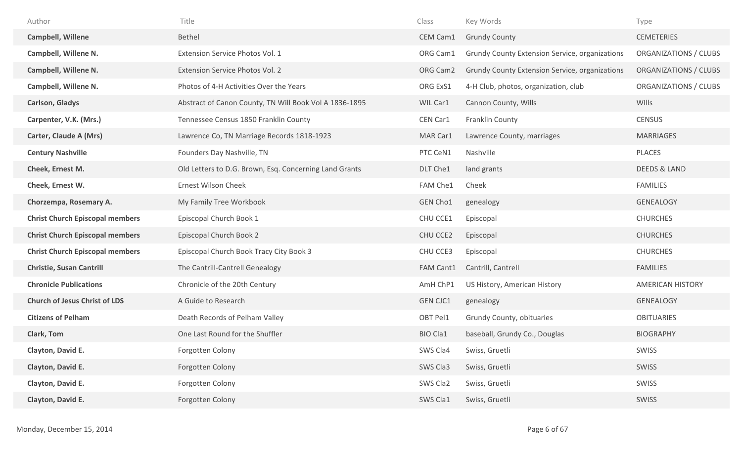| Author | Title | Class | Key Words | Type |
|---|---|---|---|---|
| **Campbell, Willene** | Bethel | CEM Cam1 | Grundy County | CEMETERIES |
| **Campbell, Willene N.** | Extension Service Photos Vol. 1 | ORG Cam1 | Grundy County Extension Service, organizations | ORGANIZATIONS / CLUBS |
| **Campbell, Willene N.** | Extension Service Photos Vol. 2 | ORG Cam2 | Grundy County Extension Service, organizations | ORGANIZATIONS / CLUBS |
| **Campbell, Willene N.** | Photos of 4-H Activities Over the Years | ORG ExS1 | 4-H Club, photos, organization, club | ORGANIZATIONS / CLUBS |
| **Carlson, Gladys** | Abstract of Canon County, TN Will Book Vol A 1836-1895 | WIL Car1 | Cannon County, Wills | WIlls |
| **Carpenter, V.K. (Mrs.)** | Tennessee Census 1850 Franklin County | CEN Car1 | Franklin County | CENSUS |
| **Carter, Claude A (Mrs)** | Lawrence Co, TN Marriage Records 1818-1923 | MAR Car1 | Lawrence County, marriages | MARRIAGES |
| **Century Nashville** | Founders Day Nashville, TN | PTC CeN1 | Nashville | PLACES |
| **Cheek, Ernest M.** | Old Letters to D.G. Brown, Esq. Concerning Land Grants | DLT Che1 | land grants | DEEDS & LAND |
| **Cheek, Ernest W.** | Ernest Wilson Cheek | FAM Che1 | Cheek | FAMILIES |
| **Chorzempa, Rosemary A.** | My Family Tree Workbook | GEN Cho1 | genealogy | GENEALOGY |
| **Christ Church Episcopal members** | Episcopal Church Book 1 | CHU CCE1 | Episcopal | CHURCHES |
| **Christ Church Episcopal members** | Episcopal Church Book 2 | CHU CCE2 | Episcopal | CHURCHES |
| **Christ Church Episcopal members** | Episcopal Church Book Tracy City Book 3 | CHU CCE3 | Episcopal | CHURCHES |
| **Christie, Susan Cantrill** | The Cantrill-Cantrell Genealogy | FAM Cant1 | Cantrill, Cantrell | FAMILIES |
| **Chronicle Publications** | Chronicle of the 20th Century | AmH ChP1 | US History, American History | AMERICAN HISTORY |
| **Church of Jesus Christ of LDS** | A Guide to Research | GEN CJC1 | genealogy | GENEALOGY |
| **Citizens of Pelham** | Death Records of Pelham Valley | OBT Pel1 | Grundy County, obituaries | OBITUARIES |
| **Clark, Tom** | One Last Round for the Shuffler | BIO Cla1 | baseball, Grundy Co., Douglas | BIOGRAPHY |
| **Clayton, David E.** | Forgotten Colony | SWS Cla4 | Swiss, Gruetli | SWISS |
| **Clayton, David E.** | Forgotten Colony | SWS Cla3 | Swiss, Gruetli | SWISS |
| **Clayton, David E.** | Forgotten Colony | SWS Cla2 | Swiss, Gruetli | SWISS |
| **Clayton, David E.** | Forgotten Colony | SWS Cla1 | Swiss, Gruetli | SWISS |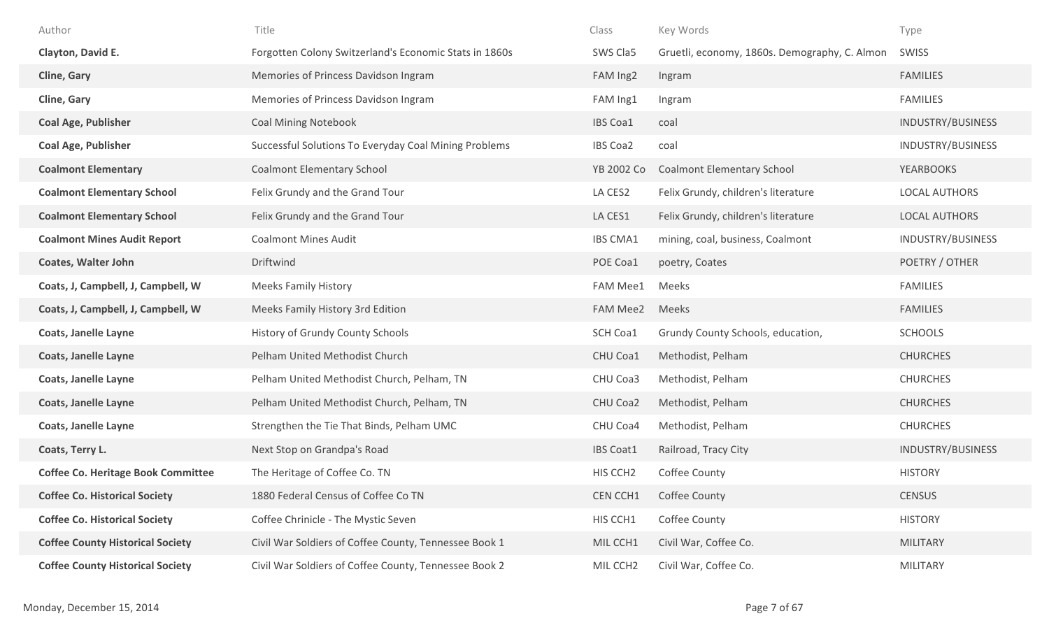| Author | Title | Class | Key Words | Type |
|---|---|---|---|---|
| **Clayton, David E.** | Forgotten Colony Switzerland's Economic Stats in 1860s | SWS Cla5 | Gruetli, economy, 1860s. Demography, C. Almon | SWISS |
| **Cline, Gary** | Memories of Princess Davidson Ingram | FAM Ing2 | Ingram | FAMILIES |
| **Cline, Gary** | Memories of Princess Davidson Ingram | FAM Ing1 | Ingram | FAMILIES |
| **Coal Age, Publisher** | Coal Mining Notebook | IBS Coa1 | coal | INDUSTRY/BUSINESS |
| **Coal Age, Publisher** | Successful Solutions To Everyday Coal Mining Problems | IBS Coa2 | coal | INDUSTRY/BUSINESS |
| **Coalmont Elementary** | Coalmont Elementary School | YB 2002 Co | Coalmont Elementary School | YEARBOOKS |
| **Coalmont Elementary School** | Felix Grundy and the Grand Tour | LA CES2 | Felix Grundy, children's literature | LOCAL AUTHORS |
| **Coalmont Elementary School** | Felix Grundy and the Grand Tour | LA CES1 | Felix Grundy, children's literature | LOCAL AUTHORS |
| **Coalmont Mines Audit Report** | Coalmont Mines Audit | IBS CMA1 | mining, coal, business, Coalmont | INDUSTRY/BUSINESS |
| **Coates, Walter John** | Driftwind | POE Coa1 | poetry, Coates | POETRY / OTHER |
| **Coats, J, Campbell, J, Campbell, W** | Meeks Family History | FAM Mee1 | Meeks | FAMILIES |
| **Coats, J, Campbell, J, Campbell, W** | Meeks Family History 3rd Edition | FAM Mee2 | Meeks | FAMILIES |
| **Coats, Janelle Layne** | History of Grundy County Schools | SCH Coa1 | Grundy County Schools, education, | SCHOOLS |
| **Coats, Janelle Layne** | Pelham United Methodist Church | CHU Coa1 | Methodist, Pelham | CHURCHES |
| **Coats, Janelle Layne** | Pelham United Methodist Church, Pelham, TN | CHU Coa3 | Methodist, Pelham | CHURCHES |
| **Coats, Janelle Layne** | Pelham United Methodist Church, Pelham, TN | CHU Coa2 | Methodist, Pelham | CHURCHES |
| **Coats, Janelle Layne** | Strengthen the Tie That Binds, Pelham UMC | CHU Coa4 | Methodist, Pelham | CHURCHES |
| **Coats, Terry L.** | Next Stop on Grandpa's Road | IBS Coat1 | Railroad, Tracy City | INDUSTRY/BUSINESS |
| **Coffee Co. Heritage Book Committee** | The Heritage of Coffee Co. TN | HIS CCH2 | Coffee County | HISTORY |
| **Coffee Co. Historical Society** | 1880 Federal Census of Coffee Co TN | CEN CCH1 | Coffee County | CENSUS |
| **Coffee Co. Historical Society** | Coffee Chrinicle - The Mystic Seven | HIS CCH1 | Coffee County | HISTORY |
| **Coffee County Historical Society** | Civil War Soldiers of Coffee County, Tennessee Book 1 | MIL CCH1 | Civil War, Coffee Co. | MILITARY |
| **Coffee County Historical Society** | Civil War Soldiers of Coffee County, Tennessee Book 2 | MIL CCH2 | Civil War, Coffee Co. | MILITARY |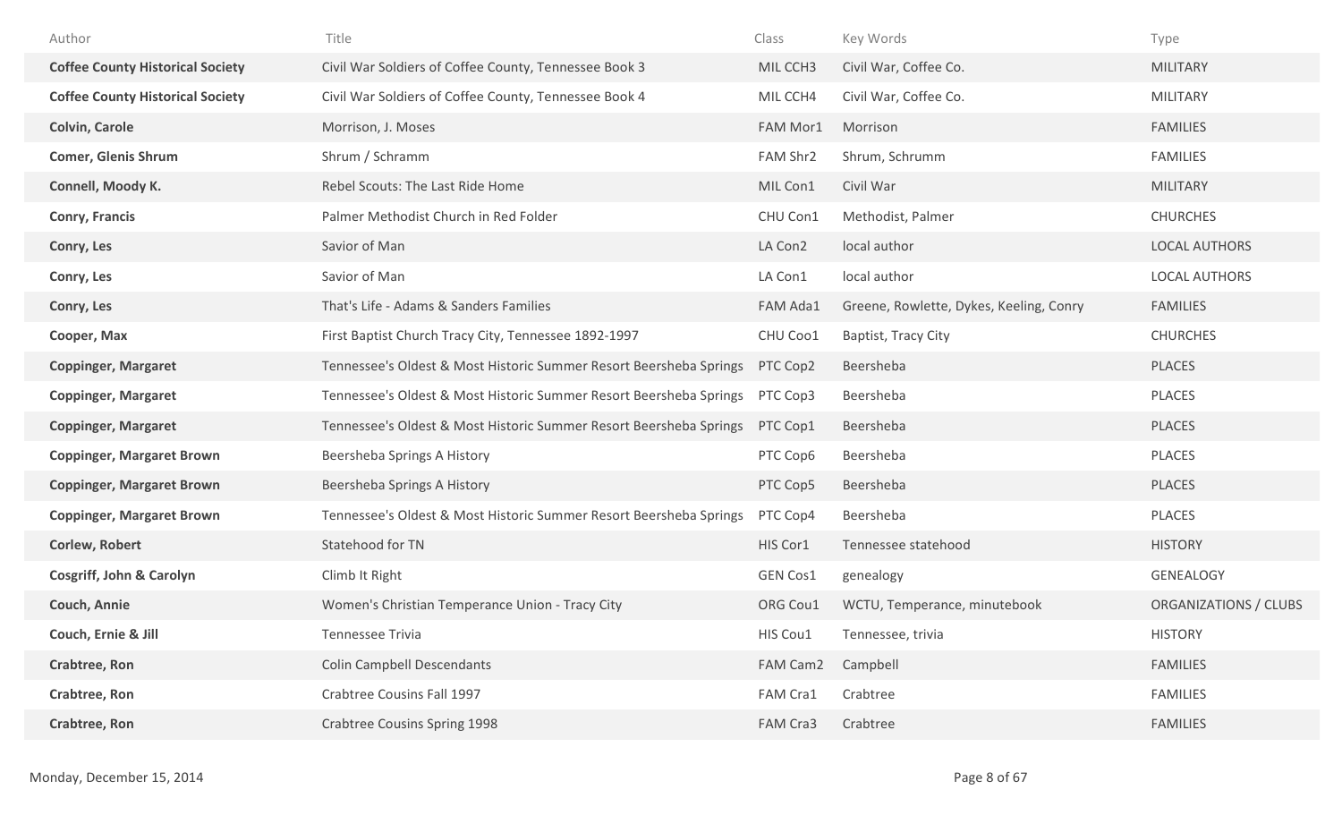| Author | Title | Class | Key Words | Type |
|---|---|---|---|---|
| **Coffee County Historical Society** | Civil War Soldiers of Coffee County, Tennessee Book 3 | MIL CCH3 | Civil War, Coffee Co. | MILITARY |
| **Coffee County Historical Society** | Civil War Soldiers of Coffee County, Tennessee Book 4 | MIL CCH4 | Civil War, Coffee Co. | MILITARY |
| **Colvin, Carole** | Morrison, J. Moses | FAM Mor1 | Morrison | FAMILIES |
| **Comer, Glenis Shrum** | Shrum / Schramm | FAM Shr2 | Shrum, Schrumm | FAMILIES |
| **Connell, Moody K.** | Rebel Scouts: The Last Ride Home | MIL Con1 | Civil War | MILITARY |
| **Conry, Francis** | Palmer Methodist Church in Red Folder | CHU Con1 | Methodist, Palmer | CHURCHES |
| **Conry, Les** | Savior of Man | LA Con2 | local author | LOCAL AUTHORS |
| **Conry, Les** | Savior of Man | LA Con1 | local author | LOCAL AUTHORS |
| **Conry, Les** | That's Life - Adams & Sanders Families | FAM Ada1 | Greene, Rowlette, Dykes, Keeling, Conry | FAMILIES |
| **Cooper, Max** | First Baptist Church Tracy City, Tennessee 1892-1997 | CHU Coo1 | Baptist, Tracy City | CHURCHES |
| **Coppinger, Margaret** | Tennessee's Oldest & Most Historic Summer Resort Beersheba Springs | PTC Cop2 | Beersheba | PLACES |
| **Coppinger, Margaret** | Tennessee's Oldest & Most Historic Summer Resort Beersheba Springs | PTC Cop3 | Beersheba | PLACES |
| **Coppinger, Margaret** | Tennessee's Oldest & Most Historic Summer Resort Beersheba Springs | PTC Cop1 | Beersheba | PLACES |
| **Coppinger, Margaret Brown** | Beersheba Springs A History | PTC Cop6 | Beersheba | PLACES |
| **Coppinger, Margaret Brown** | Beersheba Springs A History | PTC Cop5 | Beersheba | PLACES |
| **Coppinger, Margaret Brown** | Tennessee's Oldest & Most Historic Summer Resort Beersheba Springs | PTC Cop4 | Beersheba | PLACES |
| **Corlew, Robert** | Statehood for TN | HIS Cor1 | Tennessee statehood | HISTORY |
| **Cosgriff, John & Carolyn** | Climb It Right | GEN Cos1 | genealogy | GENEALOGY |
| **Couch, Annie** | Women's Christian Temperance Union - Tracy City | ORG Cou1 | WCTU, Temperance, minutebook | ORGANIZATIONS / CLUBS |
| **Couch, Ernie & Jill** | Tennessee Trivia | HIS Cou1 | Tennessee, trivia | HISTORY |
| **Crabtree, Ron** | Colin Campbell Descendants | FAM Cam2 | Campbell | FAMILIES |
| **Crabtree, Ron** | Crabtree Cousins Fall 1997 | FAM Cra1 | Crabtree | FAMILIES |
| **Crabtree, Ron** | Crabtree Cousins Spring 1998 | FAM Cra3 | Crabtree | FAMILIES |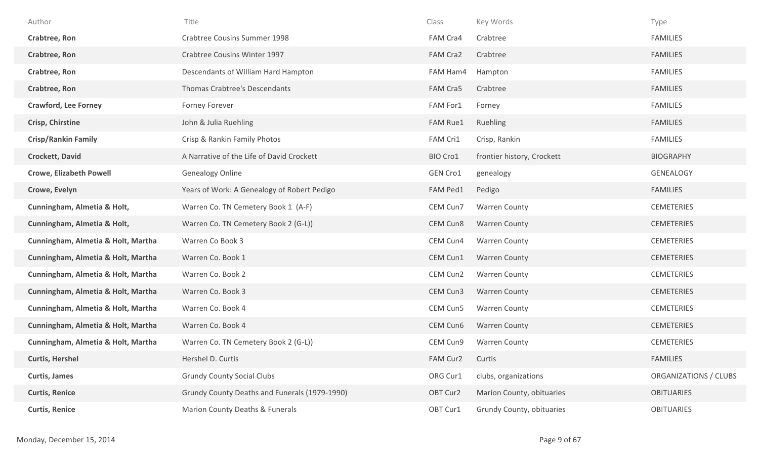| Author | Title | Class | Key Words | Type |
|---|---|---|---|---|
| **Crabtree, Ron** | Crabtree Cousins Summer 1998 | FAM Cra4 | Crabtree | FAMILIES |
| **Crabtree, Ron** | Crabtree Cousins Winter 1997 | FAM Cra2 | Crabtree | FAMILIES |
| **Crabtree, Ron** | Descendants of William Hard Hampton | FAM Ham4 | Hampton | FAMILIES |
| **Crabtree, Ron** | Thomas Crabtree's Descendants | FAM Cra5 | Crabtree | FAMILIES |
| **Crawford, Lee Forney** | Forney Forever | FAM For1 | Forney | FAMILIES |
| **Crisp, Chirstine** | John & Julia Ruehling | FAM Rue1 | Ruehling | FAMILIES |
| **Crisp/Rankin Family** | Crisp & Rankin Family Photos | FAM Cri1 | Crisp, Rankin | FAMILIES |
| **Crockett, David** | A Narrative of the Life of David Crockett | BIO Cro1 | frontier history, Crockett | BIOGRAPHY |
| **Crowe, Elizabeth Powell** | Genealogy Online | GEN Cro1 | genealogy | GENEALOGY |
| **Crowe, Evelyn** | Years of Work: A Genealogy of Robert Pedigo | FAM Ped1 | Pedigo | FAMILIES |
| **Cunningham, Almetia & Holt,** | Warren Co. TN Cemetery Book 1 (A-F) | CEM Cun7 | Warren County | CEMETERIES |
| **Cunningham, Almetia & Holt,** | Warren Co. TN Cemetery Book 2 (G-L)) | CEM Cun8 | Warren County | CEMETERIES |
| **Cunningham, Almetia & Holt, Martha** | Warren Co Book 3 | CEM Cun4 | Warren County | CEMETERIES |
| **Cunningham, Almetia & Holt, Martha** | Warren Co. Book 1 | CEM Cun1 | Warren County | CEMETERIES |
| **Cunningham, Almetia & Holt, Martha** | Warren Co. Book 2 | CEM Cun2 | Warren County | CEMETERIES |
| **Cunningham, Almetia & Holt, Martha** | Warren Co. Book 3 | CEM Cun3 | Warren County | CEMETERIES |
| **Cunningham, Almetia & Holt, Martha** | Warren Co. Book 4 | CEM Cun5 | Warren County | CEMETERIES |
| **Cunningham, Almetia & Holt, Martha** | Warren Co. Book 4 | CEM Cun6 | Warren County | CEMETERIES |
| **Cunningham, Almetia & Holt, Martha** | Warren Co. TN Cemetery Book 2 (G-L)) | CEM Cun9 | Warren County | CEMETERIES |
| **Curtis, Hershel** | Hershel D. Curtis | FAM Cur2 | Curtis | FAMILIES |
| **Curtis, James** | Grundy County Social Clubs | ORG Cur1 | clubs, organizations | ORGANIZATIONS / CLUBS |
| **Curtis, Renice** | Grundy County Deaths and Funerals (1979-1990) | OBT Cur2 | Marion County, obituaries | OBITUARIES |
| **Curtis, Renice** | Marion County Deaths & Funerals | OBT Cur1 | Grundy County, obituaries | OBITUARIES |

Monday, December 15, 2014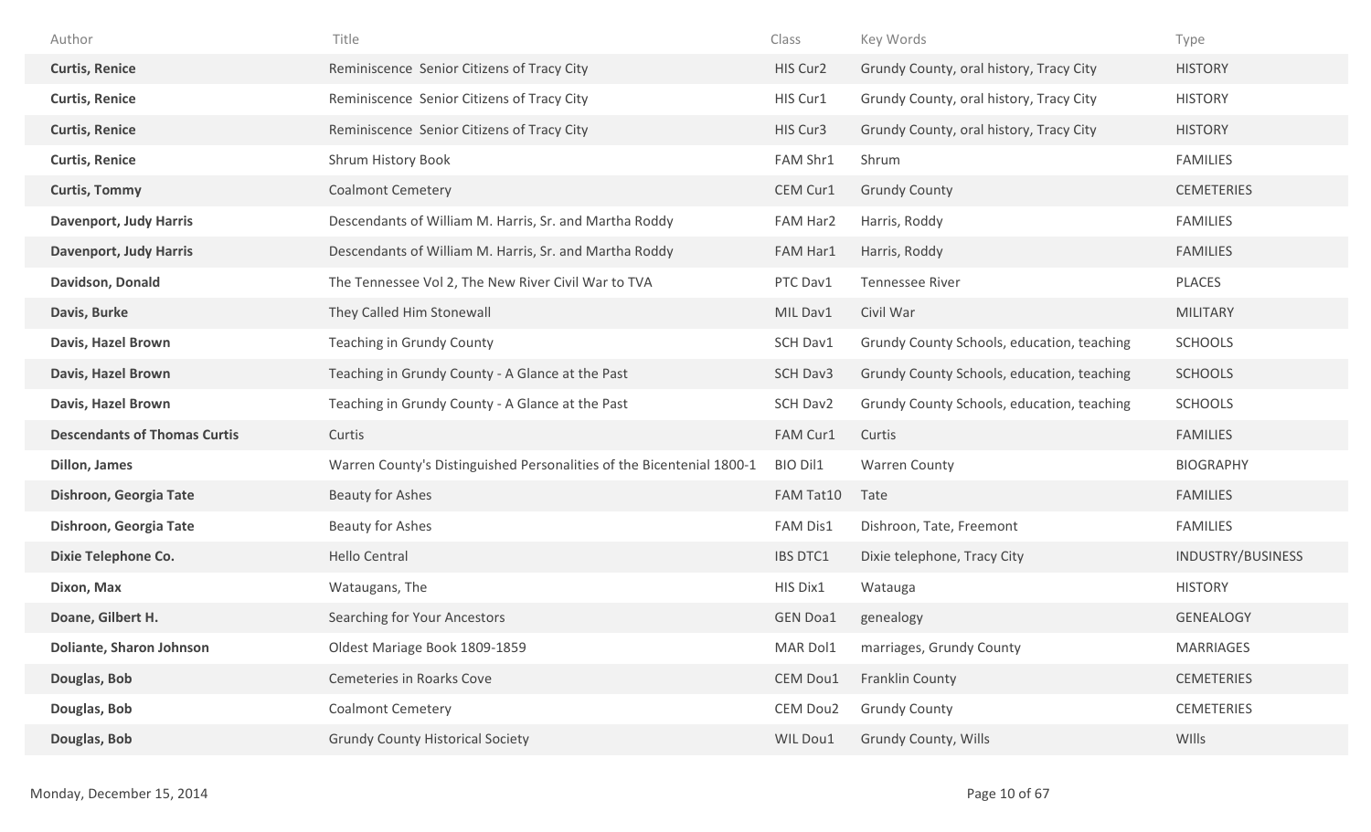| Author | Title | Class | Key Words | Type |
|---|---|---|---|---|
| **Curtis, Renice** | Reminiscence Senior Citizens of Tracy City | HIS Cur2 | Grundy County, oral history, Tracy City | HISTORY |
| **Curtis, Renice** | Reminiscence Senior Citizens of Tracy City | HIS Cur1 | Grundy County, oral history, Tracy City | HISTORY |
| **Curtis, Renice** | Reminiscence Senior Citizens of Tracy City | HIS Cur3 | Grundy County, oral history, Tracy City | HISTORY |
| **Curtis, Renice** | Shrum History Book | FAM Shr1 | Shrum | FAMILIES |
| **Curtis, Tommy** | Coalmont Cemetery | CEM Cur1 | Grundy County | CEMETERIES |
| **Davenport, Judy Harris** | Descendants of William M. Harris, Sr. and Martha Roddy | FAM Har2 | Harris, Roddy | FAMILIES |
| **Davenport, Judy Harris** | Descendants of William M. Harris, Sr. and Martha Roddy | FAM Har1 | Harris, Roddy | FAMILIES |
| **Davidson, Donald** | The Tennessee Vol 2, The New River Civil War to TVA | PTC Dav1 | Tennessee River | PLACES |
| **Davis, Burke** | They Called Him Stonewall | MIL Dav1 | Civil War | MILITARY |
| **Davis, Hazel Brown** | Teaching in Grundy County | SCH Dav1 | Grundy County Schools, education, teaching | SCHOOLS |
| **Davis, Hazel Brown** | Teaching in Grundy County - A Glance at the Past | SCH Dav3 | Grundy County Schools, education, teaching | SCHOOLS |
| **Davis, Hazel Brown** | Teaching in Grundy County - A Glance at the Past | SCH Dav2 | Grundy County Schools, education, teaching | SCHOOLS |
| **Descendants of Thomas Curtis** | Curtis | FAM Cur1 | Curtis | FAMILIES |
| **Dillon, James** | Warren County's Distinguished Personalities of the Bicentenial 1800-1 | BIO Dil1 | Warren County | BIOGRAPHY |
| **Dishroon, Georgia Tate** | Beauty for Ashes | FAM Tat10 | Tate | FAMILIES |
| **Dishroon, Georgia Tate** | Beauty for Ashes | FAM Dis1 | Dishroon, Tate, Freemont | FAMILIES |
| **Dixie Telephone Co.** | Hello Central | IBS DTC1 | Dixie telephone, Tracy City | INDUSTRY/BUSINESS |
| **Dixon, Max** | Wataugans, The | HIS Dix1 | Watauga | HISTORY |
| **Doane, Gilbert H.** | Searching for Your Ancestors | GEN Doa1 | genealogy | GENEALOGY |
| **Doliante, Sharon Johnson** | Oldest Mariage Book 1809-1859 | MAR Dol1 | marriages, Grundy County | MARRIAGES |
| **Douglas, Bob** | Cemeteries in Roarks Cove | CEM Dou1 | Franklin County | CEMETERIES |
| **Douglas, Bob** | Coalmont Cemetery | CEM Dou2 | Grundy County | CEMETERIES |
| **Douglas, Bob** | Grundy County Historical Society | WIL Dou1 | Grundy County, Wills | WIlls |

Monday, December 15, 2014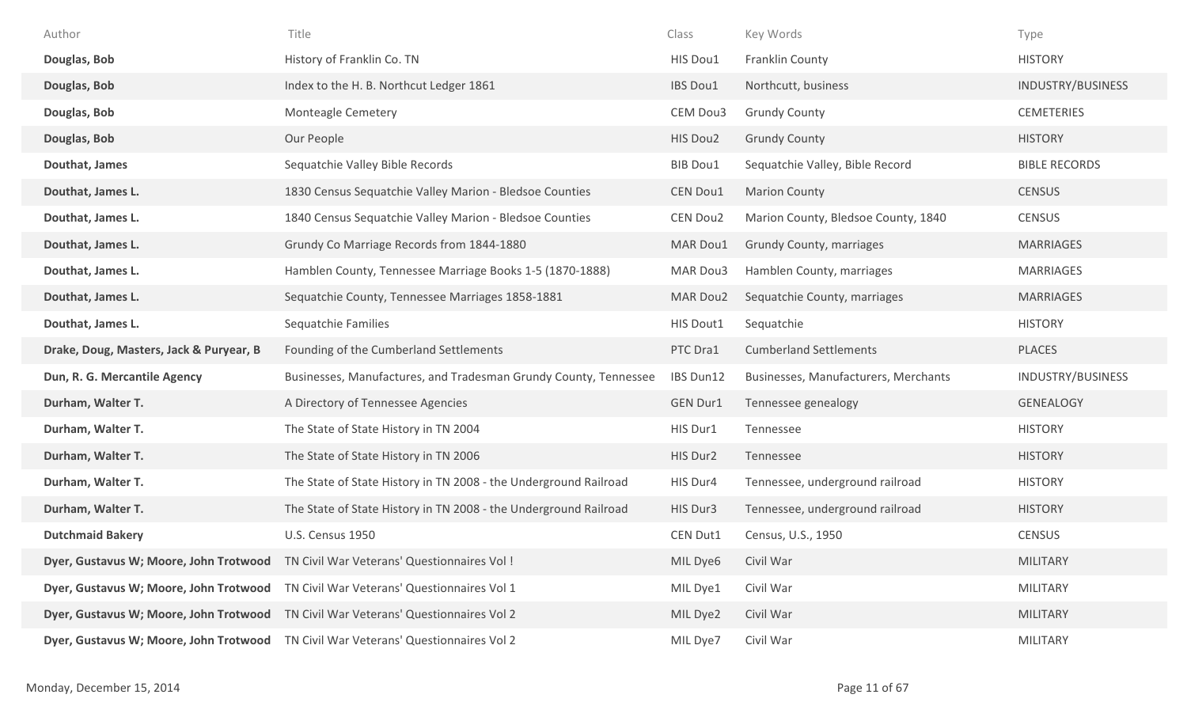| Author | Title | Class | Key Words | Type |
|---|---|---|---|---|
| **Douglas, Bob** | History of Franklin Co. TN | HIS Dou1 | Franklin County | HISTORY |
| **Douglas, Bob** | Index to the H. B. Northcut Ledger 1861 | IBS Dou1 | Northcutt, business | INDUSTRY/BUSINESS |
| **Douglas, Bob** | Monteagle Cemetery | CEM Dou3 | Grundy County | CEMETERIES |
| **Douglas, Bob** | Our People | HIS Dou2 | Grundy County | HISTORY |
| **Douthat, James** | Sequatchie Valley Bible Records | BIB Dou1 | Sequatchie Valley, Bible Record | BIBLE RECORDS |
| **Douthat, James L.** | 1830 Census Sequatchie Valley Marion - Bledsoe Counties | CEN Dou1 | Marion County | CENSUS |
| **Douthat, James L.** | 1840 Census Sequatchie Valley Marion - Bledsoe Counties | CEN Dou2 | Marion County, Bledsoe County, 1840 | CENSUS |
| **Douthat, James L.** | Grundy Co Marriage Records from 1844-1880 | MAR Dou1 | Grundy County, marriages | MARRIAGES |
| **Douthat, James L.** | Hamblen County, Tennessee Marriage Books 1-5 (1870-1888) | MAR Dou3 | Hamblen County, marriages | MARRIAGES |
| **Douthat, James L.** | Sequatchie County, Tennessee Marriages 1858-1881 | MAR Dou2 | Sequatchie County, marriages | MARRIAGES |
| **Douthat, James L.** | Sequatchie Families | HIS Dout1 | Sequatchie | HISTORY |
| **Drake, Doug, Masters, Jack & Puryear, B** | Founding of the Cumberland Settlements | PTC Dra1 | Cumberland Settlements | PLACES |
| **Dun, R. G. Mercantile Agency** | Businesses, Manufactures, and Tradesman Grundy County, Tennessee | IBS Dun12 | Businesses, Manufacturers, Merchants | INDUSTRY/BUSINESS |
| **Durham, Walter T.** | A Directory of Tennessee Agencies | GEN Dur1 | Tennessee genealogy | GENEALOGY |
| **Durham, Walter T.** | The State of State History in TN 2004 | HIS Dur1 | Tennessee | HISTORY |
| **Durham, Walter T.** | The State of State History in TN 2006 | HIS Dur2 | Tennessee | HISTORY |
| **Durham, Walter T.** | The State of State History in TN 2008 - the Underground Railroad | HIS Dur4 | Tennessee, underground railroad | HISTORY |
| **Durham, Walter T.** | The State of State History in TN 2008 - the Underground Railroad | HIS Dur3 | Tennessee, underground railroad | HISTORY |
| **Dutchmaid Bakery** | U.S. Census 1950 | CEN Dut1 | Census, U.S., 1950 | CENSUS |
| **Dyer, Gustavus W; Moore, John Trotwood** | TN Civil War Veterans' Questionnaires Vol ! | MIL Dye6 | Civil War | MILITARY |
| **Dyer, Gustavus W; Moore, John Trotwood** | TN Civil War Veterans' Questionnaires Vol 1 | MIL Dye1 | Civil War | MILITARY |
| **Dyer, Gustavus W; Moore, John Trotwood** | TN Civil War Veterans' Questionnaires Vol 2 | MIL Dye2 | Civil War | MILITARY |
| **Dyer, Gustavus W; Moore, John Trotwood** | TN Civil War Veterans' Questionnaires Vol 2 | MIL Dye7 | Civil War | MILITARY |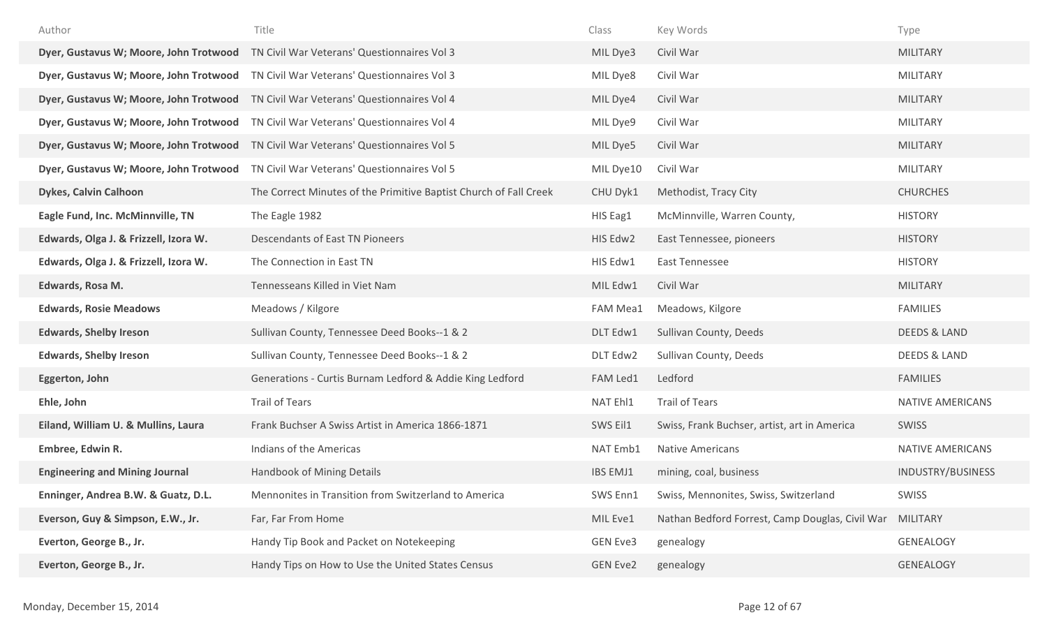| Author | Title | Class | Key Words | Type |
|---|---|---|---|---|
| **Dyer, Gustavus W; Moore, John Trotwood** | TN Civil War Veterans' Questionnaires Vol 3 | MIL Dye3 | Civil War | MILITARY |
| **Dyer, Gustavus W; Moore, John Trotwood** | TN Civil War Veterans' Questionnaires Vol 3 | MIL Dye8 | Civil War | MILITARY |
| **Dyer, Gustavus W; Moore, John Trotwood** | TN Civil War Veterans' Questionnaires Vol 4 | MIL Dye4 | Civil War | MILITARY |
| **Dyer, Gustavus W; Moore, John Trotwood** | TN Civil War Veterans' Questionnaires Vol 4 | MIL Dye9 | Civil War | MILITARY |
| **Dyer, Gustavus W; Moore, John Trotwood** | TN Civil War Veterans' Questionnaires Vol 5 | MIL Dye5 | Civil War | MILITARY |
| **Dyer, Gustavus W; Moore, John Trotwood** | TN Civil War Veterans' Questionnaires Vol 5 | MIL Dye10 | Civil War | MILITARY |
| **Dykes, Calvin Calhoon** | The Correct Minutes of the Primitive Baptist Church of Fall Creek | CHU Dyk1 | Methodist, Tracy City | CHURCHES |
| **Eagle Fund, Inc. McMinnville, TN** | The Eagle 1982 | HIS Eag1 | McMinnville, Warren County, | HISTORY |
| **Edwards, Olga J. & Frizzell, Izora W.** | Descendants of East TN Pioneers | HIS Edw2 | East Tennessee, pioneers | HISTORY |
| **Edwards, Olga J. & Frizzell, Izora W.** | The Connection in East TN | HIS Edw1 | East Tennessee | HISTORY |
| **Edwards, Rosa M.** | Tennesseans Killed in Viet Nam | MIL Edw1 | Civil War | MILITARY |
| **Edwards, Rosie Meadows** | Meadows / Kilgore | FAM Mea1 | Meadows, Kilgore | FAMILIES |
| **Edwards, Shelby Ireson** | Sullivan County, Tennessee Deed Books--1 & 2 | DLT Edw1 | Sullivan County, Deeds | DEEDS & LAND |
| **Edwards, Shelby Ireson** | Sullivan County, Tennessee Deed Books--1 & 2 | DLT Edw2 | Sullivan County, Deeds | DEEDS & LAND |
| **Eggerton, John** | Generations - Curtis Burnam Ledford & Addie King Ledford | FAM Led1 | Ledford | FAMILIES |
| **Ehle, John** | Trail of Tears | NAT Ehl1 | Trail of Tears | NATIVE AMERICANS |
| **Eiland, William U. & Mullins, Laura** | Frank Buchser A Swiss Artist in America 1866-1871 | SWS Eil1 | Swiss, Frank Buchser, artist, art in America | SWISS |
| **Embree, Edwin R.** | Indians of the Americas | NAT Emb1 | Native Americans | NATIVE AMERICANS |
| **Engineering and Mining Journal** | Handbook of Mining Details | IBS EMJ1 | mining, coal, business | INDUSTRY/BUSINESS |
| **Enninger, Andrea B.W. & Guatz, D.L.** | Mennonites in Transition from Switzerland to America | SWS Enn1 | Swiss, Mennonites, Swiss, Switzerland | SWISS |
| **Everson, Guy & Simpson, E.W., Jr.** | Far, Far From Home | MIL Eve1 | Nathan Bedford Forrest, Camp Douglas, Civil War | MILITARY |
| **Everton, George B., Jr.** | Handy Tip Book and Packet on Notekeeping | GEN Eve3 | genealogy | GENEALOGY |
| **Everton, George B., Jr.** | Handy Tips on How to Use the United States Census | GEN Eve2 | genealogy | GENEALOGY |

Monday, December 15, 2014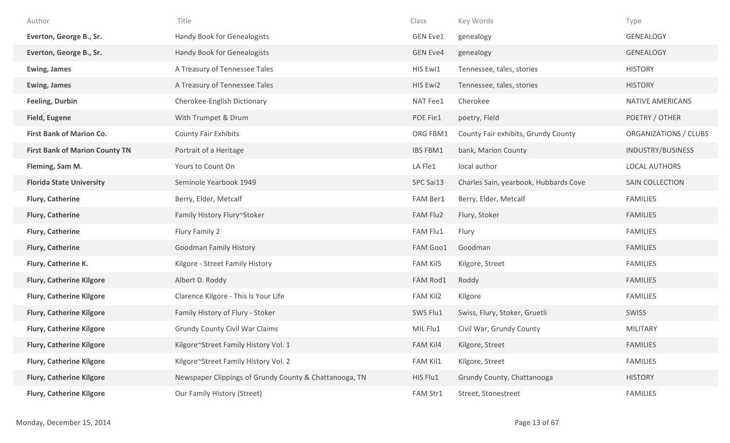| Author | Title | Class | Key Words | Type |
|---|---|---|---|---|
| **Everton, George B., Sr.** | Handy Book for Genealogists | GEN Eve1 | genealogy | GENEALOGY |
| **Everton, George B., Sr.** | Handy Book for Genealogists | GEN Eve4 | genealogy | GENEALOGY |
| **Ewing, James** | A Treasury of Tennessee Tales | HIS Ewi1 | Tennessee, tales, stories | HISTORY |
| **Ewing, James** | A Treasury of Tennessee Tales | HIS Ewi2 | Tennessee, tales, stories | HISTORY |
| **Feeling, Durbin** | Cherokee-English Dictionary | NAT Fee1 | Cherokee | NATIVE AMERICANS |
| **Field, Eugene** | With Trumpet & Drum | POE Fie1 | poetry, Field | POETRY / OTHER |
| **First Bank of Marion Co.** | County Fair Exhibits | ORG FBM1 | County Fair exhibits, Grundy County | ORGANIZATIONS / CLUBS |
| **First Bank of Marion County TN** | Portrait of a Heritage | IBS FBM1 | bank, Marion County | INDUSTRY/BUSINESS |
| **Fleming, Sam M.** | Yours to Count On | LA Fle1 | local author | LOCAL AUTHORS |
| **Florida State University** | Seminole Yearbook 1949 | SPC Sai13 | Charles Sain, yearbook, Hubbards Cove | SAIN COLLECTION |
| **Flury, Catherine** | Berry, Elder, Metcalf | FAM Ber1 | Berry, Elder, Metcalf | FAMILIES |
| **Flury, Catherine** | Family History Flury~Stoker | FAM Flu2 | Flury, Stoker | FAMILIES |
| **Flury, Catherine** | Flury Family 2 | FAM Flu1 | Flury | FAMILIES |
| **Flury, Catherine** | Goodman Family History | FAM Goo1 | Goodman | FAMILIES |
| **Flury, Catherine K.** | Kilgore - Street Family History | FAM Kil5 | Kilgore, Street | FAMILIES |
| **Flury, Catherine Kilgore** | Albert D. Roddy | FAM Rod1 | Roddy | FAMILIES |
| **Flury, Catherine Kilgore** | Clarence Kilgore - This Is Your Life | FAM Kil2 | Kilgore | FAMILIES |
| **Flury, Catherine Kilgore** | Family History of Flury - Stoker | SWS Flu1 | Swiss, Flury, Stoker, Gruetli | SWISS |
| **Flury, Catherine Kilgore** | Grundy County Civil War Claims | MIL Flu1 | Civil War, Grundy County | MILITARY |
| **Flury, Catherine Kilgore** | Kilgore~Street Family History Vol. 1 | FAM Kil4 | Kilgore, Street | FAMILIES |
| **Flury, Catherine Kilgore** | Kilgore~Street Family History Vol. 2 | FAM Kil1 | Kilgore, Street | FAMILIES |
| **Flury, Catherine Kilgore** | Newspaper Clippings of Grundy County & Chattanooga, TN | HIS Flu1 | Grundy County, Chattanooga | HISTORY |
| **Flury, Catherine Kilgore** | Our Family History (Street) | FAM Str1 | Street, Stonestreet | FAMILIES |

Monday, December 15, 2014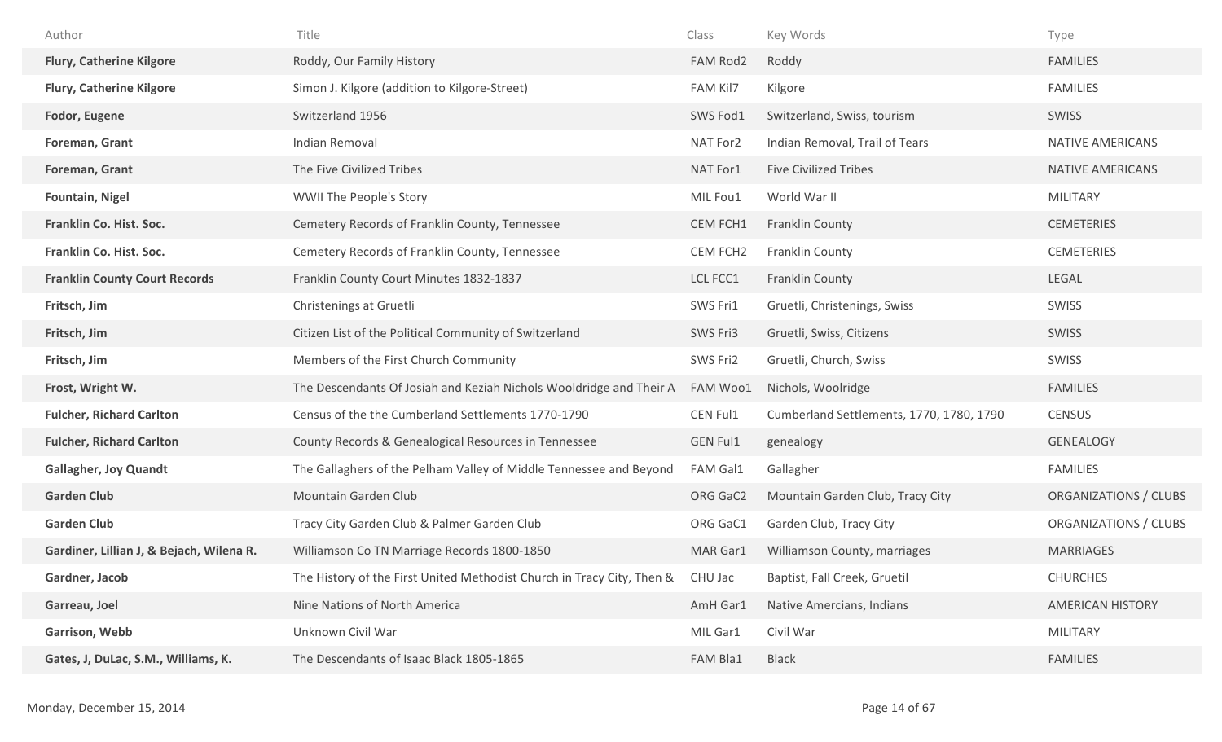| Author | Title | Class | Key Words | Type |
|---|---|---|---|---|
| **Flury, Catherine Kilgore** | Roddy, Our Family History | FAM Rod2 | Roddy | FAMILIES |
| **Flury, Catherine Kilgore** | Simon J. Kilgore (addition to Kilgore-Street) | FAM Kil7 | Kilgore | FAMILIES |
| **Fodor, Eugene** | Switzerland 1956 | SWS Fod1 | Switzerland, Swiss, tourism | SWISS |
| **Foreman, Grant** | Indian Removal | NAT For2 | Indian Removal, Trail of Tears | NATIVE AMERICANS |
| **Foreman, Grant** | The Five Civilized Tribes | NAT For1 | Five Civilized Tribes | NATIVE AMERICANS |
| **Fountain, Nigel** | WWII The People's Story | MIL Fou1 | World War II | MILITARY |
| **Franklin Co. Hist. Soc.** | Cemetery Records of Franklin County, Tennessee | CEM FCH1 | Franklin County | CEMETERIES |
| **Franklin Co. Hist. Soc.** | Cemetery Records of Franklin County, Tennessee | CEM FCH2 | Franklin County | CEMETERIES |
| **Franklin County Court Records** | Franklin County Court Minutes 1832-1837 | LCL FCC1 | Franklin County | LEGAL |
| **Fritsch, Jim** | Christenings at Gruetli | SWS Fri1 | Gruetli, Christenings, Swiss | SWISS |
| **Fritsch, Jim** | Citizen List of the Political Community of Switzerland | SWS Fri3 | Gruetli, Swiss, Citizens | SWISS |
| **Fritsch, Jim** | Members of the First Church Community | SWS Fri2 | Gruetli, Church, Swiss | SWISS |
| **Frost, Wright W.** | The Descendants Of Josiah and Keziah Nichols Wooldridge and Their A | FAM Woo1 | Nichols, Woolridge | FAMILIES |
| **Fulcher, Richard Carlton** | Census of the the Cumberland Settlements 1770-1790 | CEN Ful1 | Cumberland Settlements, 1770, 1780, 1790 | CENSUS |
| **Fulcher, Richard Carlton** | County Records & Genealogical Resources in Tennessee | GEN Ful1 | genealogy | GENEALOGY |
| **Gallagher, Joy Quandt** | The Gallaghers of the Pelham Valley of Middle Tennessee and Beyond | FAM Gal1 | Gallagher | FAMILIES |
| **Garden Club** | Mountain Garden Club | ORG GaC2 | Mountain Garden Club, Tracy City | ORGANIZATIONS / CLUBS |
| **Garden Club** | Tracy City Garden Club & Palmer Garden Club | ORG GaC1 | Garden Club, Tracy City | ORGANIZATIONS / CLUBS |
| **Gardiner, Lillian J, & Bejach, Wilena R.** | Williamson Co TN Marriage Records 1800-1850 | MAR Gar1 | Williamson County, marriages | MARRIAGES |
| **Gardner, Jacob** | The History of the First United Methodist Church in Tracy City, Then & | CHU Jac | Baptist, Fall Creek, Gruetil | CHURCHES |
| **Garreau, Joel** | Nine Nations of North America | AmH Gar1 | Native Amercians, Indians | AMERICAN HISTORY |
| **Garrison, Webb** | Unknown Civil War | MIL Gar1 | Civil War | MILITARY |
| **Gates, J, DuLac, S.M., Williams, K.** | The Descendants of Isaac Black 1805-1865 | FAM Bla1 | Black | FAMILIES |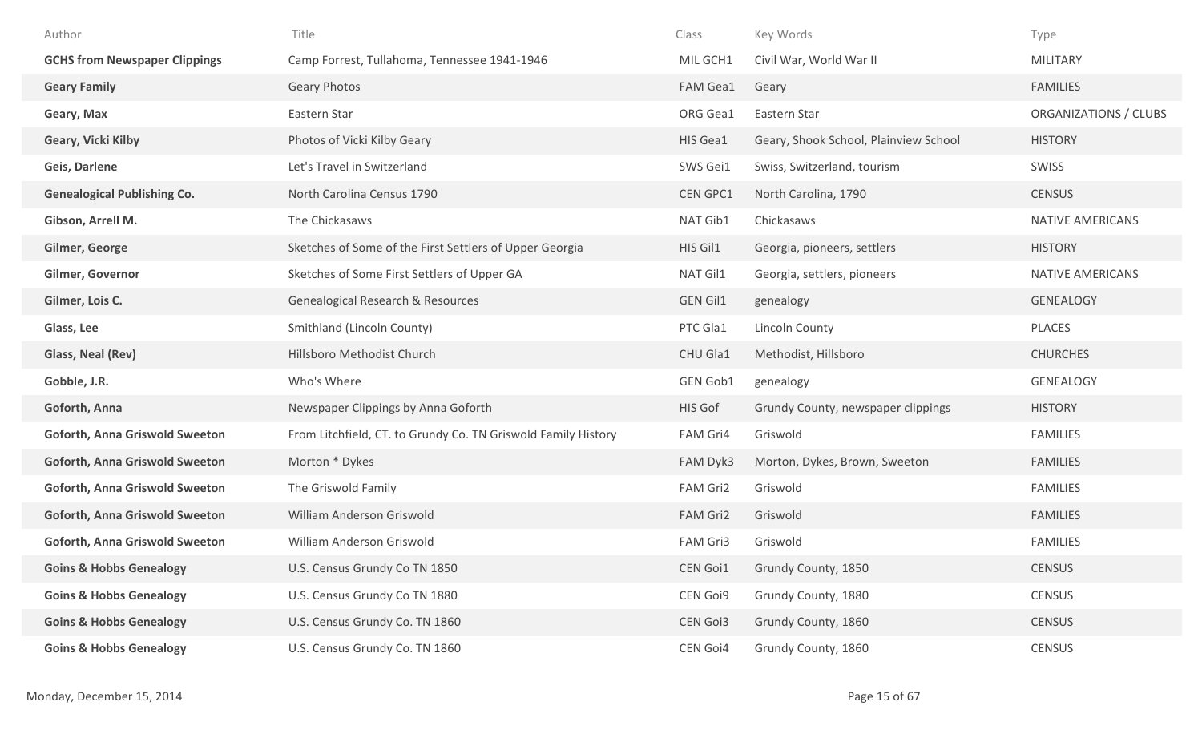| Author | Title | Class | Key Words | Type |
|---|---|---|---|---|
| **GCHS from Newspaper Clippings** | Camp Forrest, Tullahoma, Tennessee 1941-1946 | MIL GCH1 | Civil War, World War II | MILITARY |
| **Geary Family** | Geary Photos | FAM Gea1 | Geary | FAMILIES |
| **Geary, Max** | Eastern Star | ORG Gea1 | Eastern Star | ORGANIZATIONS / CLUBS |
| **Geary, Vicki Kilby** | Photos of Vicki Kilby Geary | HIS Gea1 | Geary, Shook School, Plainview School | HISTORY |
| **Geis, Darlene** | Let's Travel in Switzerland | SWS Gei1 | Swiss, Switzerland, tourism | SWISS |
| **Genealogical Publishing Co.** | North Carolina Census 1790 | CEN GPC1 | North Carolina, 1790 | CENSUS |
| **Gibson, Arrell M.** | The Chickasaws | NAT Gib1 | Chickasaws | NATIVE AMERICANS |
| **Gilmer, George** | Sketches of Some of the First Settlers of Upper Georgia | HIS Gil1 | Georgia, pioneers, settlers | HISTORY |
| **Gilmer, Governor** | Sketches of Some First Settlers of Upper GA | NAT Gil1 | Georgia, settlers, pioneers | NATIVE AMERICANS |
| **Gilmer, Lois C.** | Genealogical Research & Resources | GEN Gil1 | genealogy | GENEALOGY |
| **Glass, Lee** | Smithland (Lincoln County) | PTC Gla1 | Lincoln County | PLACES |
| **Glass, Neal (Rev)** | Hillsboro Methodist Church | CHU Gla1 | Methodist, Hillsboro | CHURCHES |
| **Gobble, J.R.** | Who's Where | GEN Gob1 | genealogy | GENEALOGY |
| **Goforth, Anna** | Newspaper Clippings by Anna Goforth | HIS Gof | Grundy County, newspaper clippings | HISTORY |
| **Goforth, Anna Griswold Sweeton** | From Litchfield, CT. to Grundy Co. TN Griswold Family History | FAM Gri4 | Griswold | FAMILIES |
| **Goforth, Anna Griswold Sweeton** | Morton * Dykes | FAM Dyk3 | Morton, Dykes, Brown, Sweeton | FAMILIES |
| **Goforth, Anna Griswold Sweeton** | The Griswold Family | FAM Gri2 | Griswold | FAMILIES |
| **Goforth, Anna Griswold Sweeton** | William Anderson Griswold | FAM Gri2 | Griswold | FAMILIES |
| **Goforth, Anna Griswold Sweeton** | William Anderson Griswold | FAM Gri3 | Griswold | FAMILIES |
| **Goins & Hobbs Genealogy** | U.S. Census Grundy Co TN 1850 | CEN Goi1 | Grundy County, 1850 | CENSUS |
| **Goins & Hobbs Genealogy** | U.S. Census Grundy Co TN 1880 | CEN Goi9 | Grundy County, 1880 | CENSUS |
| **Goins & Hobbs Genealogy** | U.S. Census Grundy Co. TN 1860 | CEN Goi3 | Grundy County, 1860 | CENSUS |
| **Goins & Hobbs Genealogy** | U.S. Census Grundy Co. TN 1860 | CEN Goi4 | Grundy County, 1860 | CENSUS |

Monday, December 15, 2014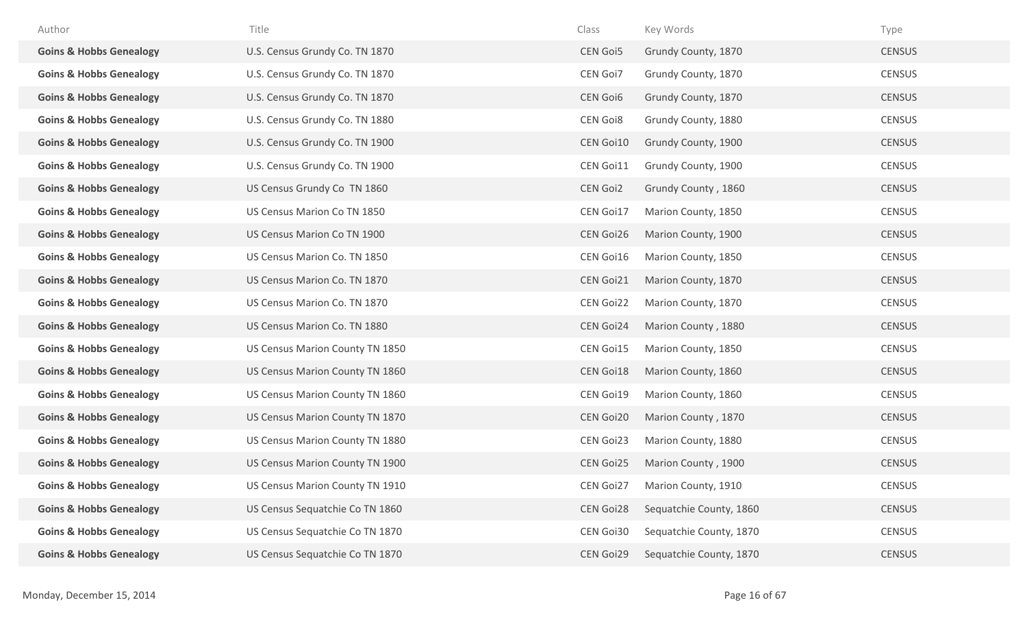| Author | Title | Class | Key Words | Type |
|---|---|---|---|---|
| **Goins & Hobbs Genealogy** | U.S. Census Grundy Co. TN 1870 | CEN Goi5 | Grundy County, 1870 | CENSUS |
| **Goins & Hobbs Genealogy** | U.S. Census Grundy Co. TN 1870 | CEN Goi7 | Grundy County, 1870 | CENSUS |
| **Goins & Hobbs Genealogy** | U.S. Census Grundy Co. TN 1870 | CEN Goi6 | Grundy County, 1870 | CENSUS |
| **Goins & Hobbs Genealogy** | U.S. Census Grundy Co. TN 1880 | CEN Goi8 | Grundy County, 1880 | CENSUS |
| **Goins & Hobbs Genealogy** | U.S. Census Grundy Co. TN 1900 | CEN Goi10 | Grundy County, 1900 | CENSUS |
| **Goins & Hobbs Genealogy** | U.S. Census Grundy Co. TN 1900 | CEN Goi11 | Grundy County, 1900 | CENSUS |
| **Goins & Hobbs Genealogy** | US Census Grundy Co TN 1860 | CEN Goi2 | Grundy County , 1860 | CENSUS |
| **Goins & Hobbs Genealogy** | US Census Marion Co TN 1850 | CEN Goi17 | Marion County, 1850 | CENSUS |
| **Goins & Hobbs Genealogy** | US Census Marion Co TN 1900 | CEN Goi26 | Marion County, 1900 | CENSUS |
| **Goins & Hobbs Genealogy** | US Census Marion Co. TN 1850 | CEN Goi16 | Marion County, 1850 | CENSUS |
| **Goins & Hobbs Genealogy** | US Census Marion Co. TN 1870 | CEN Goi21 | Marion County, 1870 | CENSUS |
| **Goins & Hobbs Genealogy** | US Census Marion Co. TN 1870 | CEN Goi22 | Marion County, 1870 | CENSUS |
| **Goins & Hobbs Genealogy** | US Census Marion Co. TN 1880 | CEN Goi24 | Marion County , 1880 | CENSUS |
| **Goins & Hobbs Genealogy** | US Census Marion County TN 1850 | CEN Goi15 | Marion County, 1850 | CENSUS |
| **Goins & Hobbs Genealogy** | US Census Marion County TN 1860 | CEN Goi18 | Marion County, 1860 | CENSUS |
| **Goins & Hobbs Genealogy** | US Census Marion County TN 1860 | CEN Goi19 | Marion County, 1860 | CENSUS |
| **Goins & Hobbs Genealogy** | US Census Marion County TN 1870 | CEN Goi20 | Marion County , 1870 | CENSUS |
| **Goins & Hobbs Genealogy** | US Census Marion County TN 1880 | CEN Goi23 | Marion County, 1880 | CENSUS |
| **Goins & Hobbs Genealogy** | US Census Marion County TN 1900 | CEN Goi25 | Marion County , 1900 | CENSUS |
| **Goins & Hobbs Genealogy** | US Census Marion County TN 1910 | CEN Goi27 | Marion County, 1910 | CENSUS |
| **Goins & Hobbs Genealogy** | US Census Sequatchie Co TN 1860 | CEN Goi28 | Sequatchie County, 1860 | CENSUS |
| **Goins & Hobbs Genealogy** | US Census Sequatchie Co TN 1870 | CEN Goi30 | Sequatchie County, 1870 | CENSUS |
| **Goins & Hobbs Genealogy** | US Census Sequatchie Co TN 1870 | CEN Goi29 | Sequatchie County, 1870 | CENSUS |

Monday, December 15, 2014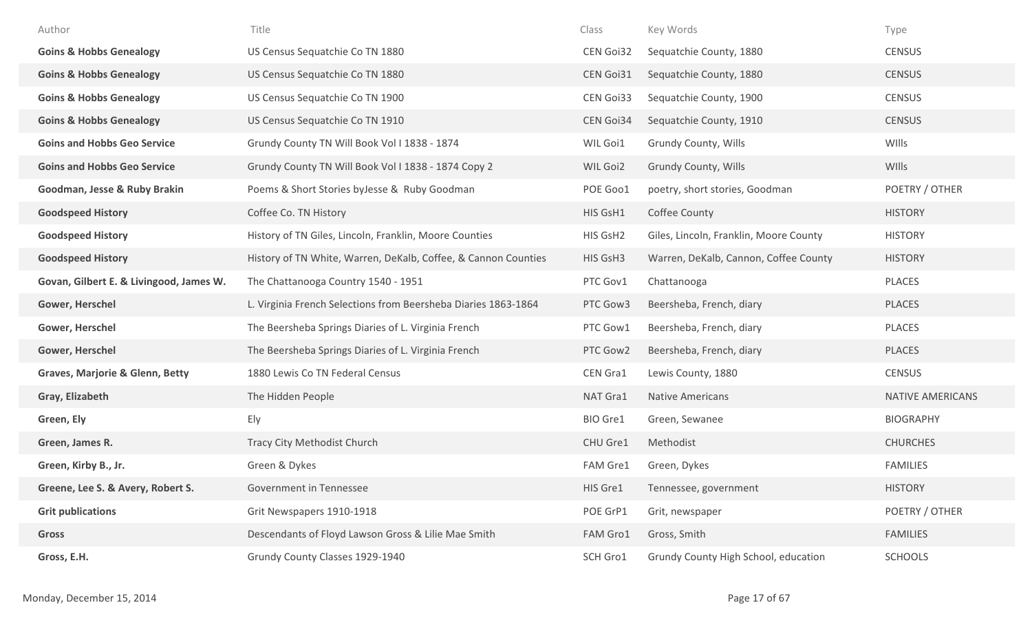| Author | Title | Class | Key Words | Type |
|---|---|---|---|---|
| **Goins & Hobbs Genealogy** | US Census Sequatchie Co TN 1880 | CEN Goi32 | Sequatchie County, 1880 | CENSUS |
| **Goins & Hobbs Genealogy** | US Census Sequatchie Co TN 1880 | CEN Goi31 | Sequatchie County, 1880 | CENSUS |
| **Goins & Hobbs Genealogy** | US Census Sequatchie Co TN 1900 | CEN Goi33 | Sequatchie County, 1900 | CENSUS |
| **Goins & Hobbs Genealogy** | US Census Sequatchie Co TN 1910 | CEN Goi34 | Sequatchie County, 1910 | CENSUS |
| **Goins and Hobbs Geo Service** | Grundy County TN Will Book Vol I 1838 - 1874 | WIL Goi1 | Grundy County, Wills | WIlls |
| **Goins and Hobbs Geo Service** | Grundy County TN Will Book Vol I 1838 - 1874 Copy 2 | WIL Goi2 | Grundy County, Wills | WIlls |
| **Goodman, Jesse & Ruby Brakin** | Poems & Short Stories byJesse & Ruby Goodman | POE Goo1 | poetry, short stories, Goodman | POETRY / OTHER |
| **Goodspeed History** | Coffee Co. TN History | HIS GsH1 | Coffee County | HISTORY |
| **Goodspeed History** | History of TN Giles, Lincoln, Franklin, Moore Counties | HIS GsH2 | Giles, Lincoln, Franklin, Moore County | HISTORY |
| **Goodspeed History** | History of TN White, Warren, DeKalb, Coffee, & Cannon Counties | HIS GsH3 | Warren, DeKalb, Cannon, Coffee County | HISTORY |
| **Govan, Gilbert E. & Livingood, James W.** | The Chattanooga Country 1540 - 1951 | PTC Gov1 | Chattanooga | PLACES |
| **Gower, Herschel** | L. Virginia French Selections from Beersheba Diaries 1863-1864 | PTC Gow3 | Beersheba, French, diary | PLACES |
| **Gower, Herschel** | The Beersheba Springs Diaries of L. Virginia French | PTC Gow1 | Beersheba, French, diary | PLACES |
| **Gower, Herschel** | The Beersheba Springs Diaries of L. Virginia French | PTC Gow2 | Beersheba, French, diary | PLACES |
| **Graves, Marjorie & Glenn, Betty** | 1880 Lewis Co TN Federal Census | CEN Gra1 | Lewis County, 1880 | CENSUS |
| **Gray, Elizabeth** | The Hidden People | NAT Gra1 | Native Americans | NATIVE AMERICANS |
| **Green, Ely** | Ely | BIO Gre1 | Green, Sewanee | BIOGRAPHY |
| **Green, James R.** | Tracy City Methodist Church | CHU Gre1 | Methodist | CHURCHES |
| **Green, Kirby B., Jr.** | Green & Dykes | FAM Gre1 | Green, Dykes | FAMILIES |
| **Greene, Lee S. & Avery, Robert S.** | Government in Tennessee | HIS Gre1 | Tennessee, government | HISTORY |
| **Grit publications** | Grit Newspapers 1910-1918 | POE GrP1 | Grit, newspaper | POETRY / OTHER |
| **Gross** | Descendants of Floyd Lawson Gross & Lilie Mae Smith | FAM Gro1 | Gross, Smith | FAMILIES |
| **Gross, E.H.** | Grundy County Classes 1929-1940 | SCH Gro1 | Grundy County High School, education | SCHOOLS |

Monday, December 15, 2014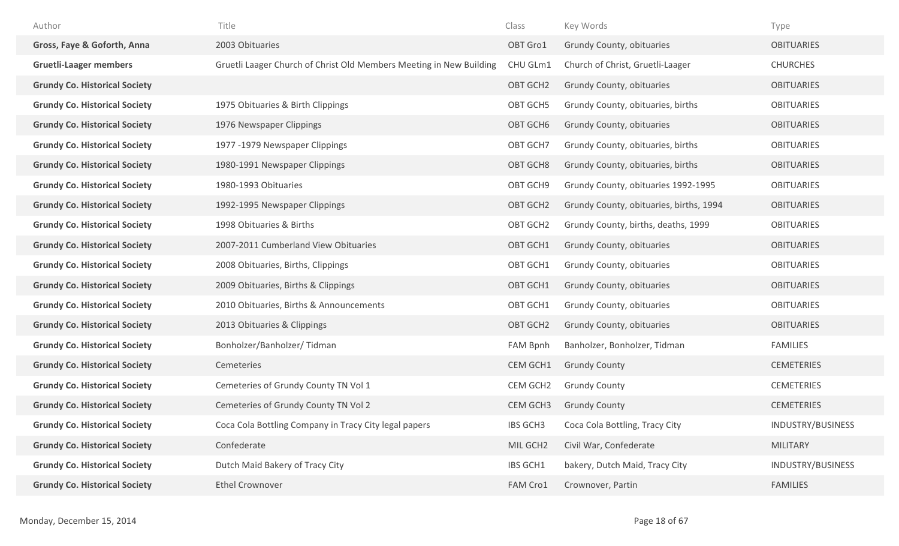| Author | Title | Class | Key Words | Type |
|---|---|---|---|---|
| **Gross, Faye & Goforth, Anna** | 2003 Obituaries | OBT Gro1 | Grundy County, obituaries | OBITUARIES |
| **Gruetli-Laager members** | Gruetli Laager Church of Christ Old Members Meeting in New Building | CHU GLm1 | Church of Christ, Gruetli-Laager | CHURCHES |
| **Grundy Co. Historical Society** | | OBT GCH2 | Grundy County, obituaries | OBITUARIES |
| **Grundy Co. Historical Society** | 1975 Obituaries & Birth Clippings | OBT GCH5 | Grundy County, obituaries, births | OBITUARIES |
| **Grundy Co. Historical Society** | 1976 Newspaper Clippings | OBT GCH6 | Grundy County, obituaries | OBITUARIES |
| **Grundy Co. Historical Society** | 1977 -1979 Newspaper Clippings | OBT GCH7 | Grundy County, obituaries, births | OBITUARIES |
| **Grundy Co. Historical Society** | 1980-1991 Newspaper Clippings | OBT GCH8 | Grundy County, obituaries, births | OBITUARIES |
| **Grundy Co. Historical Society** | 1980-1993 Obituaries | OBT GCH9 | Grundy County, obituaries 1992-1995 | OBITUARIES |
| **Grundy Co. Historical Society** | 1992-1995 Newspaper Clippings | OBT GCH2 | Grundy County, obituaries, births, 1994 | OBITUARIES |
| **Grundy Co. Historical Society** | 1998 Obituaries & Births | OBT GCH2 | Grundy County, births, deaths, 1999 | OBITUARIES |
| **Grundy Co. Historical Society** | 2007-2011 Cumberland View Obituaries | OBT GCH1 | Grundy County, obituaries | OBITUARIES |
| **Grundy Co. Historical Society** | 2008 Obituaries, Births, Clippings | OBT GCH1 | Grundy County, obituaries | OBITUARIES |
| **Grundy Co. Historical Society** | 2009 Obituaries, Births & Clippings | OBT GCH1 | Grundy County, obituaries | OBITUARIES |
| **Grundy Co. Historical Society** | 2010 Obituaries, Births & Announcements | OBT GCH1 | Grundy County, obituaries | OBITUARIES |
| **Grundy Co. Historical Society** | 2013 Obituaries & Clippings | OBT GCH2 | Grundy County, obituaries | OBITUARIES |
| **Grundy Co. Historical Society** | Bonholzer/Banholzer/ Tidman | FAM Bpnh | Banholzer, Bonholzer, Tidman | FAMILIES |
| **Grundy Co. Historical Society** | Cemeteries | CEM GCH1 | Grundy County | CEMETERIES |
| **Grundy Co. Historical Society** | Cemeteries of Grundy County TN Vol 1 | CEM GCH2 | Grundy County | CEMETERIES |
| **Grundy Co. Historical Society** | Cemeteries of Grundy County TN Vol 2 | CEM GCH3 | Grundy County | CEMETERIES |
| **Grundy Co. Historical Society** | Coca Cola Bottling Company in Tracy City legal papers | IBS GCH3 | Coca Cola Bottling, Tracy City | INDUSTRY/BUSINESS |
| **Grundy Co. Historical Society** | Confederate | MIL GCH2 | Civil War, Confederate | MILITARY |
| **Grundy Co. Historical Society** | Dutch Maid Bakery of Tracy City | IBS GCH1 | bakery, Dutch Maid, Tracy City | INDUSTRY/BUSINESS |
| **Grundy Co. Historical Society** | Ethel Crownover | FAM Cro1 | Crownover, Partin | FAMILIES |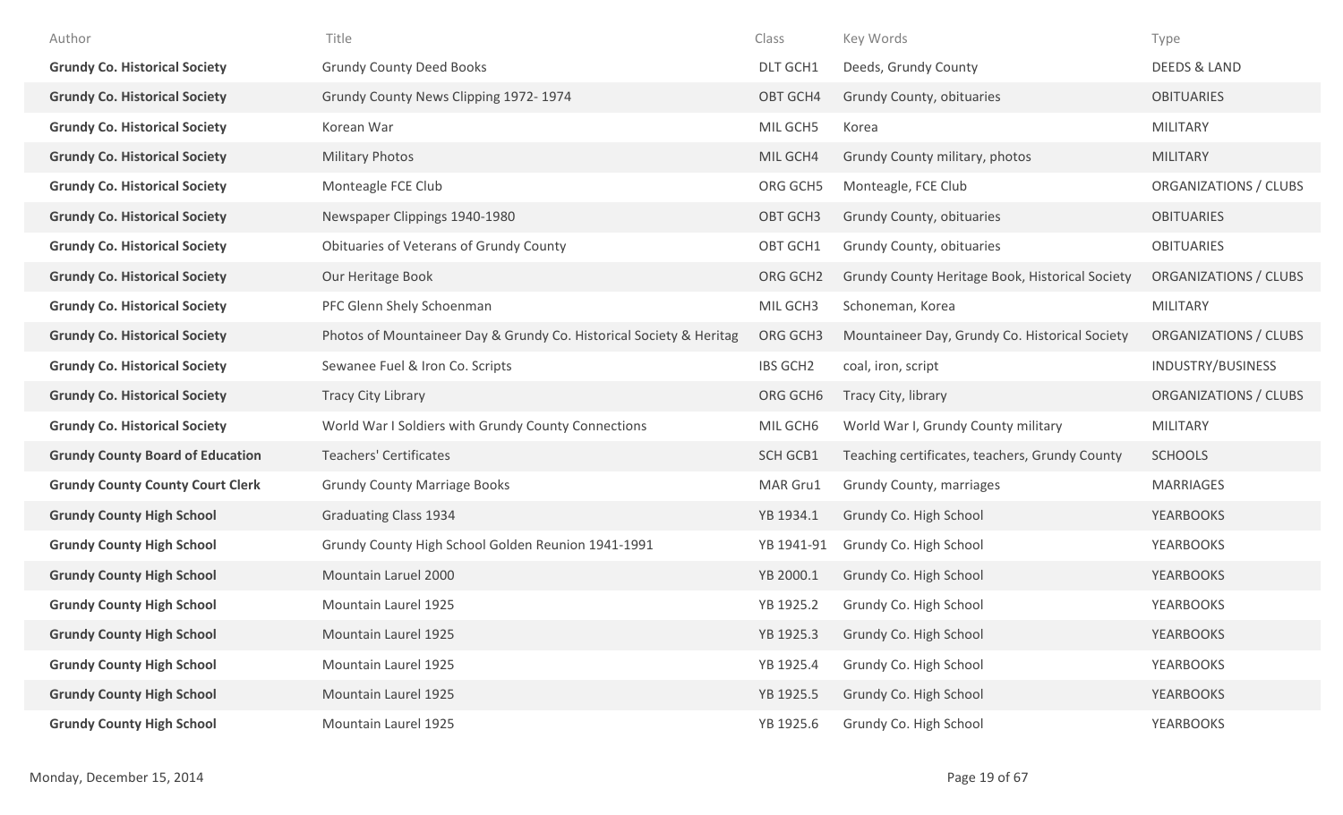| Author | Title | Class | Key Words | Type |
|---|---|---|---|---|
| **Grundy Co. Historical Society** | Grundy County Deed Books | DLT GCH1 | Deeds, Grundy County | DEEDS & LAND |
| **Grundy Co. Historical Society** | Grundy County News Clipping 1972- 1974 | OBT GCH4 | Grundy County, obituaries | OBITUARIES |
| **Grundy Co. Historical Society** | Korean War | MIL GCH5 | Korea | MILITARY |
| **Grundy Co. Historical Society** | Military Photos | MIL GCH4 | Grundy County military, photos | MILITARY |
| **Grundy Co. Historical Society** | Monteagle FCE Club | ORG GCH5 | Monteagle, FCE Club | ORGANIZATIONS / CLUBS |
| **Grundy Co. Historical Society** | Newspaper Clippings 1940-1980 | OBT GCH3 | Grundy County, obituaries | OBITUARIES |
| **Grundy Co. Historical Society** | Obituaries of Veterans of Grundy County | OBT GCH1 | Grundy County, obituaries | OBITUARIES |
| **Grundy Co. Historical Society** | Our Heritage Book | ORG GCH2 | Grundy County Heritage Book, Historical Society | ORGANIZATIONS / CLUBS |
| **Grundy Co. Historical Society** | PFC Glenn Shely Schoenman | MIL GCH3 | Schoneman, Korea | MILITARY |
| **Grundy Co. Historical Society** | Photos of Mountaineer Day & Grundy Co. Historical Society & Heritag | ORG GCH3 | Mountaineer Day, Grundy Co. Historical Society | ORGANIZATIONS / CLUBS |
| **Grundy Co. Historical Society** | Sewanee Fuel & Iron Co. Scripts | IBS GCH2 | coal, iron, script | INDUSTRY/BUSINESS |
| **Grundy Co. Historical Society** | Tracy City Library | ORG GCH6 | Tracy City, library | ORGANIZATIONS / CLUBS |
| **Grundy Co. Historical Society** | World War I Soldiers with Grundy County Connections | MIL GCH6 | World War I, Grundy County military | MILITARY |
| **Grundy County Board of Education** | Teachers' Certificates | SCH GCB1 | Teaching certificates, teachers, Grundy County | SCHOOLS |
| **Grundy County County Court Clerk** | Grundy County Marriage Books | MAR Gru1 | Grundy County, marriages | MARRIAGES |
| **Grundy County High School** | Graduating Class 1934 | YB 1934.1 | Grundy Co. High School | YEARBOOKS |
| **Grundy County High School** | Grundy County High School Golden Reunion 1941-1991 | YB 1941-91 | Grundy Co. High School | YEARBOOKS |
| **Grundy County High School** | Mountain Laruel 2000 | YB 2000.1 | Grundy Co. High School | YEARBOOKS |
| **Grundy County High School** | Mountain Laurel 1925 | YB 1925.2 | Grundy Co. High School | YEARBOOKS |
| **Grundy County High School** | Mountain Laurel 1925 | YB 1925.3 | Grundy Co. High School | YEARBOOKS |
| **Grundy County High School** | Mountain Laurel 1925 | YB 1925.4 | Grundy Co. High School | YEARBOOKS |
| **Grundy County High School** | Mountain Laurel 1925 | YB 1925.5 | Grundy Co. High School | YEARBOOKS |
| **Grundy County High School** | Mountain Laurel 1925 | YB 1925.6 | Grundy Co. High School | YEARBOOKS |

Monday, December 15, 2014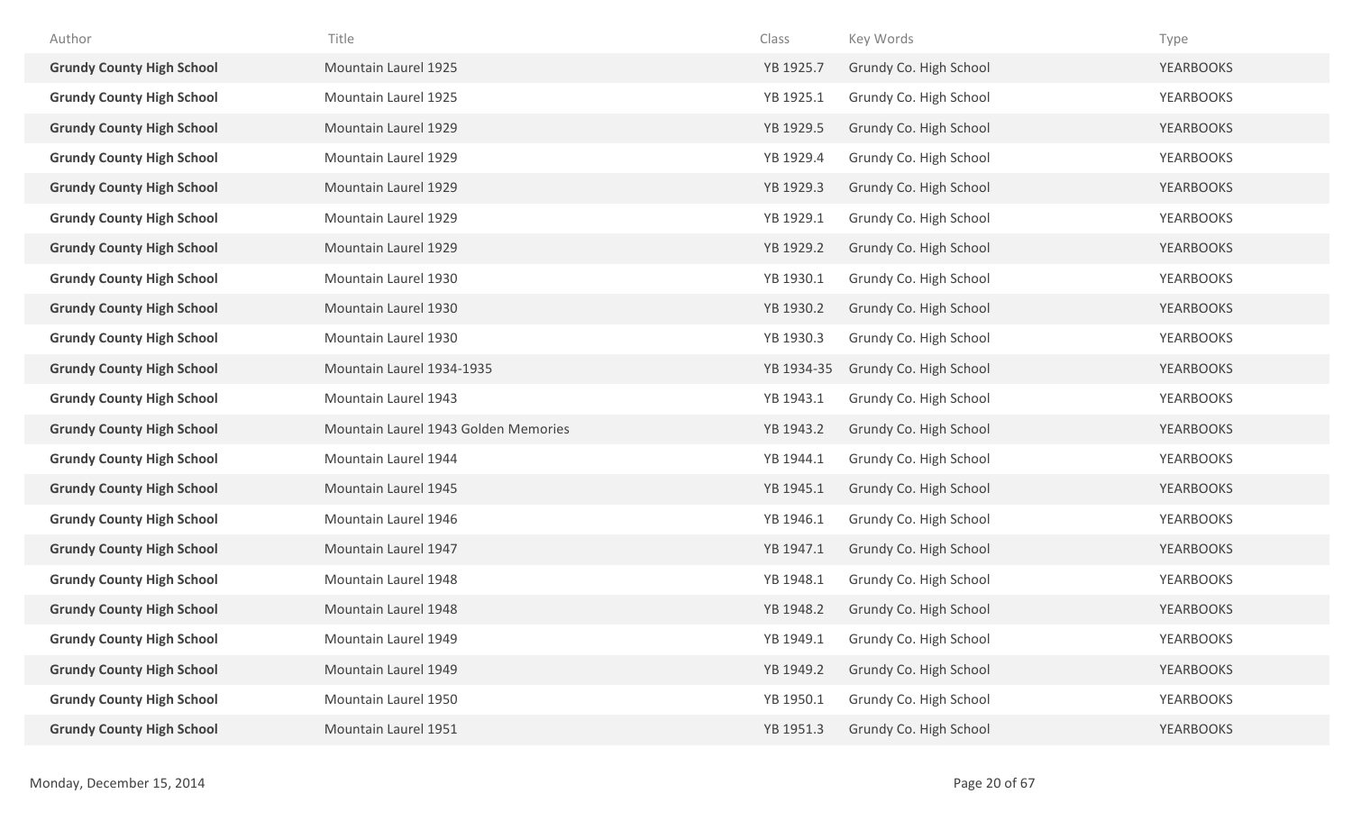| Author | Title | Class | Key Words | Type |
|---|---|---|---|---|
| **Grundy County High School** | Mountain Laurel 1925 | YB 1925.7 | Grundy Co. High School | YEARBOOKS |
| **Grundy County High School** | Mountain Laurel 1925 | YB 1925.1 | Grundy Co. High School | YEARBOOKS |
| **Grundy County High School** | Mountain Laurel 1929 | YB 1929.5 | Grundy Co. High School | YEARBOOKS |
| **Grundy County High School** | Mountain Laurel 1929 | YB 1929.4 | Grundy Co. High School | YEARBOOKS |
| **Grundy County High School** | Mountain Laurel 1929 | YB 1929.3 | Grundy Co. High School | YEARBOOKS |
| **Grundy County High School** | Mountain Laurel 1929 | YB 1929.1 | Grundy Co. High School | YEARBOOKS |
| **Grundy County High School** | Mountain Laurel 1929 | YB 1929.2 | Grundy Co. High School | YEARBOOKS |
| **Grundy County High School** | Mountain Laurel 1930 | YB 1930.1 | Grundy Co. High School | YEARBOOKS |
| **Grundy County High School** | Mountain Laurel 1930 | YB 1930.2 | Grundy Co. High School | YEARBOOKS |
| **Grundy County High School** | Mountain Laurel 1930 | YB 1930.3 | Grundy Co. High School | YEARBOOKS |
| **Grundy County High School** | Mountain Laurel 1934-1935 | YB 1934-35 | Grundy Co. High School | YEARBOOKS |
| **Grundy County High School** | Mountain Laurel 1943 | YB 1943.1 | Grundy Co. High School | YEARBOOKS |
| **Grundy County High School** | Mountain Laurel 1943 Golden Memories | YB 1943.2 | Grundy Co. High School | YEARBOOKS |
| **Grundy County High School** | Mountain Laurel 1944 | YB 1944.1 | Grundy Co. High School | YEARBOOKS |
| **Grundy County High School** | Mountain Laurel 1945 | YB 1945.1 | Grundy Co. High School | YEARBOOKS |
| **Grundy County High School** | Mountain Laurel 1946 | YB 1946.1 | Grundy Co. High School | YEARBOOKS |
| **Grundy County High School** | Mountain Laurel 1947 | YB 1947.1 | Grundy Co. High School | YEARBOOKS |
| **Grundy County High School** | Mountain Laurel 1948 | YB 1948.1 | Grundy Co. High School | YEARBOOKS |
| **Grundy County High School** | Mountain Laurel 1948 | YB 1948.2 | Grundy Co. High School | YEARBOOKS |
| **Grundy County High School** | Mountain Laurel 1949 | YB 1949.1 | Grundy Co. High School | YEARBOOKS |
| **Grundy County High School** | Mountain Laurel 1949 | YB 1949.2 | Grundy Co. High School | YEARBOOKS |
| **Grundy County High School** | Mountain Laurel 1950 | YB 1950.1 | Grundy Co. High School | YEARBOOKS |
| **Grundy County High School** | Mountain Laurel 1951 | YB 1951.3 | Grundy Co. High School | YEARBOOKS |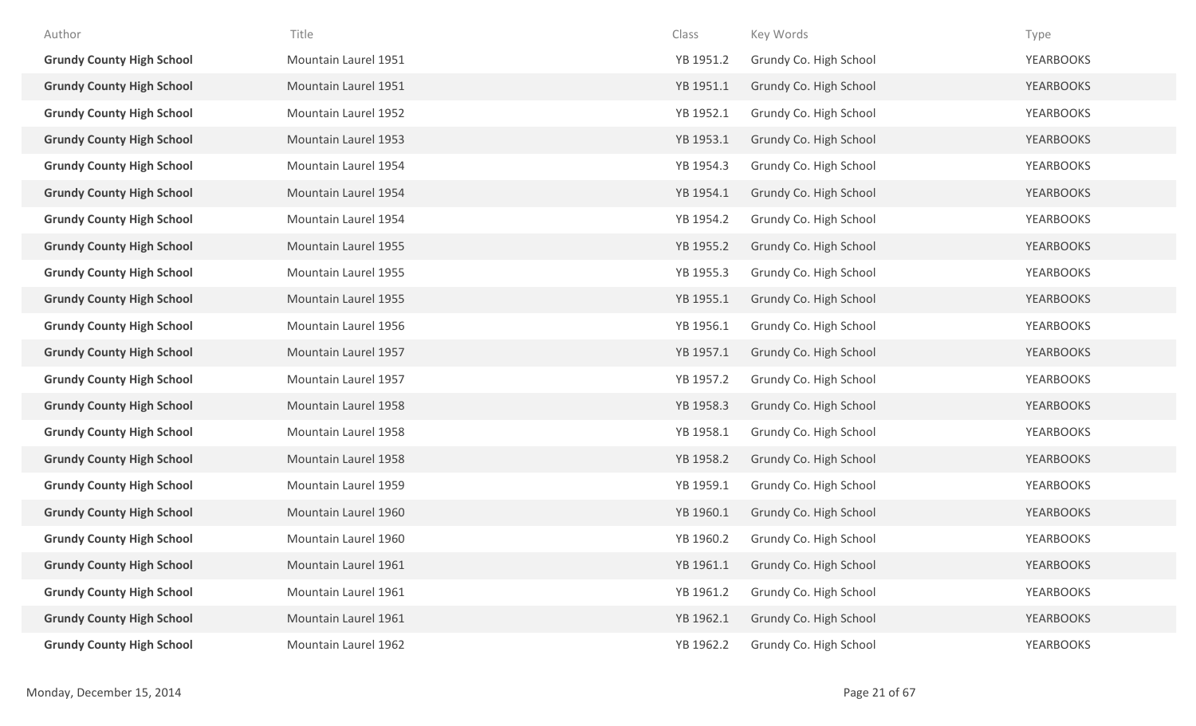| Author | Title | Class | Key Words | Type |
| --- | --- | --- | --- | --- |
| **Grundy County High School** | Mountain Laurel 1951 | YB 1951.2 | Grundy Co. High School | YEARBOOKS |
| **Grundy County High School** | Mountain Laurel 1951 | YB 1951.1 | Grundy Co. High School | YEARBOOKS |
| **Grundy County High School** | Mountain Laurel 1952 | YB 1952.1 | Grundy Co. High School | YEARBOOKS |
| **Grundy County High School** | Mountain Laurel 1953 | YB 1953.1 | Grundy Co. High School | YEARBOOKS |
| **Grundy County High School** | Mountain Laurel 1954 | YB 1954.3 | Grundy Co. High School | YEARBOOKS |
| **Grundy County High School** | Mountain Laurel 1954 | YB 1954.1 | Grundy Co. High School | YEARBOOKS |
| **Grundy County High School** | Mountain Laurel 1954 | YB 1954.2 | Grundy Co. High School | YEARBOOKS |
| **Grundy County High School** | Mountain Laurel 1955 | YB 1955.2 | Grundy Co. High School | YEARBOOKS |
| **Grundy County High School** | Mountain Laurel 1955 | YB 1955.3 | Grundy Co. High School | YEARBOOKS |
| **Grundy County High School** | Mountain Laurel 1955 | YB 1955.1 | Grundy Co. High School | YEARBOOKS |
| **Grundy County High School** | Mountain Laurel 1956 | YB 1956.1 | Grundy Co. High School | YEARBOOKS |
| **Grundy County High School** | Mountain Laurel 1957 | YB 1957.1 | Grundy Co. High School | YEARBOOKS |
| **Grundy County High School** | Mountain Laurel 1957 | YB 1957.2 | Grundy Co. High School | YEARBOOKS |
| **Grundy County High School** | Mountain Laurel 1958 | YB 1958.3 | Grundy Co. High School | YEARBOOKS |
| **Grundy County High School** | Mountain Laurel 1958 | YB 1958.1 | Grundy Co. High School | YEARBOOKS |
| **Grundy County High School** | Mountain Laurel 1958 | YB 1958.2 | Grundy Co. High School | YEARBOOKS |
| **Grundy County High School** | Mountain Laurel 1959 | YB 1959.1 | Grundy Co. High School | YEARBOOKS |
| **Grundy County High School** | Mountain Laurel 1960 | YB 1960.1 | Grundy Co. High School | YEARBOOKS |
| **Grundy County High School** | Mountain Laurel 1960 | YB 1960.2 | Grundy Co. High School | YEARBOOKS |
| **Grundy County High School** | Mountain Laurel 1961 | YB 1961.1 | Grundy Co. High School | YEARBOOKS |
| **Grundy County High School** | Mountain Laurel 1961 | YB 1961.2 | Grundy Co. High School | YEARBOOKS |
| **Grundy County High School** | Mountain Laurel 1961 | YB 1962.1 | Grundy Co. High School | YEARBOOKS |
| **Grundy County High School** | Mountain Laurel 1962 | YB 1962.2 | Grundy Co. High School | YEARBOOKS |

Monday, December 15, 2014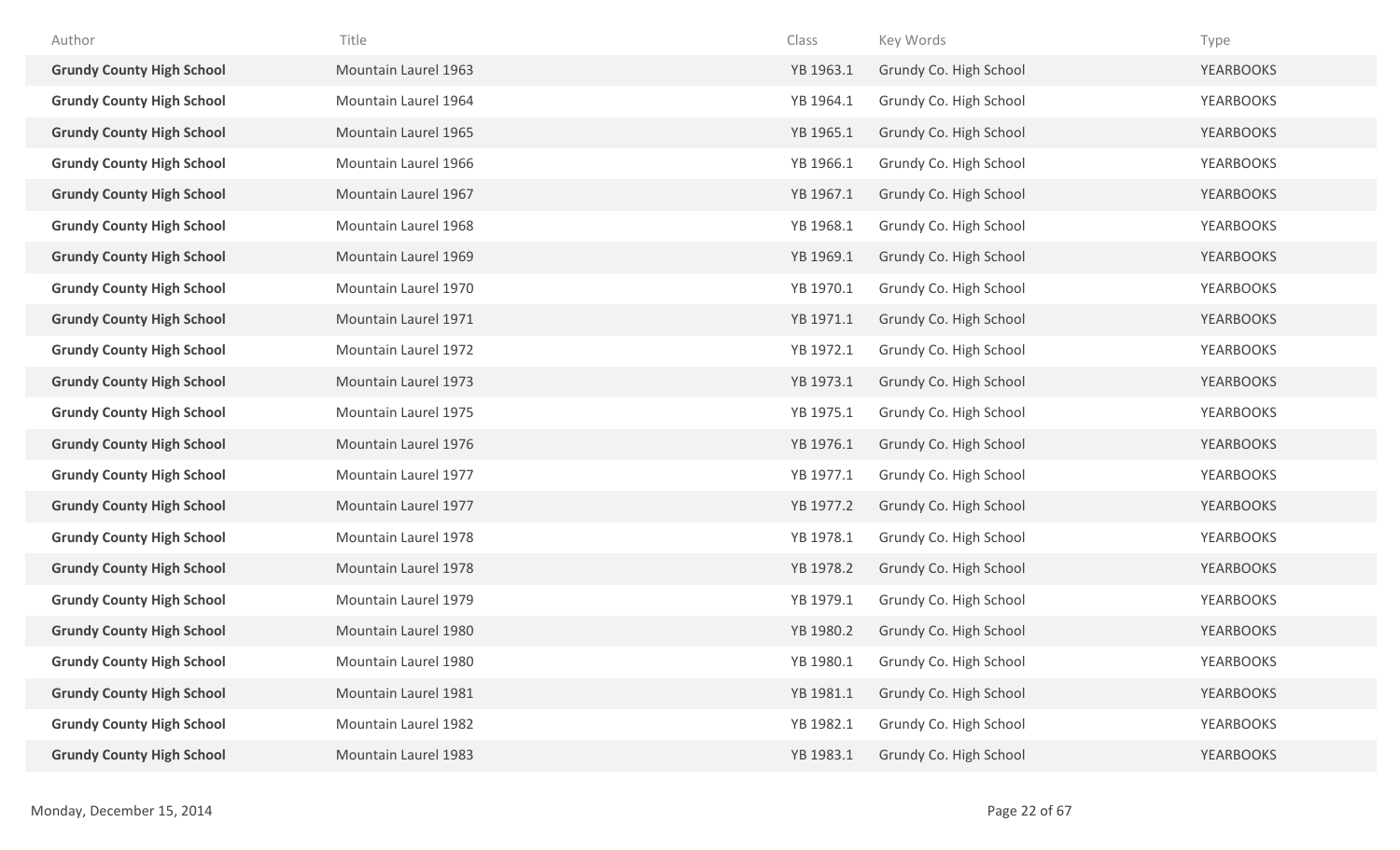| Author | Title | Class | Key Words | Type |
|---|---|---|---|---|
| **Grundy County High School** | Mountain Laurel 1963 | YB 1963.1 | Grundy Co. High School | YEARBOOKS |
| **Grundy County High School** | Mountain Laurel 1964 | YB 1964.1 | Grundy Co. High School | YEARBOOKS |
| **Grundy County High School** | Mountain Laurel 1965 | YB 1965.1 | Grundy Co. High School | YEARBOOKS |
| **Grundy County High School** | Mountain Laurel 1966 | YB 1966.1 | Grundy Co. High School | YEARBOOKS |
| **Grundy County High School** | Mountain Laurel 1967 | YB 1967.1 | Grundy Co. High School | YEARBOOKS |
| **Grundy County High School** | Mountain Laurel 1968 | YB 1968.1 | Grundy Co. High School | YEARBOOKS |
| **Grundy County High School** | Mountain Laurel 1969 | YB 1969.1 | Grundy Co. High School | YEARBOOKS |
| **Grundy County High School** | Mountain Laurel 1970 | YB 1970.1 | Grundy Co. High School | YEARBOOKS |
| **Grundy County High School** | Mountain Laurel 1971 | YB 1971.1 | Grundy Co. High School | YEARBOOKS |
| **Grundy County High School** | Mountain Laurel 1972 | YB 1972.1 | Grundy Co. High School | YEARBOOKS |
| **Grundy County High School** | Mountain Laurel 1973 | YB 1973.1 | Grundy Co. High School | YEARBOOKS |
| **Grundy County High School** | Mountain Laurel 1975 | YB 1975.1 | Grundy Co. High School | YEARBOOKS |
| **Grundy County High School** | Mountain Laurel 1976 | YB 1976.1 | Grundy Co. High School | YEARBOOKS |
| **Grundy County High School** | Mountain Laurel 1977 | YB 1977.1 | Grundy Co. High School | YEARBOOKS |
| **Grundy County High School** | Mountain Laurel 1977 | YB 1977.2 | Grundy Co. High School | YEARBOOKS |
| **Grundy County High School** | Mountain Laurel 1978 | YB 1978.1 | Grundy Co. High School | YEARBOOKS |
| **Grundy County High School** | Mountain Laurel 1978 | YB 1978.2 | Grundy Co. High School | YEARBOOKS |
| **Grundy County High School** | Mountain Laurel 1979 | YB 1979.1 | Grundy Co. High School | YEARBOOKS |
| **Grundy County High School** | Mountain Laurel 1980 | YB 1980.2 | Grundy Co. High School | YEARBOOKS |
| **Grundy County High School** | Mountain Laurel 1980 | YB 1980.1 | Grundy Co. High School | YEARBOOKS |
| **Grundy County High School** | Mountain Laurel 1981 | YB 1981.1 | Grundy Co. High School | YEARBOOKS |
| **Grundy County High School** | Mountain Laurel 1982 | YB 1982.1 | Grundy Co. High School | YEARBOOKS |
| **Grundy County High School** | Mountain Laurel 1983 | YB 1983.1 | Grundy Co. High School | YEARBOOKS |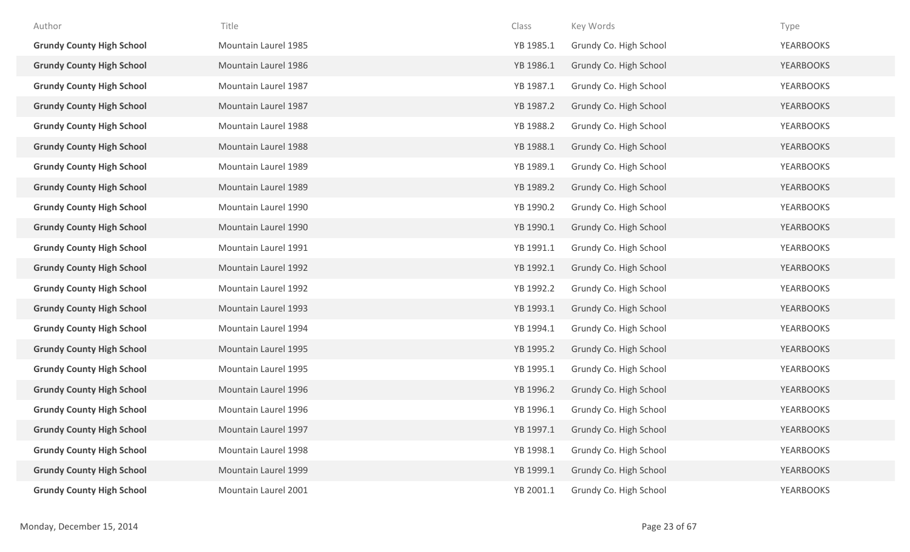| Author | Title | Class | Key Words | Type |
|---|---|---|---|---|
| **Grundy County High School** | Mountain Laurel 1985 | YB 1985.1 | Grundy Co. High School | YEARBOOKS |
| **Grundy County High School** | Mountain Laurel 1986 | YB 1986.1 | Grundy Co. High School | YEARBOOKS |
| **Grundy County High School** | Mountain Laurel 1987 | YB 1987.1 | Grundy Co. High School | YEARBOOKS |
| **Grundy County High School** | Mountain Laurel 1987 | YB 1987.2 | Grundy Co. High School | YEARBOOKS |
| **Grundy County High School** | Mountain Laurel 1988 | YB 1988.2 | Grundy Co. High School | YEARBOOKS |
| **Grundy County High School** | Mountain Laurel 1988 | YB 1988.1 | Grundy Co. High School | YEARBOOKS |
| **Grundy County High School** | Mountain Laurel 1989 | YB 1989.1 | Grundy Co. High School | YEARBOOKS |
| **Grundy County High School** | Mountain Laurel 1989 | YB 1989.2 | Grundy Co. High School | YEARBOOKS |
| **Grundy County High School** | Mountain Laurel 1990 | YB 1990.2 | Grundy Co. High School | YEARBOOKS |
| **Grundy County High School** | Mountain Laurel 1990 | YB 1990.1 | Grundy Co. High School | YEARBOOKS |
| **Grundy County High School** | Mountain Laurel 1991 | YB 1991.1 | Grundy Co. High School | YEARBOOKS |
| **Grundy County High School** | Mountain Laurel 1992 | YB 1992.1 | Grundy Co. High School | YEARBOOKS |
| **Grundy County High School** | Mountain Laurel 1992 | YB 1992.2 | Grundy Co. High School | YEARBOOKS |
| **Grundy County High School** | Mountain Laurel 1993 | YB 1993.1 | Grundy Co. High School | YEARBOOKS |
| **Grundy County High School** | Mountain Laurel 1994 | YB 1994.1 | Grundy Co. High School | YEARBOOKS |
| **Grundy County High School** | Mountain Laurel 1995 | YB 1995.2 | Grundy Co. High School | YEARBOOKS |
| **Grundy County High School** | Mountain Laurel 1995 | YB 1995.1 | Grundy Co. High School | YEARBOOKS |
| **Grundy County High School** | Mountain Laurel 1996 | YB 1996.2 | Grundy Co. High School | YEARBOOKS |
| **Grundy County High School** | Mountain Laurel 1996 | YB 1996.1 | Grundy Co. High School | YEARBOOKS |
| **Grundy County High School** | Mountain Laurel 1997 | YB 1997.1 | Grundy Co. High School | YEARBOOKS |
| **Grundy County High School** | Mountain Laurel 1998 | YB 1998.1 | Grundy Co. High School | YEARBOOKS |
| **Grundy County High School** | Mountain Laurel 1999 | YB 1999.1 | Grundy Co. High School | YEARBOOKS |
| **Grundy County High School** | Mountain Laurel 2001 | YB 2001.1 | Grundy Co. High School | YEARBOOKS |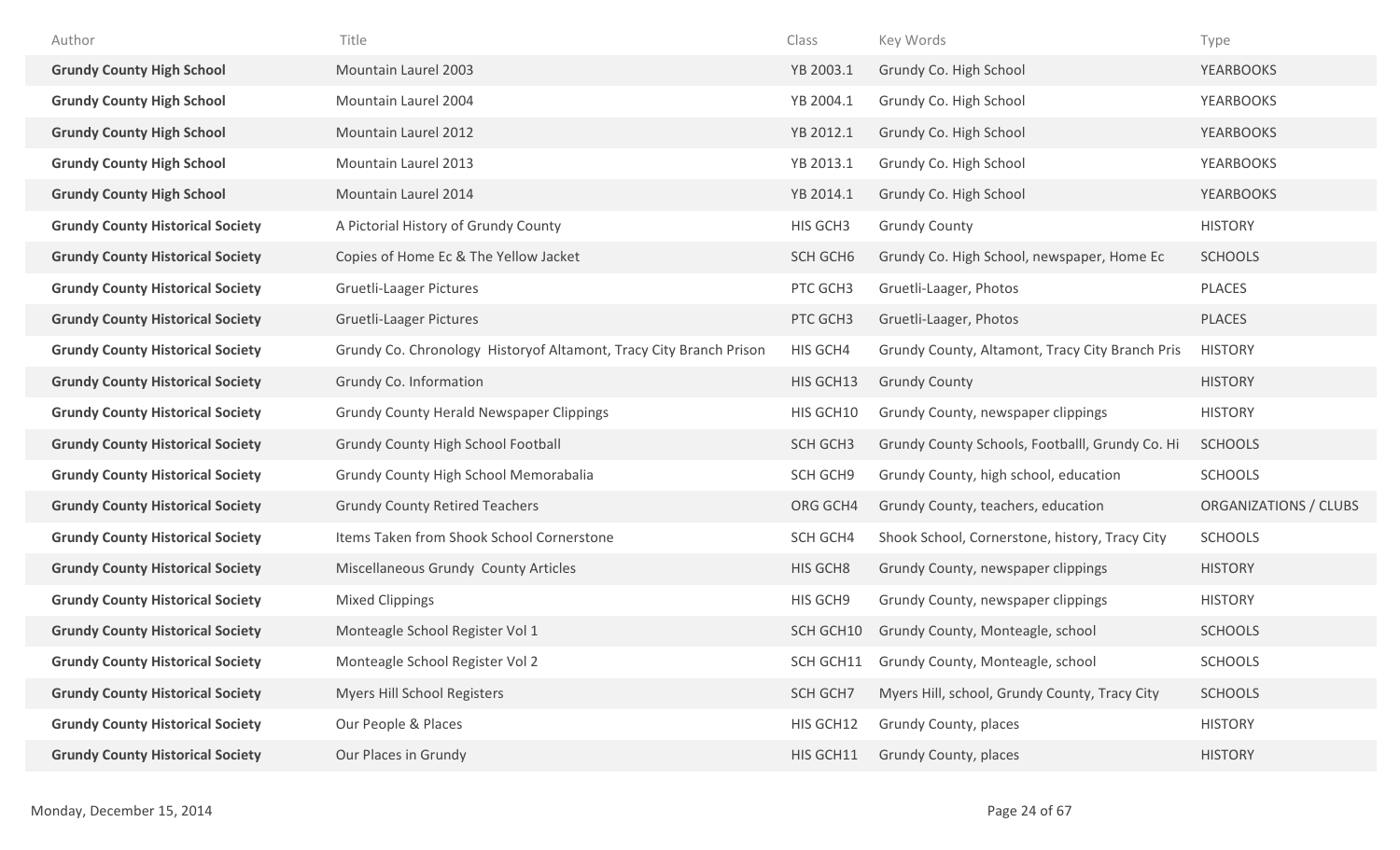| Author | Title | Class | Key Words | Type |
|---|---|---|---|---|
| **Grundy County High School** | Mountain Laurel 2003 | YB 2003.1 | Grundy Co. High School | YEARBOOKS |
| **Grundy County High School** | Mountain Laurel 2004 | YB 2004.1 | Grundy Co. High School | YEARBOOKS |
| **Grundy County High School** | Mountain Laurel 2012 | YB 2012.1 | Grundy Co. High School | YEARBOOKS |
| **Grundy County High School** | Mountain Laurel 2013 | YB 2013.1 | Grundy Co. High School | YEARBOOKS |
| **Grundy County High School** | Mountain Laurel 2014 | YB 2014.1 | Grundy Co. High School | YEARBOOKS |
| **Grundy County Historical Society** | A Pictorial History of Grundy County | HIS GCH3 | Grundy County | HISTORY |
| **Grundy County Historical Society** | Copies of Home Ec & The Yellow Jacket | SCH GCH6 | Grundy Co. High School, newspaper, Home Ec | SCHOOLS |
| **Grundy County Historical Society** | Gruetli-Laager Pictures | PTC GCH3 | Gruetli-Laager, Photos | PLACES |
| **Grundy County Historical Society** | Gruetli-Laager Pictures | PTC GCH3 | Gruetli-Laager, Photos | PLACES |
| **Grundy County Historical Society** | Grundy Co. Chronology Historyof Altamont, Tracy City Branch Prison | HIS GCH4 | Grundy County, Altamont, Tracy City Branch Pris | HISTORY |
| **Grundy County Historical Society** | Grundy Co. Information | HIS GCH13 | Grundy County | HISTORY |
| **Grundy County Historical Society** | Grundy County Herald Newspaper Clippings | HIS GCH10 | Grundy County, newspaper clippings | HISTORY |
| **Grundy County Historical Society** | Grundy County High School Football | SCH GCH3 | Grundy County Schools, Footballl, Grundy Co. Hi | SCHOOLS |
| **Grundy County Historical Society** | Grundy County High School Memorabalia | SCH GCH9 | Grundy County, high school, education | SCHOOLS |
| **Grundy County Historical Society** | Grundy County Retired Teachers | ORG GCH4 | Grundy County, teachers, education | ORGANIZATIONS / CLUBS |
| **Grundy County Historical Society** | Items Taken from Shook School Cornerstone | SCH GCH4 | Shook School, Cornerstone, history, Tracy City | SCHOOLS |
| **Grundy County Historical Society** | Miscellaneous Grundy County Articles | HIS GCH8 | Grundy County, newspaper clippings | HISTORY |
| **Grundy County Historical Society** | Mixed Clippings | HIS GCH9 | Grundy County, newspaper clippings | HISTORY |
| **Grundy County Historical Society** | Monteagle School Register Vol 1 | SCH GCH10 | Grundy County, Monteagle, school | SCHOOLS |
| **Grundy County Historical Society** | Monteagle School Register Vol 2 | SCH GCH11 | Grundy County, Monteagle, school | SCHOOLS |
| **Grundy County Historical Society** | Myers Hill School Registers | SCH GCH7 | Myers Hill, school, Grundy County, Tracy City | SCHOOLS |
| **Grundy County Historical Society** | Our People & Places | HIS GCH12 | Grundy County, places | HISTORY |
| **Grundy County Historical Society** | Our Places in Grundy | HIS GCH11 | Grundy County, places | HISTORY |

Monday, December 15, 2014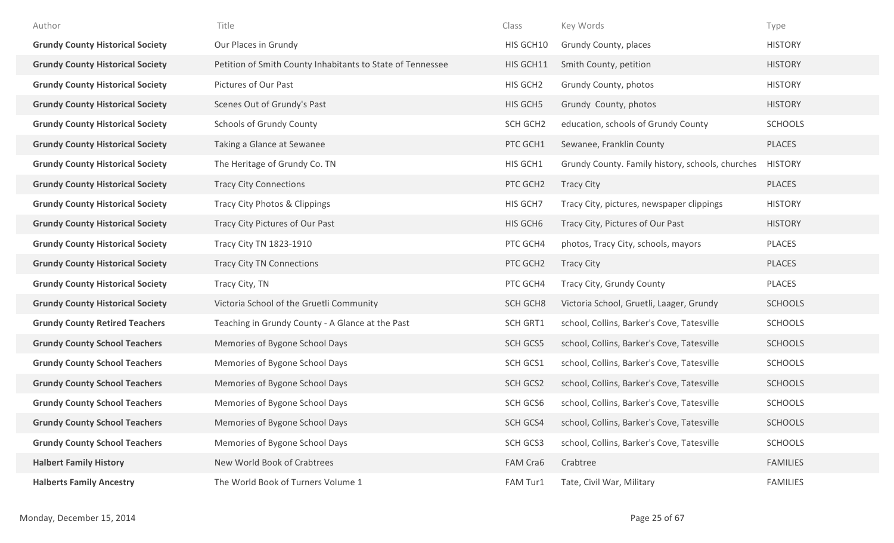| Author | Title | Class | Key Words | Type |
| --- | --- | --- | --- | --- |
| **Grundy County Historical Society** | Our Places in Grundy | HIS GCH10 | Grundy County, places | HISTORY |
| **Grundy County Historical Society** | Petition of Smith County Inhabitants to State of Tennessee | HIS GCH11 | Smith County, petition | HISTORY |
| **Grundy County Historical Society** | Pictures of Our Past | HIS GCH2 | Grundy County, photos | HISTORY |
| **Grundy County Historical Society** | Scenes Out of Grundy's Past | HIS GCH5 | Grundy  County, photos | HISTORY |
| **Grundy County Historical Society** | Schools of Grundy County | SCH GCH2 | education, schools of Grundy County | SCHOOLS |
| **Grundy County Historical Society** | Taking a Glance at Sewanee | PTC GCH1 | Sewanee, Franklin County | PLACES |
| **Grundy County Historical Society** | The Heritage of Grundy Co. TN | HIS GCH1 | Grundy County. Family history, schools, churches | HISTORY |
| **Grundy County Historical Society** | Tracy City Connections | PTC GCH2 | Tracy City | PLACES |
| **Grundy County Historical Society** | Tracy City Photos & Clippings | HIS GCH7 | Tracy City, pictures, newspaper clippings | HISTORY |
| **Grundy County Historical Society** | Tracy City Pictures of Our Past | HIS GCH6 | Tracy City, Pictures of Our Past | HISTORY |
| **Grundy County Historical Society** | Tracy City TN 1823-1910 | PTC GCH4 | photos, Tracy City, schools, mayors | PLACES |
| **Grundy County Historical Society** | Tracy City TN Connections | PTC GCH2 | Tracy City | PLACES |
| **Grundy County Historical Society** | Tracy City, TN | PTC GCH4 | Tracy City, Grundy County | PLACES |
| **Grundy County Historical Society** | Victoria School of the Gruetli Community | SCH GCH8 | Victoria School, Gruetli, Laager, Grundy | SCHOOLS |
| **Grundy County Retired Teachers** | Teaching in Grundy County - A Glance at the Past | SCH GRT1 | school, Collins, Barker's Cove, Tatesville | SCHOOLS |
| **Grundy County School Teachers** | Memories of Bygone School Days | SCH GCS5 | school, Collins, Barker's Cove, Tatesville | SCHOOLS |
| **Grundy County School Teachers** | Memories of Bygone School Days | SCH GCS1 | school, Collins, Barker's Cove, Tatesville | SCHOOLS |
| **Grundy County School Teachers** | Memories of Bygone School Days | SCH GCS2 | school, Collins, Barker's Cove, Tatesville | SCHOOLS |
| **Grundy County School Teachers** | Memories of Bygone School Days | SCH GCS6 | school, Collins, Barker's Cove, Tatesville | SCHOOLS |
| **Grundy County School Teachers** | Memories of Bygone School Days | SCH GCS4 | school, Collins, Barker's Cove, Tatesville | SCHOOLS |
| **Grundy County School Teachers** | Memories of Bygone School Days | SCH GCS3 | school, Collins, Barker's Cove, Tatesville | SCHOOLS |
| **Halbert Family History** | New World Book of Crabtrees | FAM Cra6 | Crabtree | FAMILIES |
| **Halberts Family Ancestry** | The World Book of Turners Volume 1 | FAM Tur1 | Tate, Civil War, Military | FAMILIES |

Monday, December 15, 2014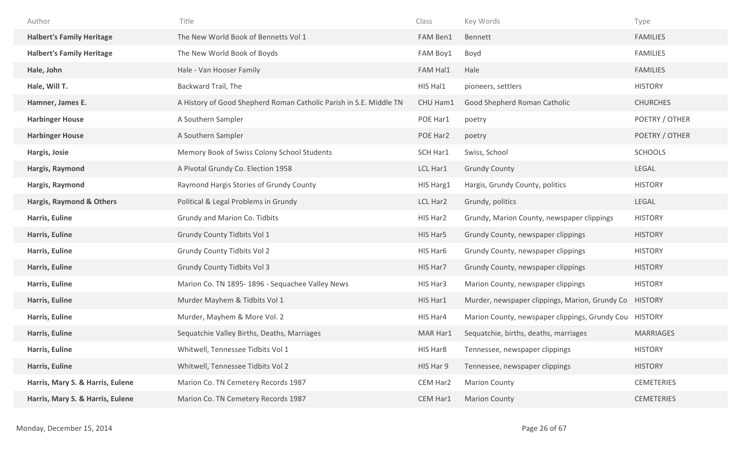| Author | Title | Class | Key Words | Type |
|---|---|---|---|---|
| **Halbert's Family Heritage** | The New World Book of Bennetts Vol 1 | FAM Ben1 | Bennett | FAMILIES |
| **Halbert's Family Heritage** | The New World Book of Boyds | FAM Boy1 | Boyd | FAMILIES |
| **Hale, John** | Hale - Van Hooser Family | FAM Hal1 | Hale | FAMILIES |
| **Hale, Will T.** | Backward Trail, The | HIS Hal1 | pioneers, settlers | HISTORY |
| **Hamner, James E.** | A History of Good Shepherd Roman Catholic Parish in S.E. Middle TN | CHU Ham1 | Good Shepherd Roman Catholic | CHURCHES |
| **Harbinger House** | A Southern Sampler | POE Har1 | poetry | POETRY / OTHER |
| **Harbinger House** | A Southern Sampler | POE Har2 | poetry | POETRY / OTHER |
| **Hargis, Josie** | Memory Book of Swiss Colony School Students | SCH Har1 | Swiss, School | SCHOOLS |
| **Hargis, Raymond** | A Pivotal Grundy Co. Election 1958 | LCL Har1 | Grundy County | LEGAL |
| **Hargis, Raymond** | Raymond Hargis Stories of Grundy County | HIS Harg1 | Hargis, Grundy County, politics | HISTORY |
| **Hargis, Raymond & Others** | Political & Legal Problems in Grundy | LCL Har2 | Grundy, politics | LEGAL |
| **Harris, Euline** | Grundy and Marion Co. Tidbits | HIS Har2 | Grundy, Marion County, newspaper clippings | HISTORY |
| **Harris, Euline** | Grundy County Tidbits Vol 1 | HIS Har5 | Grundy County, newspaper clippings | HISTORY |
| **Harris, Euline** | Grundy County Tidbits Vol 2 | HIS Har6 | Grundy County, newspaper clippings | HISTORY |
| **Harris, Euline** | Grundy County Tidbits Vol 3 | HIS Har7 | Grundy County, newspaper clippings | HISTORY |
| **Harris, Euline** | Marion Co. TN 1895- 1896 - Sequachee Valley News | HIS Har3 | Marion County, newspaper clippings | HISTORY |
| **Harris, Euline** | Murder Mayhem & Tidbits Vol 1 | HIS Har1 | Murder, newspaper clippings, Marion, Grundy Co | HISTORY |
| **Harris, Euline** | Murder, Mayhem & More Vol. 2 | HIS Har4 | Marion County, newspaper clippings, Grundy Cou | HISTORY |
| **Harris, Euline** | Sequatchie Valley Births, Deaths, Marriages | MAR Har1 | Sequatchie, births, deaths, marriages | MARRIAGES |
| **Harris, Euline** | Whitwell, Tennessee Tidbits Vol 1 | HIS Har8 | Tennessee, newspaper clippings | HISTORY |
| **Harris, Euline** | Whitwell, Tennessee Tidbits Vol 2 | HIS Har 9 | Tennessee, newspaper clippings | HISTORY |
| **Harris, Mary S. & Harris, Eulene** | Marion Co. TN Cemetery Records 1987 | CEM Har2 | Marion County | CEMETERIES |
| **Harris, Mary S. & Harris, Eulene** | Marion Co. TN Cemetery Records 1987 | CEM Har1 | Marion County | CEMETERIES |

Monday, December 15, 2014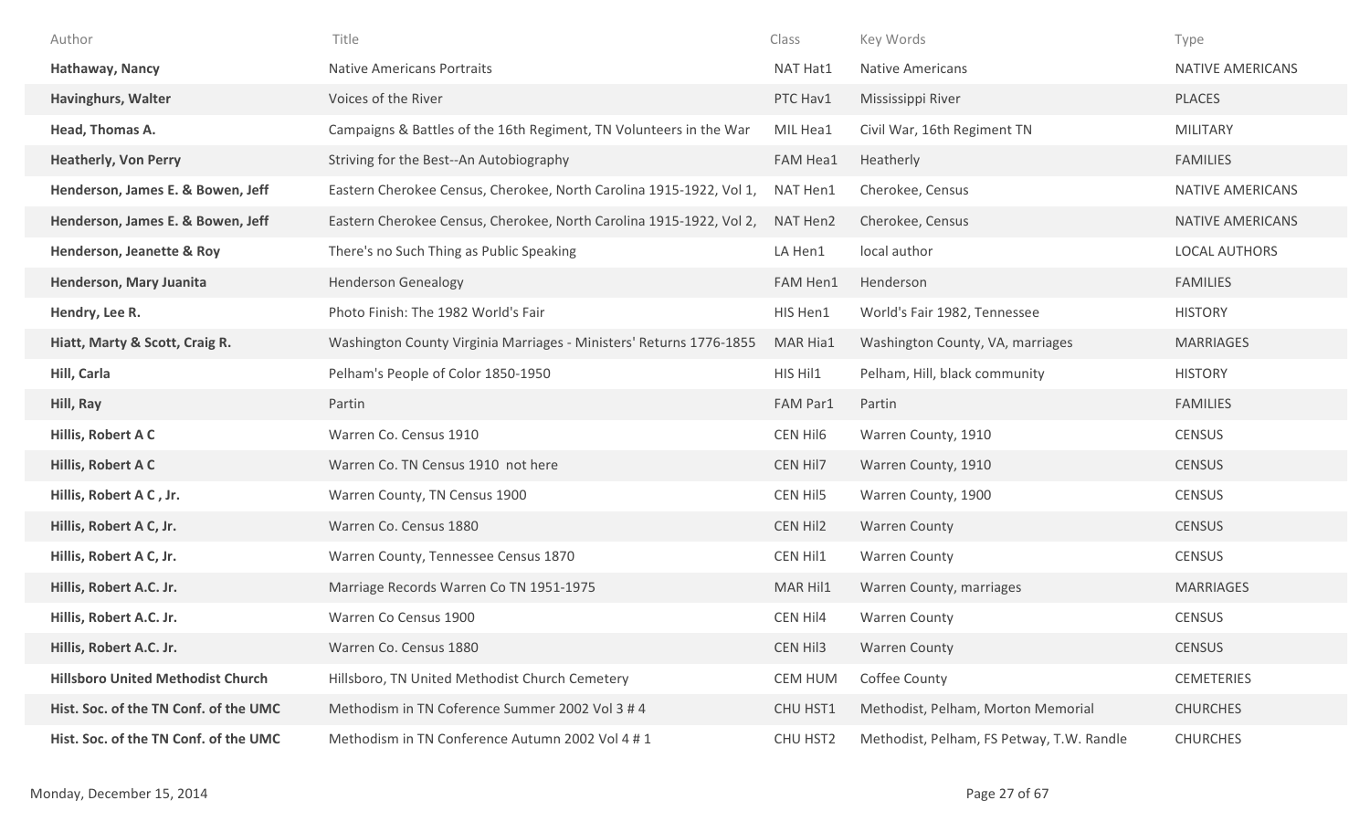| Author | Title | Class | Key Words | Type |
|---|---|---|---|---|
| **Hathaway, Nancy** | Native Americans Portraits | NAT Hat1 | Native Americans | NATIVE AMERICANS |
| **Havinghurs, Walter** | Voices of the River | PTC Hav1 | Mississippi River | PLACES |
| **Head, Thomas A.** | Campaigns & Battles of the 16th Regiment, TN Volunteers in the War | MIL Hea1 | Civil War, 16th Regiment TN | MILITARY |
| **Heatherly, Von Perry** | Striving for the Best--An Autobiography | FAM Hea1 | Heatherly | FAMILIES |
| **Henderson, James E. & Bowen, Jeff** | Eastern Cherokee Census, Cherokee, North Carolina 1915-1922, Vol 1, | NAT Hen1 | Cherokee, Census | NATIVE AMERICANS |
| **Henderson, James E. & Bowen, Jeff** | Eastern Cherokee Census, Cherokee, North Carolina 1915-1922, Vol 2, | NAT Hen2 | Cherokee, Census | NATIVE AMERICANS |
| **Henderson, Jeanette & Roy** | There's no Such Thing as Public Speaking | LA Hen1 | local author | LOCAL AUTHORS |
| **Henderson, Mary Juanita** | Henderson Genealogy | FAM Hen1 | Henderson | FAMILIES |
| **Hendry, Lee R.** | Photo Finish: The 1982 World's Fair | HIS Hen1 | World's Fair 1982, Tennessee | HISTORY |
| **Hiatt, Marty & Scott, Craig R.** | Washington County Virginia Marriages - Ministers' Returns 1776-1855 | MAR Hia1 | Washington County, VA, marriages | MARRIAGES |
| **Hill, Carla** | Pelham's People of Color 1850-1950 | HIS Hil1 | Pelham, Hill, black community | HISTORY |
| **Hill, Ray** | Partin | FAM Par1 | Partin | FAMILIES |
| **Hillis, Robert A C** | Warren Co. Census 1910 | CEN Hil6 | Warren County, 1910 | CENSUS |
| **Hillis, Robert A C** | Warren Co. TN Census 1910 not here | CEN Hil7 | Warren County, 1910 | CENSUS |
| **Hillis, Robert A C , Jr.** | Warren County, TN Census 1900 | CEN Hil5 | Warren County, 1900 | CENSUS |
| **Hillis, Robert A C, Jr.** | Warren Co. Census 1880 | CEN Hil2 | Warren County | CENSUS |
| **Hillis, Robert A C, Jr.** | Warren County, Tennessee Census 1870 | CEN Hil1 | Warren County | CENSUS |
| **Hillis, Robert A.C. Jr.** | Marriage Records Warren Co TN 1951-1975 | MAR Hil1 | Warren County, marriages | MARRIAGES |
| **Hillis, Robert A.C. Jr.** | Warren Co Census 1900 | CEN Hil4 | Warren County | CENSUS |
| **Hillis, Robert A.C. Jr.** | Warren Co. Census 1880 | CEN Hil3 | Warren County | CENSUS |
| **Hillsboro United Methodist Church** | Hillsboro, TN United Methodist Church Cemetery | CEM HUM | Coffee County | CEMETERIES |
| **Hist. Soc. of the TN Conf. of the UMC** | Methodism in TN Coference Summer 2002 Vol 3 # 4 | CHU HST1 | Methodist, Pelham, Morton Memorial | CHURCHES |
| **Hist. Soc. of the TN Conf. of the UMC** | Methodism in TN Conference Autumn 2002 Vol 4 # 1 | CHU HST2 | Methodist, Pelham, FS Petway, T.W. Randle | CHURCHES |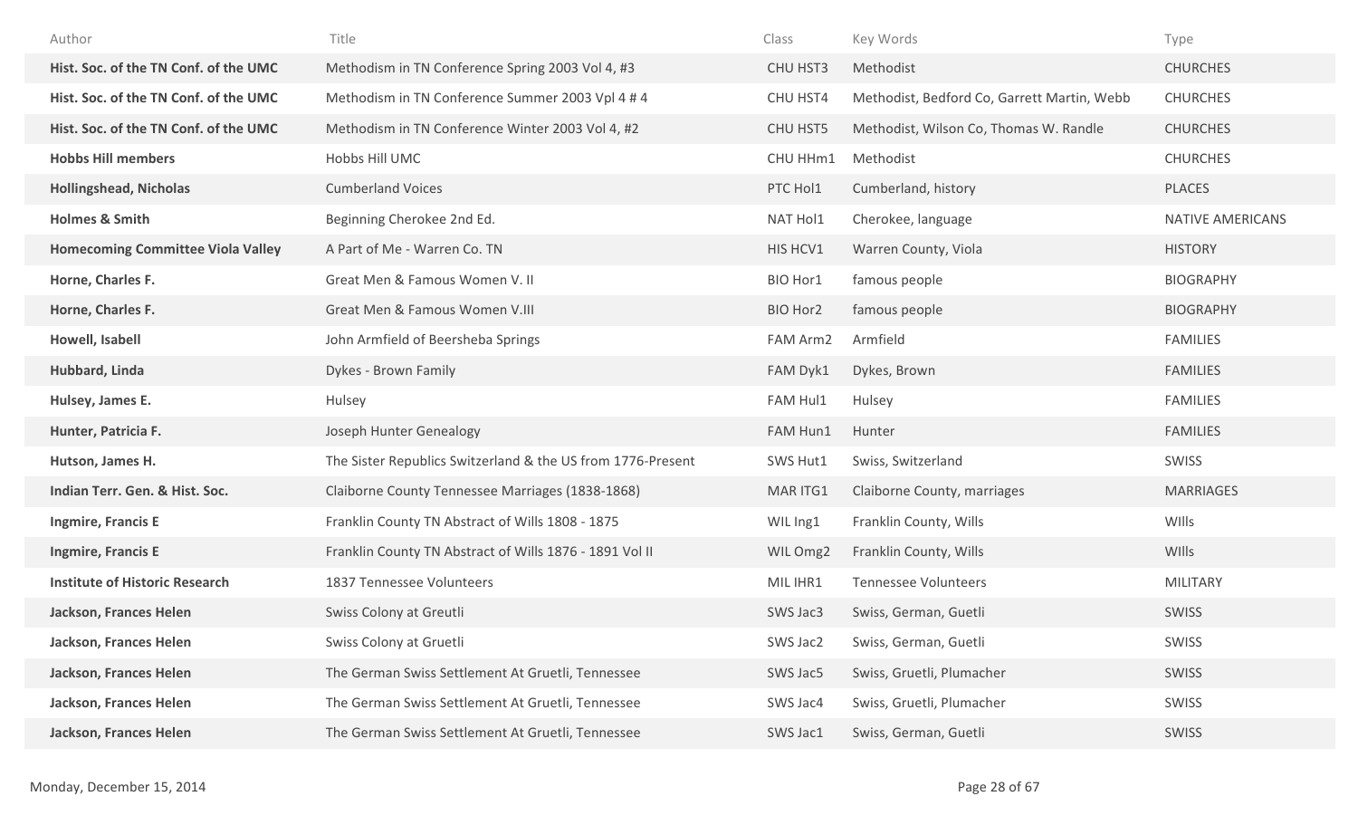| Author | Title | Class | Key Words | Type |
|---|---|---|---|---|
| **Hist. Soc. of the TN Conf. of the UMC** | Methodism in TN Conference Spring 2003 Vol 4, #3 | CHU HST3 | Methodist | CHURCHES |
| **Hist. Soc. of the TN Conf. of the UMC** | Methodism in TN Conference Summer 2003 Vpl 4 # 4 | CHU HST4 | Methodist, Bedford Co, Garrett Martin, Webb | CHURCHES |
| **Hist. Soc. of the TN Conf. of the UMC** | Methodism in TN Conference Winter 2003 Vol 4, #2 | CHU HST5 | Methodist, Wilson Co, Thomas W. Randle | CHURCHES |
| **Hobbs Hill members** | Hobbs Hill UMC | CHU HHm1 | Methodist | CHURCHES |
| **Hollingshead, Nicholas** | Cumberland Voices | PTC Hol1 | Cumberland, history | PLACES |
| **Holmes & Smith** | Beginning Cherokee 2nd Ed. | NAT Hol1 | Cherokee, language | NATIVE AMERICANS |
| **Homecoming Committee Viola Valley** | A Part of Me - Warren Co. TN | HIS HCV1 | Warren County, Viola | HISTORY |
| **Horne, Charles F.** | Great Men & Famous Women V. II | BIO Hor1 | famous people | BIOGRAPHY |
| **Horne, Charles F.** | Great Men & Famous Women V.III | BIO Hor2 | famous people | BIOGRAPHY |
| **Howell, Isabell** | John Armfield of Beersheba Springs | FAM Arm2 | Armfield | FAMILIES |
| **Hubbard, Linda** | Dykes - Brown Family | FAM Dyk1 | Dykes, Brown | FAMILIES |
| **Hulsey, James E.** | Hulsey | FAM Hul1 | Hulsey | FAMILIES |
| **Hunter, Patricia F.** | Joseph Hunter Genealogy | FAM Hun1 | Hunter | FAMILIES |
| **Hutson, James H.** | The Sister Republics Switzerland & the US from 1776-Present | SWS Hut1 | Swiss, Switzerland | SWISS |
| **Indian Terr. Gen. & Hist. Soc.** | Claiborne County Tennessee Marriages (1838-1868) | MAR ITG1 | Claiborne County, marriages | MARRIAGES |
| **Ingmire, Francis E** | Franklin County TN Abstract of Wills 1808 - 1875 | WIL Ing1 | Franklin County, Wills | WIlls |
| **Ingmire, Francis E** | Franklin County TN Abstract of Wills 1876 - 1891 Vol II | WIL Omg2 | Franklin County, Wills | WIlls |
| **Institute of Historic Research** | 1837 Tennessee Volunteers | MIL IHR1 | Tennessee Volunteers | MILITARY |
| **Jackson, Frances Helen** | Swiss Colony at Greutli | SWS Jac3 | Swiss, German, Guetli | SWISS |
| **Jackson, Frances Helen** | Swiss Colony at Gruetli | SWS Jac2 | Swiss, German, Guetli | SWISS |
| **Jackson, Frances Helen** | The German Swiss Settlement At Gruetli, Tennessee | SWS Jac5 | Swiss, Gruetli, Plumacher | SWISS |
| **Jackson, Frances Helen** | The German Swiss Settlement At Gruetli, Tennessee | SWS Jac4 | Swiss, Gruetli, Plumacher | SWISS |
| **Jackson, Frances Helen** | The German Swiss Settlement At Gruetli, Tennessee | SWS Jac1 | Swiss, German, Guetli | SWISS |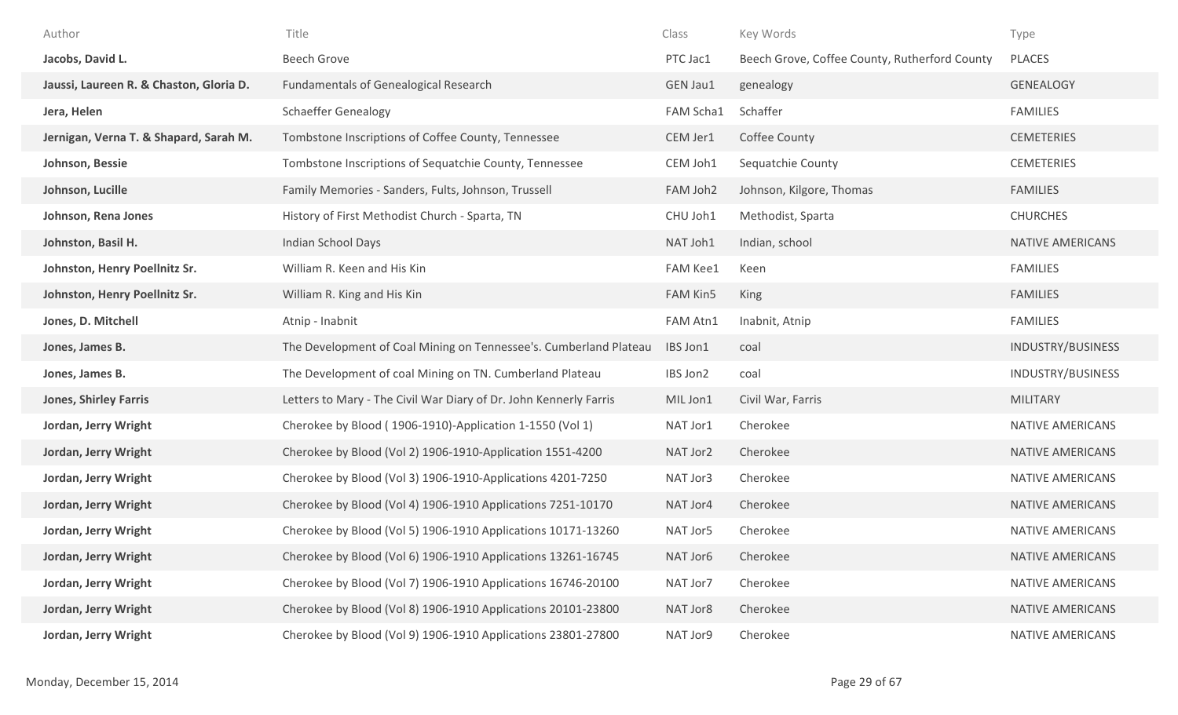| Author | Title | Class | Key Words | Type |
|---|---|---|---|---|
| **Jacobs, David L.** | Beech Grove | PTC Jac1 | Beech Grove, Coffee County, Rutherford County | PLACES |
| **Jaussi, Laureen R. & Chaston, Gloria D.** | Fundamentals of Genealogical Research | GEN Jau1 | genealogy | GENEALOGY |
| **Jera, Helen** | Schaeffer Genealogy | FAM Scha1 | Schaffer | FAMILIES |
| **Jernigan, Verna T. & Shapard, Sarah M.** | Tombstone Inscriptions of Coffee County, Tennessee | CEM Jer1 | Coffee County | CEMETERIES |
| **Johnson, Bessie** | Tombstone Inscriptions of Sequatchie County, Tennessee | CEM Joh1 | Sequatchie County | CEMETERIES |
| **Johnson, Lucille** | Family Memories - Sanders, Fults, Johnson, Trussell | FAM Joh2 | Johnson, Kilgore, Thomas | FAMILIES |
| **Johnson, Rena Jones** | History of First Methodist Church - Sparta, TN | CHU Joh1 | Methodist, Sparta | CHURCHES |
| **Johnston, Basil H.** | Indian School Days | NAT Joh1 | Indian, school | NATIVE AMERICANS |
| **Johnston, Henry Poellnitz Sr.** | William R. Keen and His Kin | FAM Kee1 | Keen | FAMILIES |
| **Johnston, Henry Poellnitz Sr.** | William R. King and His Kin | FAM Kin5 | King | FAMILIES |
| **Jones, D. Mitchell** | Atnip - Inabnit | FAM Atn1 | Inabnit, Atnip | FAMILIES |
| **Jones, James B.** | The Development of Coal Mining on Tennessee's. Cumberland Plateau | IBS Jon1 | coal | INDUSTRY/BUSINESS |
| **Jones, James B.** | The Development of coal Mining on TN. Cumberland Plateau | IBS Jon2 | coal | INDUSTRY/BUSINESS |
| **Jones, Shirley Farris** | Letters to Mary - The Civil War Diary of Dr. John Kennerly Farris | MIL Jon1 | Civil War, Farris | MILITARY |
| **Jordan, Jerry Wright** | Cherokee by Blood ( 1906-1910)-Application 1-1550 (Vol 1) | NAT Jor1 | Cherokee | NATIVE AMERICANS |
| **Jordan, Jerry Wright** | Cherokee by Blood (Vol 2) 1906-1910-Application 1551-4200 | NAT Jor2 | Cherokee | NATIVE AMERICANS |
| **Jordan, Jerry Wright** | Cherokee by Blood (Vol 3) 1906-1910-Applications 4201-7250 | NAT Jor3 | Cherokee | NATIVE AMERICANS |
| **Jordan, Jerry Wright** | Cherokee by Blood (Vol 4) 1906-1910 Applications 7251-10170 | NAT Jor4 | Cherokee | NATIVE AMERICANS |
| **Jordan, Jerry Wright** | Cherokee by Blood (Vol 5) 1906-1910 Applications 10171-13260 | NAT Jor5 | Cherokee | NATIVE AMERICANS |
| **Jordan, Jerry Wright** | Cherokee by Blood (Vol 6) 1906-1910 Applications 13261-16745 | NAT Jor6 | Cherokee | NATIVE AMERICANS |
| **Jordan, Jerry Wright** | Cherokee by Blood (Vol 7) 1906-1910 Applications 16746-20100 | NAT Jor7 | Cherokee | NATIVE AMERICANS |
| **Jordan, Jerry Wright** | Cherokee by Blood (Vol 8) 1906-1910 Applications 20101-23800 | NAT Jor8 | Cherokee | NATIVE AMERICANS |
| **Jordan, Jerry Wright** | Cherokee by Blood (Vol 9) 1906-1910 Applications 23801-27800 | NAT Jor9 | Cherokee | NATIVE AMERICANS |

Monday, December 15, 2014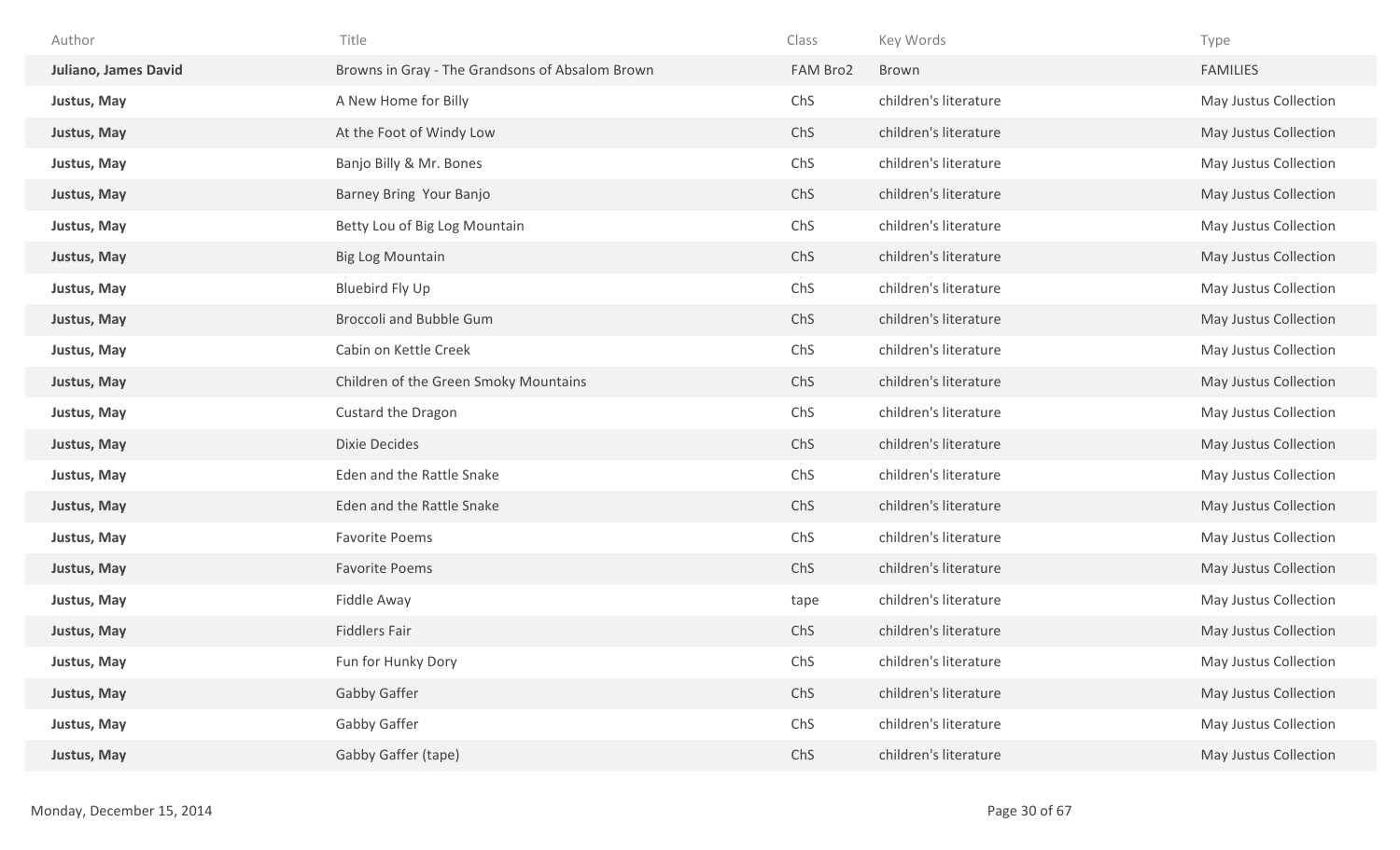| Author | Title | Class | Key Words | Type |
|---|---|---|---|---|
| **Juliano, James David** | Browns in Gray - The Grandsons of Absalom Brown | FAM Bro2 | Brown | FAMILIES |
| **Justus, May** | A New Home for Billy | ChS | children's literature | May Justus Collection |
| **Justus, May** | At the Foot of Windy Low | ChS | children's literature | May Justus Collection |
| **Justus, May** | Banjo Billy & Mr. Bones | ChS | children's literature | May Justus Collection |
| **Justus, May** | Barney Bring Your Banjo | ChS | children's literature | May Justus Collection |
| **Justus, May** | Betty Lou of Big Log Mountain | ChS | children's literature | May Justus Collection |
| **Justus, May** | Big Log Mountain | ChS | children's literature | May Justus Collection |
| **Justus, May** | Bluebird Fly Up | ChS | children's literature | May Justus Collection |
| **Justus, May** | Broccoli and Bubble Gum | ChS | children's literature | May Justus Collection |
| **Justus, May** | Cabin on Kettle Creek | ChS | children's literature | May Justus Collection |
| **Justus, May** | Children of the Green Smoky Mountains | ChS | children's literature | May Justus Collection |
| **Justus, May** | Custard the Dragon | ChS | children's literature | May Justus Collection |
| **Justus, May** | Dixie Decides | ChS | children's literature | May Justus Collection |
| **Justus, May** | Eden and the Rattle Snake | ChS | children's literature | May Justus Collection |
| **Justus, May** | Eden and the Rattle Snake | ChS | children's literature | May Justus Collection |
| **Justus, May** | Favorite Poems | ChS | children's literature | May Justus Collection |
| **Justus, May** | Favorite Poems | ChS | children's literature | May Justus Collection |
| **Justus, May** | Fiddle Away | tape | children's literature | May Justus Collection |
| **Justus, May** | Fiddlers Fair | ChS | children's literature | May Justus Collection |
| **Justus, May** | Fun for Hunky Dory | ChS | children's literature | May Justus Collection |
| **Justus, May** | Gabby Gaffer | ChS | children's literature | May Justus Collection |
| **Justus, May** | Gabby Gaffer | ChS | children's literature | May Justus Collection |
| **Justus, May** | Gabby Gaffer (tape) | ChS | children's literature | May Justus Collection |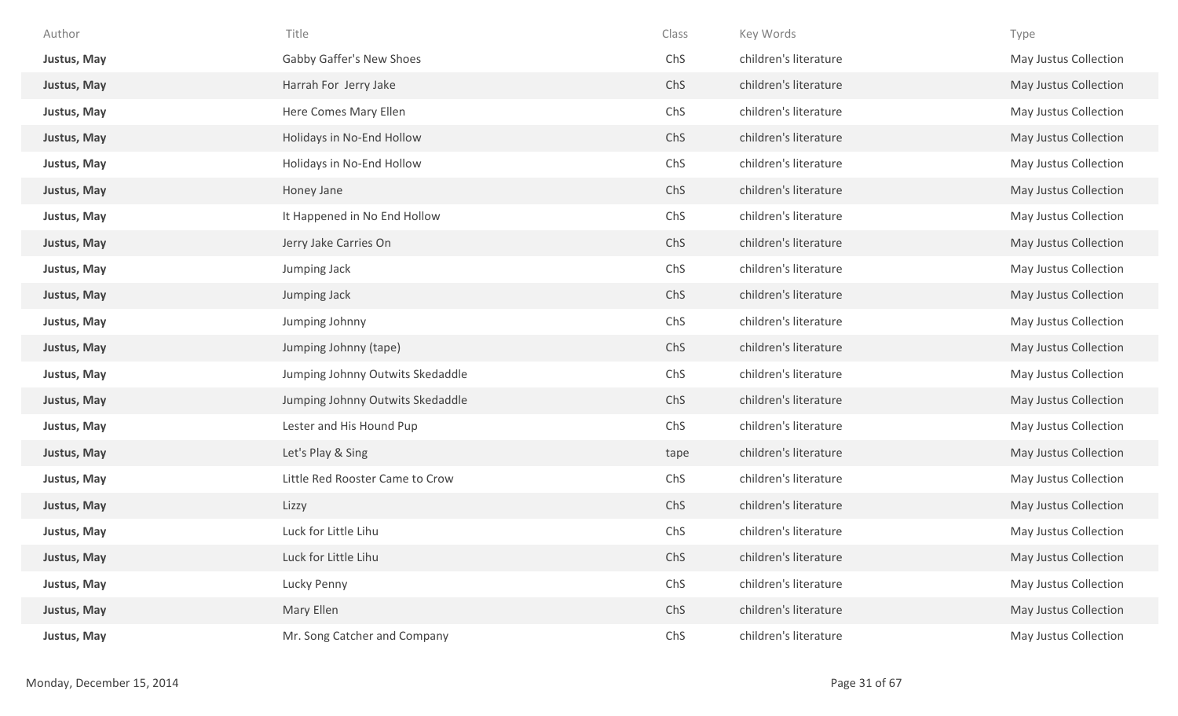| Author | Title | Class | Key Words | Type |
|---|---|---|---|---|
| **Justus, May** | Gabby Gaffer's New Shoes | ChS | children's literature | May Justus Collection |
| **Justus, May** | Harrah For  Jerry Jake | ChS | children's literature | May Justus Collection |
| **Justus, May** | Here Comes Mary Ellen | ChS | children's literature | May Justus Collection |
| **Justus, May** | Holidays in No-End Hollow | ChS | children's literature | May Justus Collection |
| **Justus, May** | Holidays in No-End Hollow | ChS | children's literature | May Justus Collection |
| **Justus, May** | Honey Jane | ChS | children's literature | May Justus Collection |
| **Justus, May** | It Happened in No End Hollow | ChS | children's literature | May Justus Collection |
| **Justus, May** | Jerry Jake Carries On | ChS | children's literature | May Justus Collection |
| **Justus, May** | Jumping Jack | ChS | children's literature | May Justus Collection |
| **Justus, May** | Jumping Jack | ChS | children's literature | May Justus Collection |
| **Justus, May** | Jumping Johnny | ChS | children's literature | May Justus Collection |
| **Justus, May** | Jumping Johnny (tape) | ChS | children's literature | May Justus Collection |
| **Justus, May** | Jumping Johnny Outwits Skedaddle | ChS | children's literature | May Justus Collection |
| **Justus, May** | Jumping Johnny Outwits Skedaddle | ChS | children's literature | May Justus Collection |
| **Justus, May** | Lester and His Hound Pup | ChS | children's literature | May Justus Collection |
| **Justus, May** | Let's Play & Sing | tape | children's literature | May Justus Collection |
| **Justus, May** | Little Red Rooster Came to Crow | ChS | children's literature | May Justus Collection |
| **Justus, May** | Lizzy | ChS | children's literature | May Justus Collection |
| **Justus, May** | Luck for Little Lihu | ChS | children's literature | May Justus Collection |
| **Justus, May** | Luck for Little Lihu | ChS | children's literature | May Justus Collection |
| **Justus, May** | Lucky Penny | ChS | children's literature | May Justus Collection |
| **Justus, May** | Mary Ellen | ChS | children's literature | May Justus Collection |
| **Justus, May** | Mr. Song Catcher and Company | ChS | children's literature | May Justus Collection |

Monday, December 15, 2014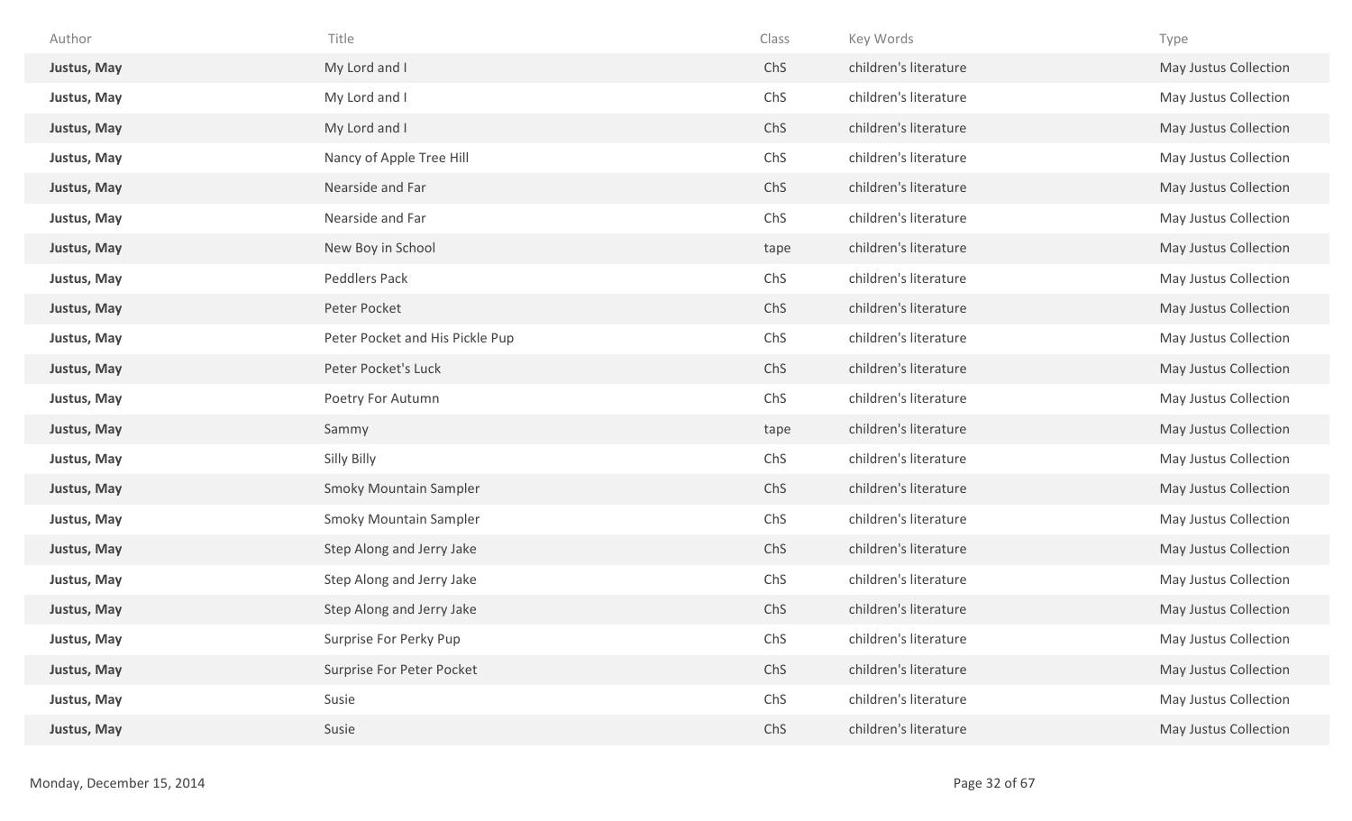| Author | Title | Class | Key Words | Type |
|---|---|---|---|---|
| **Justus, May** | My Lord and I | ChS | children's literature | May Justus Collection |
| **Justus, May** | My Lord and I | ChS | children's literature | May Justus Collection |
| **Justus, May** | My Lord and I | ChS | children's literature | May Justus Collection |
| **Justus, May** | Nancy of Apple Tree Hill | ChS | children's literature | May Justus Collection |
| **Justus, May** | Nearside and Far | ChS | children's literature | May Justus Collection |
| **Justus, May** | Nearside and Far | ChS | children's literature | May Justus Collection |
| **Justus, May** | New Boy in School | tape | children's literature | May Justus Collection |
| **Justus, May** | Peddlers Pack | ChS | children's literature | May Justus Collection |
| **Justus, May** | Peter Pocket | ChS | children's literature | May Justus Collection |
| **Justus, May** | Peter Pocket and His Pickle Pup | ChS | children's literature | May Justus Collection |
| **Justus, May** | Peter Pocket's Luck | ChS | children's literature | May Justus Collection |
| **Justus, May** | Poetry For Autumn | ChS | children's literature | May Justus Collection |
| **Justus, May** | Sammy | tape | children's literature | May Justus Collection |
| **Justus, May** | Silly Billy | ChS | children's literature | May Justus Collection |
| **Justus, May** | Smoky Mountain Sampler | ChS | children's literature | May Justus Collection |
| **Justus, May** | Smoky Mountain Sampler | ChS | children's literature | May Justus Collection |
| **Justus, May** | Step Along and Jerry Jake | ChS | children's literature | May Justus Collection |
| **Justus, May** | Step Along and Jerry Jake | ChS | children's literature | May Justus Collection |
| **Justus, May** | Step Along and Jerry Jake | ChS | children's literature | May Justus Collection |
| **Justus, May** | Surprise For Perky Pup | ChS | children's literature | May Justus Collection |
| **Justus, May** | Surprise For Peter Pocket | ChS | children's literature | May Justus Collection |
| **Justus, May** | Susie | ChS | children's literature | May Justus Collection |
| **Justus, May** | Susie | ChS | children's literature | May Justus Collection |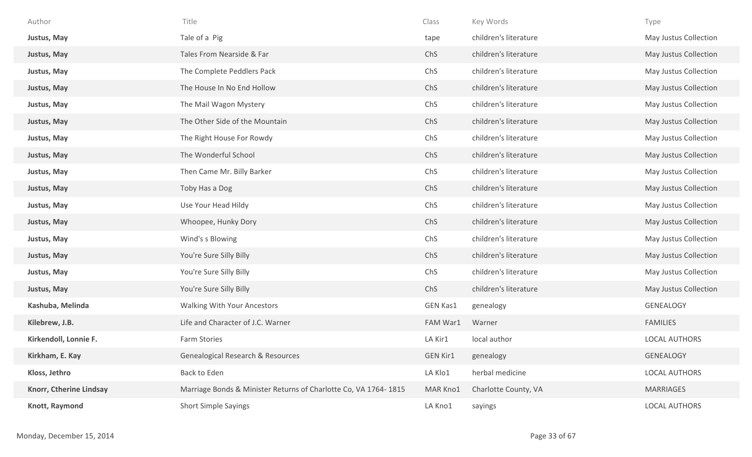| Author | Title | Class | Key Words | Type |
|---|---|---|---|---|
| **Justus, May** | Tale of a Pig | tape | children's literature | May Justus Collection |
| **Justus, May** | Tales From Nearside & Far | ChS | children's literature | May Justus Collection |
| **Justus, May** | The Complete Peddlers Pack | ChS | children's literature | May Justus Collection |
| **Justus, May** | The House In No End Hollow | ChS | children's literature | May Justus Collection |
| **Justus, May** | The Mail Wagon Mystery | ChS | children's literature | May Justus Collection |
| **Justus, May** | The Other Side of the Mountain | ChS | children's literature | May Justus Collection |
| **Justus, May** | The Right House For Rowdy | ChS | children's literature | May Justus Collection |
| **Justus, May** | The Wonderful School | ChS | children's literature | May Justus Collection |
| **Justus, May** | Then Came Mr. Billy Barker | ChS | children's literature | May Justus Collection |
| **Justus, May** | Toby Has a Dog | ChS | children's literature | May Justus Collection |
| **Justus, May** | Use Your Head Hildy | ChS | children's literature | May Justus Collection |
| **Justus, May** | Whoopee, Hunky Dory | ChS | children's literature | May Justus Collection |
| **Justus, May** | Wind's s Blowing | ChS | children's literature | May Justus Collection |
| **Justus, May** | You're Sure Silly Billy | ChS | children's literature | May Justus Collection |
| **Justus, May** | You're Sure Silly Billy | ChS | children's literature | May Justus Collection |
| **Justus, May** | You're Sure Silly Billy | ChS | children's literature | May Justus Collection |
| **Kashuba, Melinda** | Walking With Your Ancestors | GEN Kas1 | genealogy | GENEALOGY |
| **Kilebrew, J.B.** | Life and Character of J.C. Warner | FAM War1 | Warner | FAMILIES |
| **Kirkendoll, Lonnie F.** | Farm Stories | LA Kir1 | local author | LOCAL AUTHORS |
| **Kirkham, E. Kay** | Genealogical Research & Resources | GEN Kir1 | genealogy | GENEALOGY |
| **Kloss, Jethro** | Back to Eden | LA Klo1 | herbal medicine | LOCAL AUTHORS |
| **Knorr, Ctherine Lindsay** | Marriage Bonds & Minister Returns of Charlotte Co, VA 1764- 1815 | MAR Kno1 | Charlotte County, VA | MARRIAGES |
| **Knott, Raymond** | Short Simple Sayings | LA Kno1 | sayings | LOCAL AUTHORS |

Monday, December 15, 2014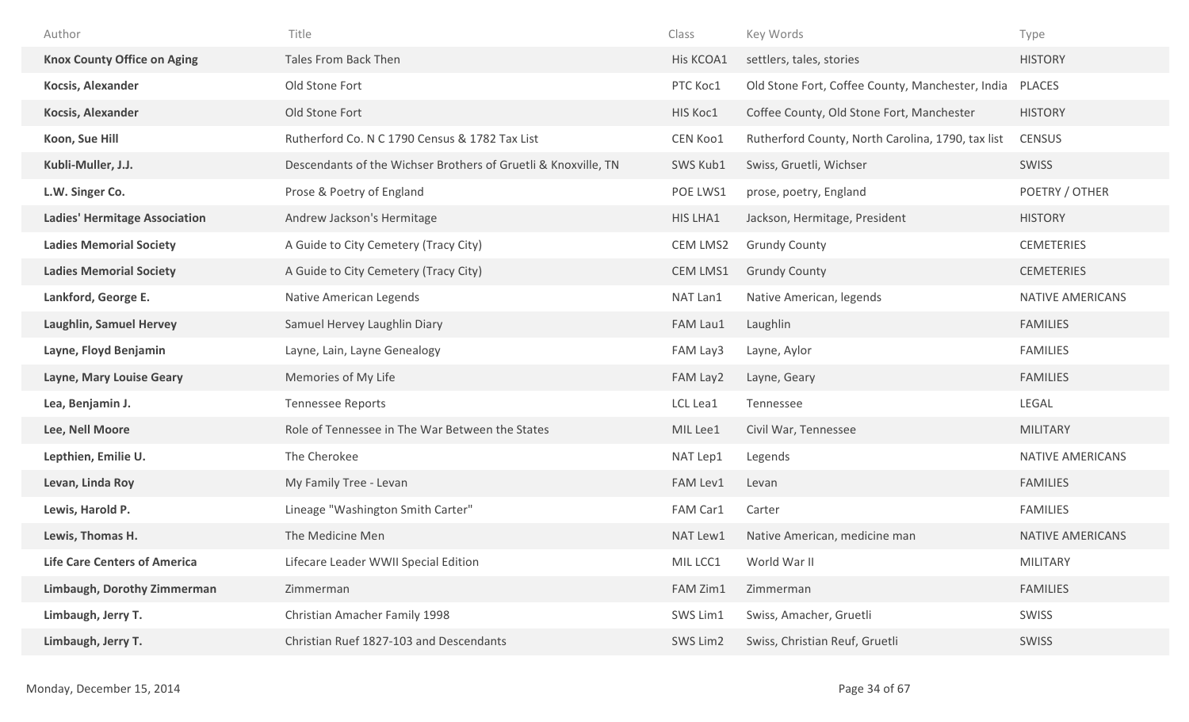| Author | Title | Class | Key Words | Type |
| --- | --- | --- | --- | --- |
| **Knox County Office on Aging** | Tales From Back Then | His KCOA1 | settlers, tales, stories | HISTORY |
| **Kocsis, Alexander** | Old Stone Fort | PTC Koc1 | Old Stone Fort, Coffee County, Manchester, India | PLACES |
| **Kocsis, Alexander** | Old Stone Fort | HIS Koc1 | Coffee County, Old Stone Fort, Manchester | HISTORY |
| **Koon, Sue Hill** | Rutherford Co. N C 1790 Census & 1782 Tax List | CEN Koo1 | Rutherford County, North Carolina, 1790, tax list | CENSUS |
| **Kubli-Muller, J.J.** | Descendants of the Wichser Brothers of Gruetli & Knoxville, TN | SWS Kub1 | Swiss, Gruetli, Wichser | SWISS |
| **L.W. Singer Co.** | Prose & Poetry of England | POE LWS1 | prose, poetry, England | POETRY / OTHER |
| **Ladies' Hermitage Association** | Andrew Jackson's Hermitage | HIS LHA1 | Jackson, Hermitage, President | HISTORY |
| **Ladies Memorial Society** | A Guide to City Cemetery (Tracy City) | CEM LMS2 | Grundy County | CEMETERIES |
| **Ladies Memorial Society** | A Guide to City Cemetery (Tracy City) | CEM LMS1 | Grundy County | CEMETERIES |
| **Lankford, George E.** | Native American Legends | NAT Lan1 | Native American, legends | NATIVE AMERICANS |
| **Laughlin, Samuel Hervey** | Samuel Hervey Laughlin Diary | FAM Lau1 | Laughlin | FAMILIES |
| **Layne, Floyd Benjamin** | Layne, Lain, Layne Genealogy | FAM Lay3 | Layne, Aylor | FAMILIES |
| **Layne, Mary Louise Geary** | Memories of My Life | FAM Lay2 | Layne, Geary | FAMILIES |
| **Lea, Benjamin J.** | Tennessee Reports | LCL Lea1 | Tennessee | LEGAL |
| **Lee, Nell Moore** | Role of Tennessee in The War Between the States | MIL Lee1 | Civil War, Tennessee | MILITARY |
| **Lepthien, Emilie U.** | The Cherokee | NAT Lep1 | Legends | NATIVE AMERICANS |
| **Levan, Linda Roy** | My Family Tree - Levan | FAM Lev1 | Levan | FAMILIES |
| **Lewis, Harold P.** | Lineage "Washington Smith Carter" | FAM Car1 | Carter | FAMILIES |
| **Lewis, Thomas H.** | The Medicine Men | NAT Lew1 | Native American, medicine man | NATIVE AMERICANS |
| **Life Care Centers of America** | Lifecare Leader WWII Special Edition | MIL LCC1 | World War II | MILITARY |
| **Limbaugh, Dorothy Zimmerman** | Zimmerman | FAM Zim1 | Zimmerman | FAMILIES |
| **Limbaugh, Jerry T.** | Christian Amacher Family 1998 | SWS Lim1 | Swiss, Amacher, Gruetli | SWISS |
| **Limbaugh, Jerry T.** | Christian Ruef 1827-103 and Descendants | SWS Lim2 | Swiss, Christian Reuf, Gruetli | SWISS |

Monday, December 15, 2014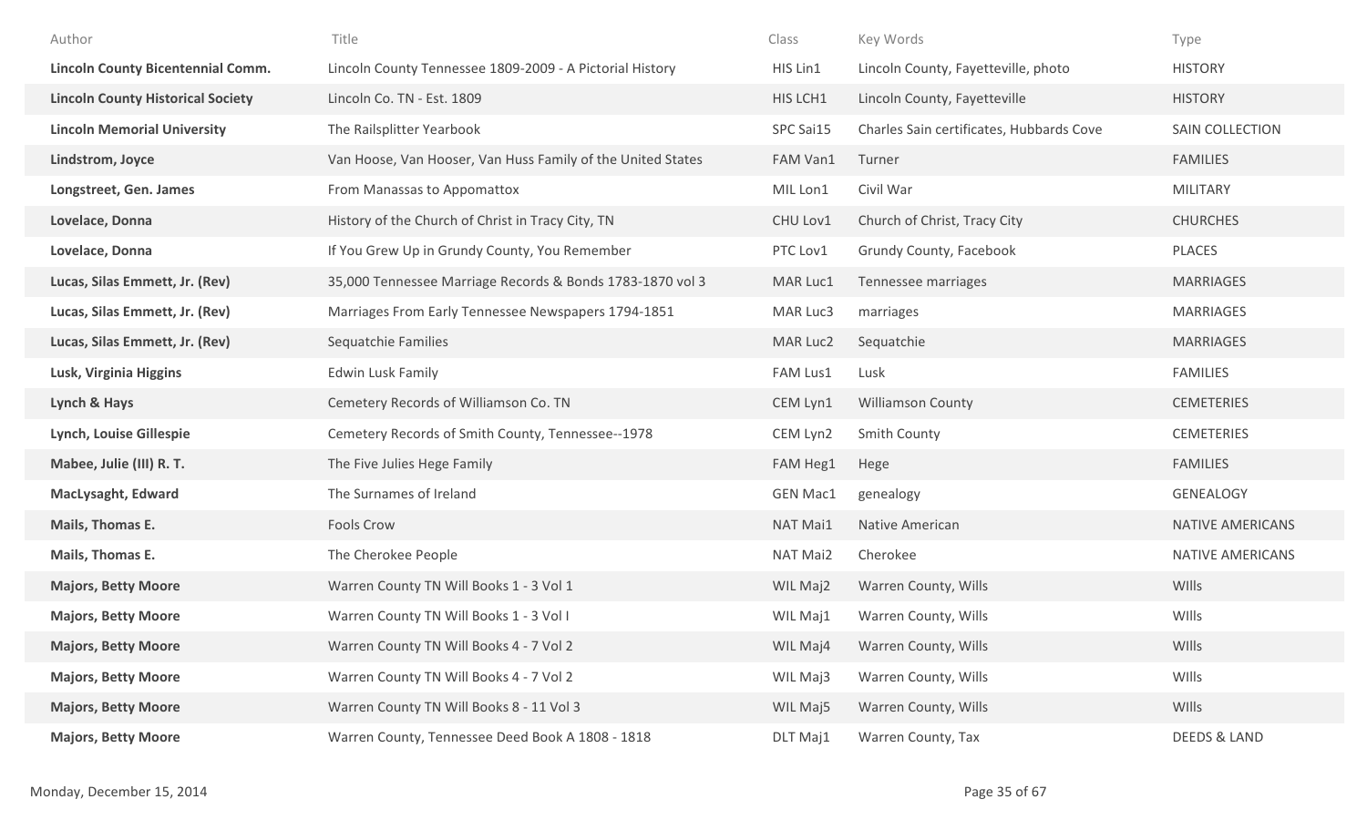| Author | Title | Class | Key Words | Type |
|---|---|---|---|---|
| **Lincoln County Bicentennial Comm.** | Lincoln County Tennessee 1809-2009 - A Pictorial History | HIS Lin1 | Lincoln County, Fayetteville, photo | HISTORY |
| **Lincoln County Historical Society** | Lincoln Co. TN - Est. 1809 | HIS LCH1 | Lincoln County, Fayetteville | HISTORY |
| **Lincoln Memorial University** | The Railsplitter Yearbook | SPC Sai15 | Charles Sain certificates, Hubbards Cove | SAIN COLLECTION |
| **Lindstrom, Joyce** | Van Hoose, Van Hooser, Van Huss Family of the United States | FAM Van1 | Turner | FAMILIES |
| **Longstreet, Gen. James** | From Manassas to Appomattox | MIL Lon1 | Civil War | MILITARY |
| **Lovelace, Donna** | History of the Church of Christ in Tracy City, TN | CHU Lov1 | Church of Christ, Tracy City | CHURCHES |
| **Lovelace, Donna** | If You Grew Up in Grundy County, You Remember | PTC Lov1 | Grundy County, Facebook | PLACES |
| **Lucas, Silas Emmett, Jr. (Rev)** | 35,000 Tennessee Marriage Records & Bonds 1783-1870 vol 3 | MAR Luc1 | Tennessee marriages | MARRIAGES |
| **Lucas, Silas Emmett, Jr. (Rev)** | Marriages From Early Tennessee Newspapers 1794-1851 | MAR Luc3 | marriages | MARRIAGES |
| **Lucas, Silas Emmett, Jr. (Rev)** | Sequatchie Families | MAR Luc2 | Sequatchie | MARRIAGES |
| **Lusk, Virginia Higgins** | Edwin Lusk Family | FAM Lus1 | Lusk | FAMILIES |
| **Lynch & Hays** | Cemetery Records of Williamson Co. TN | CEM Lyn1 | Williamson County | CEMETERIES |
| **Lynch, Louise Gillespie** | Cemetery Records of Smith County, Tennessee--1978 | CEM Lyn2 | Smith County | CEMETERIES |
| **Mabee, Julie (III) R. T.** | The Five Julies Hege Family | FAM Heg1 | Hege | FAMILIES |
| **MacLysaght, Edward** | The Surnames of Ireland | GEN Mac1 | genealogy | GENEALOGY |
| **Mails, Thomas E.** | Fools Crow | NAT Mai1 | Native American | NATIVE AMERICANS |
| **Mails, Thomas E.** | The Cherokee People | NAT Mai2 | Cherokee | NATIVE AMERICANS |
| **Majors, Betty Moore** | Warren County TN Will Books 1 - 3 Vol 1 | WIL Maj2 | Warren County, Wills | WIlls |
| **Majors, Betty Moore** | Warren County TN Will Books 1 - 3 Vol I | WIL Maj1 | Warren County, Wills | WIlls |
| **Majors, Betty Moore** | Warren County TN Will Books 4 - 7 Vol 2 | WIL Maj4 | Warren County, Wills | WIlls |
| **Majors, Betty Moore** | Warren County TN Will Books 4 - 7 Vol 2 | WIL Maj3 | Warren County, Wills | WIlls |
| **Majors, Betty Moore** | Warren County TN Will Books 8 - 11 Vol 3 | WIL Maj5 | Warren County, Wills | WIlls |
| **Majors, Betty Moore** | Warren County, Tennessee Deed Book A 1808 - 1818 | DLT Maj1 | Warren County, Tax | DEEDS & LAND |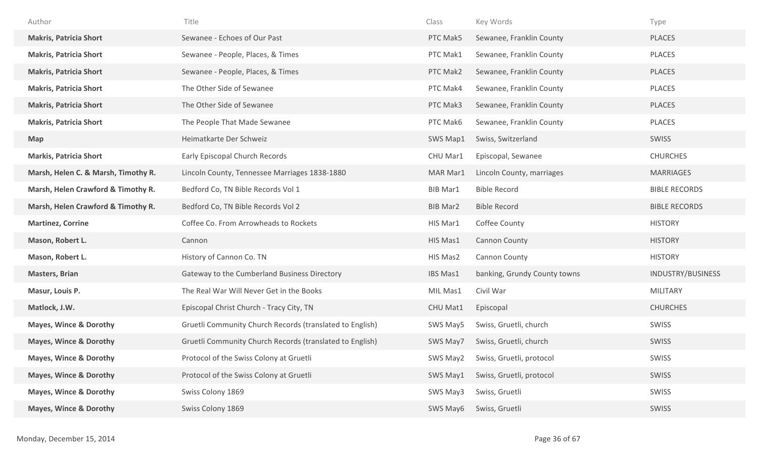| Author | Title | Class | Key Words | Type |
|---|---|---|---|---|
| **Makris, Patricia Short** | Sewanee - Echoes of Our Past | PTC Mak5 | Sewanee, Franklin County | PLACES |
| **Makris, Patricia Short** | Sewanee - People, Places, & Times | PTC Mak1 | Sewanee, Franklin County | PLACES |
| **Makris, Patricia Short** | Sewanee - People, Places, & Times | PTC Mak2 | Sewanee, Franklin County | PLACES |
| **Makris, Patricia Short** | The Other Side of Sewanee | PTC Mak4 | Sewanee, Franklin County | PLACES |
| **Makris, Patricia Short** | The Other Side of Sewanee | PTC Mak3 | Sewanee, Franklin County | PLACES |
| **Makris, Patricia Short** | The People That Made Sewanee | PTC Mak6 | Sewanee, Franklin County | PLACES |
| **Map** | Heimatkarte Der Schweiz | SWS Map1 | Swiss, Switzerland | SWISS |
| **Markis, Patricia Short** | Early Episcopal Church Records | CHU Mar1 | Episcopal, Sewanee | CHURCHES |
| **Marsh, Helen C. & Marsh, Timothy R.** | Lincoln County, Tennessee Marriages 1838-1880 | MAR Mar1 | Lincoln County, marriages | MARRIAGES |
| **Marsh, Helen Crawford & Timothy R.** | Bedford Co, TN Bible Records Vol 1 | BIB Mar1 | Bible Record | BIBLE RECORDS |
| **Marsh, Helen Crawford & Timothy R.** | Bedford Co, TN Bible Records Vol 2 | BIB Mar2 | Bible Record | BIBLE RECORDS |
| **Martinez, Corrine** | Coffee Co. From Arrowheads to Rockets | HIS Mar1 | Coffee County | HISTORY |
| **Mason, Robert L.** | Cannon | HIS Mas1 | Cannon County | HISTORY |
| **Mason, Robert L.** | History of Cannon Co. TN | HIS Mas2 | Cannon County | HISTORY |
| **Masters, Brian** | Gateway to the Cumberland Business Directory | IBS Mas1 | banking, Grundy County towns | INDUSTRY/BUSINESS |
| **Masur, Louis P.** | The Real War Will Never Get in the Books | MIL Mas1 | Civil War | MILITARY |
| **Matlock, J.W.** | Episcopal Christ Church - Tracy City, TN | CHU Mat1 | Episcopal | CHURCHES |
| **Mayes, Wince & Dorothy** | Gruetli Community Church Records (translated to English) | SWS May5 | Swiss, Gruetli, church | SWISS |
| **Mayes, Wince & Dorothy** | Gruetli Community Church Records (translated to English) | SWS May7 | Swiss, Gruetli, church | SWISS |
| **Mayes, Wince & Dorothy** | Protocol of the Swiss Colony at Gruetli | SWS May2 | Swiss, Gruetli, protocol | SWISS |
| **Mayes, Wince & Dorothy** | Protocol of the Swiss Colony at Gruetli | SWS May1 | Swiss, Gruetli, protocol | SWISS |
| **Mayes, Wince & Dorothy** | Swiss Colony 1869 | SWS May3 | Swiss, Gruetli | SWISS |
| **Mayes, Wince & Dorothy** | Swiss Colony 1869 | SWS May6 | Swiss, Gruetli | SWISS |

Monday, December 15, 2014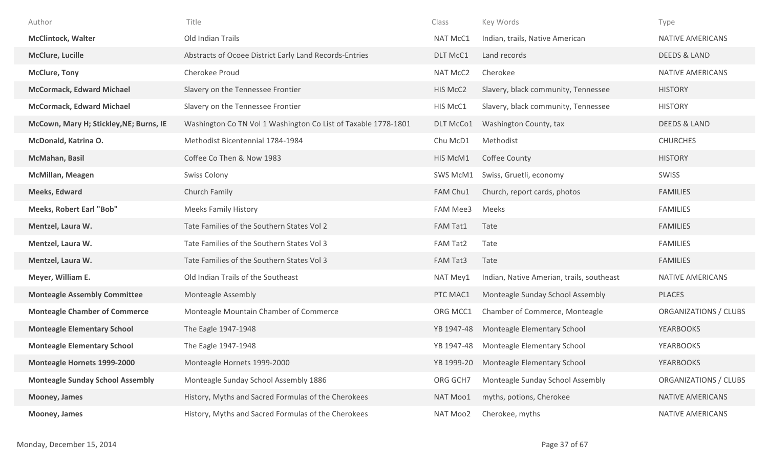| Author | Title | Class | Key Words | Type |
|---|---|---|---|---|
| **McClintock, Walter** | Old Indian Trails | NAT McC1 | Indian, trails, Native American | NATIVE AMERICANS |
| **McClure, Lucille** | Abstracts of Ocoee District Early Land Records-Entries | DLT McC1 | Land records | DEEDS & LAND |
| **McClure, Tony** | Cherokee Proud | NAT McC2 | Cherokee | NATIVE AMERICANS |
| **McCormack, Edward Michael** | Slavery on the Tennessee Frontier | HIS McC2 | Slavery, black community, Tennessee | HISTORY |
| **McCormack, Edward Michael** | Slavery on the Tennessee Frontier | HIS McC1 | Slavery, black community, Tennessee | HISTORY |
| **McCown, Mary H; Stickley,NE; Burns, IE** | Washington Co TN Vol 1 Washington Co List of Taxable 1778-1801 | DLT McCo1 | Washington County, tax | DEEDS & LAND |
| **McDonald, Katrina O.** | Methodist Bicentennial 1784-1984 | Chu McD1 | Methodist | CHURCHES |
| **McMahan, Basil** | Coffee Co Then & Now 1983 | HIS McM1 | Coffee County | HISTORY |
| **McMillan, Meagen** | Swiss Colony | SWS McM1 | Swiss, Gruetli, economy | SWISS |
| **Meeks, Edward** | Church Family | FAM Chu1 | Church, report cards, photos | FAMILIES |
| **Meeks, Robert Earl "Bob"** | Meeks Family History | FAM Mee3 | Meeks | FAMILIES |
| **Mentzel, Laura W.** | Tate Families of the Southern States Vol 2 | FAM Tat1 | Tate | FAMILIES |
| **Mentzel, Laura W.** | Tate Families of the Southern States Vol 3 | FAM Tat2 | Tate | FAMILIES |
| **Mentzel, Laura W.** | Tate Families of the Southern States Vol 3 | FAM Tat3 | Tate | FAMILIES |
| **Meyer, William E.** | Old Indian Trails of the Southeast | NAT Mey1 | Indian, Native Amerian, trails, southeast | NATIVE AMERICANS |
| **Monteagle Assembly Committee** | Monteagle Assembly | PTC MAC1 | Monteagle Sunday School Assembly | PLACES |
| **Monteagle Chamber of Commerce** | Monteagle Mountain Chamber of Commerce | ORG MCC1 | Chamber of Commerce, Monteagle | ORGANIZATIONS / CLUBS |
| **Monteagle Elementary School** | The Eagle 1947-1948 | YB 1947-48 | Monteagle Elementary School | YEARBOOKS |
| **Monteagle Elementary School** | The Eagle 1947-1948 | YB 1947-48 | Monteagle Elementary School | YEARBOOKS |
| **Monteagle Hornets 1999-2000** | Monteagle Hornets 1999-2000 | YB 1999-20 | Monteagle Elementary School | YEARBOOKS |
| **Monteagle Sunday School Assembly** | Monteagle Sunday School Assembly 1886 | ORG GCH7 | Monteagle Sunday School Assembly | ORGANIZATIONS / CLUBS |
| **Mooney, James** | History, Myths and Sacred Formulas of the Cherokees | NAT Moo1 | myths, potions, Cherokee | NATIVE AMERICANS |
| **Mooney, James** | History, Myths and Sacred Formulas of the Cherokees | NAT Moo2 | Cherokee, myths | NATIVE AMERICANS |

Monday, December 15, 2014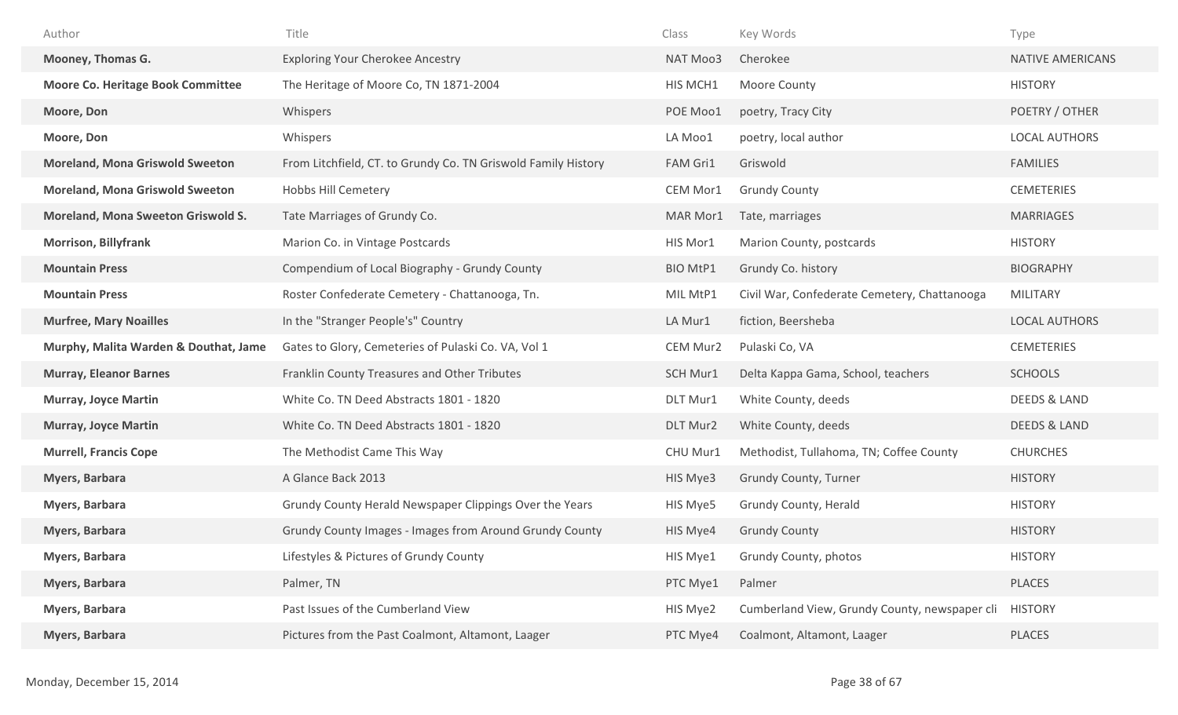| Author | Title | Class | Key Words | Type |
|---|---|---|---|---|
| **Mooney, Thomas G.** | Exploring Your Cherokee Ancestry | NAT Moo3 | Cherokee | NATIVE AMERICANS |
| **Moore Co. Heritage Book Committee** | The Heritage of Moore Co, TN 1871-2004 | HIS MCH1 | Moore County | HISTORY |
| **Moore, Don** | Whispers | POE Moo1 | poetry, Tracy City | POETRY / OTHER |
| **Moore, Don** | Whispers | LA Moo1 | poetry, local author | LOCAL AUTHORS |
| **Moreland, Mona Griswold Sweeton** | From Litchfield, CT. to Grundy Co. TN Griswold Family History | FAM Gri1 | Griswold | FAMILIES |
| **Moreland, Mona Griswold Sweeton** | Hobbs Hill Cemetery | CEM Mor1 | Grundy County | CEMETERIES |
| **Moreland, Mona Sweeton Griswold S.** | Tate Marriages of Grundy Co. | MAR Mor1 | Tate, marriages | MARRIAGES |
| **Morrison, Billyfrank** | Marion Co. in Vintage Postcards | HIS Mor1 | Marion County, postcards | HISTORY |
| **Mountain Press** | Compendium of Local Biography - Grundy County | BIO MtP1 | Grundy Co. history | BIOGRAPHY |
| **Mountain Press** | Roster Confederate Cemetery - Chattanooga, Tn. | MIL MtP1 | Civil War, Confederate Cemetery, Chattanooga | MILITARY |
| **Murfree, Mary Noailles** | In the "Stranger People's" Country | LA Mur1 | fiction, Beersheba | LOCAL AUTHORS |
| **Murphy, Malita Warden & Douthat, Jame** | Gates to Glory, Cemeteries of Pulaski Co. VA, Vol 1 | CEM Mur2 | Pulaski Co, VA | CEMETERIES |
| **Murray, Eleanor Barnes** | Franklin County Treasures and Other Tributes | SCH Mur1 | Delta Kappa Gama, School, teachers | SCHOOLS |
| **Murray, Joyce Martin** | White Co. TN Deed Abstracts 1801 - 1820 | DLT Mur1 | White County, deeds | DEEDS & LAND |
| **Murray, Joyce Martin** | White Co. TN Deed Abstracts 1801 - 1820 | DLT Mur2 | White County, deeds | DEEDS & LAND |
| **Murrell, Francis Cope** | The Methodist Came This Way | CHU Mur1 | Methodist, Tullahoma, TN; Coffee County | CHURCHES |
| **Myers, Barbara** | A Glance Back 2013 | HIS Mye3 | Grundy County, Turner | HISTORY |
| **Myers, Barbara** | Grundy County Herald Newspaper Clippings Over the Years | HIS Mye5 | Grundy County, Herald | HISTORY |
| **Myers, Barbara** | Grundy County Images - Images from Around Grundy County | HIS Mye4 | Grundy County | HISTORY |
| **Myers, Barbara** | Lifestyles & Pictures of Grundy County | HIS Mye1 | Grundy County, photos | HISTORY |
| **Myers, Barbara** | Palmer, TN | PTC Mye1 | Palmer | PLACES |
| **Myers, Barbara** | Past Issues of the Cumberland View | HIS Mye2 | Cumberland View, Grundy County, newspaper cli | HISTORY |
| **Myers, Barbara** | Pictures from the Past Coalmont, Altamont, Laager | PTC Mye4 | Coalmont, Altamont, Laager | PLACES |

Monday, December 15, 2014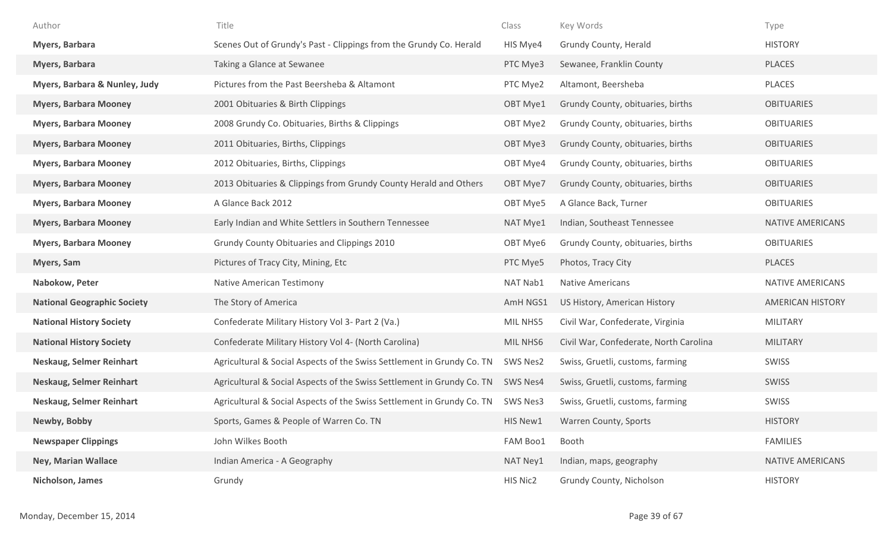| Author | Title | Class | Key Words | Type |
|---|---|---|---|---|
| **Myers, Barbara** | Scenes Out of Grundy's Past - Clippings from the Grundy Co. Herald | HIS Mye4 | Grundy County, Herald | HISTORY |
| **Myers, Barbara** | Taking a Glance at Sewanee | PTC Mye3 | Sewanee, Franklin County | PLACES |
| **Myers, Barbara & Nunley, Judy** | Pictures from the Past Beersheba & Altamont | PTC Mye2 | Altamont, Beersheba | PLACES |
| **Myers, Barbara Mooney** | 2001 Obituaries & Birth Clippings | OBT Mye1 | Grundy County, obituaries, births | OBITUARIES |
| **Myers, Barbara Mooney** | 2008 Grundy Co. Obituaries, Births & Clippings | OBT Mye2 | Grundy County, obituaries, births | OBITUARIES |
| **Myers, Barbara Mooney** | 2011 Obituaries, Births, Clippings | OBT Mye3 | Grundy County, obituaries, births | OBITUARIES |
| **Myers, Barbara Mooney** | 2012 Obituaries, Births, Clippings | OBT Mye4 | Grundy County, obituaries, births | OBITUARIES |
| **Myers, Barbara Mooney** | 2013 Obituaries & Clippings from Grundy County Herald and Others | OBT Mye7 | Grundy County, obituaries, births | OBITUARIES |
| **Myers, Barbara Mooney** | A Glance Back 2012 | OBT Mye5 | A Glance Back, Turner | OBITUARIES |
| **Myers, Barbara Mooney** | Early Indian and White Settlers in Southern Tennessee | NAT Mye1 | Indian, Southeast Tennessee | NATIVE AMERICANS |
| **Myers, Barbara Mooney** | Grundy County Obituaries and Clippings 2010 | OBT Mye6 | Grundy County, obituaries, births | OBITUARIES |
| **Myers, Sam** | Pictures of Tracy City, Mining, Etc | PTC Mye5 | Photos, Tracy City | PLACES |
| **Nabokow, Peter** | Native American Testimony | NAT Nab1 | Native Americans | NATIVE AMERICANS |
| **National Geographic Society** | The Story of America | AmH NGS1 | US History, American History | AMERICAN HISTORY |
| **National History Society** | Confederate Military History Vol 3- Part 2 (Va.) | MIL NHS5 | Civil War, Confederate, Virginia | MILITARY |
| **National History Society** | Confederate Military History Vol 4- (North Carolina) | MIL NHS6 | Civil War, Confederate, North Carolina | MILITARY |
| **Neskaug, Selmer Reinhart** | Agricultural & Social Aspects of the Swiss Settlement in Grundy Co. TN | SWS Nes2 | Swiss, Gruetli, customs, farming | SWISS |
| **Neskaug, Selmer Reinhart** | Agricultural & Social Aspects of the Swiss Settlement in Grundy Co. TN | SWS Nes4 | Swiss, Gruetli, customs, farming | SWISS |
| **Neskaug, Selmer Reinhart** | Agricultural & Social Aspects of the Swiss Settlement in Grundy Co. TN | SWS Nes3 | Swiss, Gruetli, customs, farming | SWISS |
| **Newby, Bobby** | Sports, Games & People of Warren Co. TN | HIS New1 | Warren County, Sports | HISTORY |
| **Newspaper Clippings** | John Wilkes Booth | FAM Boo1 | Booth | FAMILIES |
| **Ney, Marian Wallace** | Indian America - A Geography | NAT Ney1 | Indian, maps, geography | NATIVE AMERICANS |
| **Nicholson, James** | Grundy | HIS Nic2 | Grundy County, Nicholson | HISTORY |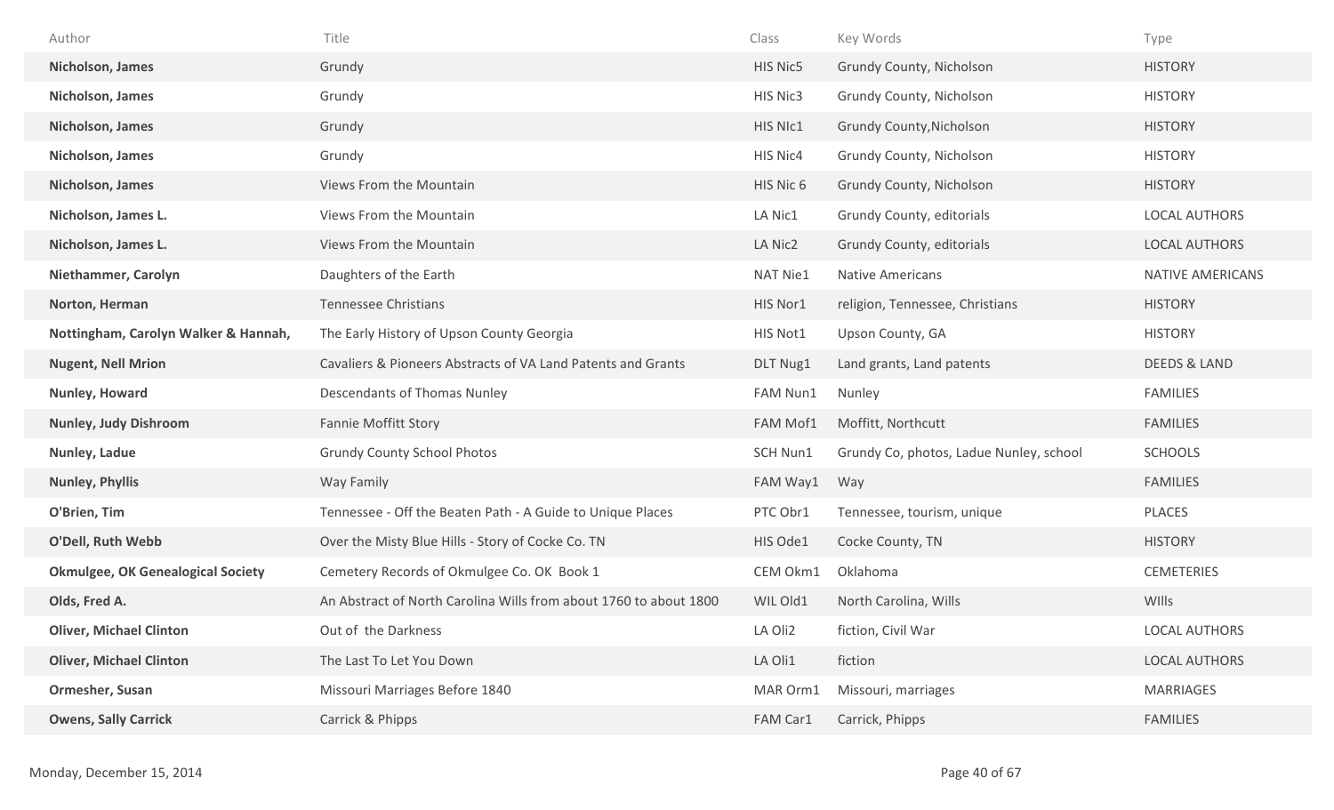| Author | Title | Class | Key Words | Type |
|---|---|---|---|---|
| **Nicholson, James** | Grundy | HIS Nic5 | Grundy County, Nicholson | HISTORY |
| **Nicholson, James** | Grundy | HIS Nic3 | Grundy County, Nicholson | HISTORY |
| **Nicholson, James** | Grundy | HIS NIc1 | Grundy County,Nicholson | HISTORY |
| **Nicholson, James** | Grundy | HIS Nic4 | Grundy County, Nicholson | HISTORY |
| **Nicholson, James** | Views From the Mountain | HIS Nic 6 | Grundy County, Nicholson | HISTORY |
| **Nicholson, James L.** | Views From the Mountain | LA Nic1 | Grundy County, editorials | LOCAL AUTHORS |
| **Nicholson, James L.** | Views From the Mountain | LA Nic2 | Grundy County, editorials | LOCAL AUTHORS |
| **Niethammer, Carolyn** | Daughters of the Earth | NAT Nie1 | Native Americans | NATIVE AMERICANS |
| **Norton, Herman** | Tennessee Christians | HIS Nor1 | religion, Tennessee, Christians | HISTORY |
| **Nottingham, Carolyn Walker & Hannah,** | The Early History of Upson County Georgia | HIS Not1 | Upson County, GA | HISTORY |
| **Nugent, Nell Mrion** | Cavaliers & Pioneers Abstracts of VA Land Patents and Grants | DLT Nug1 | Land grants, Land patents | DEEDS & LAND |
| **Nunley, Howard** | Descendants of Thomas Nunley | FAM Nun1 | Nunley | FAMILIES |
| **Nunley, Judy Dishroom** | Fannie Moffitt Story | FAM Mof1 | Moffitt, Northcutt | FAMILIES |
| **Nunley, Ladue** | Grundy County School Photos | SCH Nun1 | Grundy Co, photos, Ladue Nunley, school | SCHOOLS |
| **Nunley, Phyllis** | Way Family | FAM Way1 | Way | FAMILIES |
| **O'Brien, Tim** | Tennessee - Off the Beaten Path - A Guide to Unique Places | PTC Obr1 | Tennessee, tourism, unique | PLACES |
| **O'Dell, Ruth Webb** | Over the Misty Blue Hills - Story of Cocke Co. TN | HIS Ode1 | Cocke County, TN | HISTORY |
| **Okmulgee, OK Genealogical Society** | Cemetery Records of Okmulgee Co. OK Book 1 | CEM Okm1 | Oklahoma | CEMETERIES |
| **Olds, Fred A.** | An Abstract of North Carolina Wills from about 1760 to about 1800 | WIL Old1 | North Carolina, Wills | WIlls |
| **Oliver, Michael Clinton** | Out of the Darkness | LA Oli2 | fiction, Civil War | LOCAL AUTHORS |
| **Oliver, Michael Clinton** | The Last To Let You Down | LA Oli1 | fiction | LOCAL AUTHORS |
| **Ormesher, Susan** | Missouri Marriages Before 1840 | MAR Orm1 | Missouri, marriages | MARRIAGES |
| **Owens, Sally Carrick** | Carrick & Phipps | FAM Car1 | Carrick, Phipps | FAMILIES |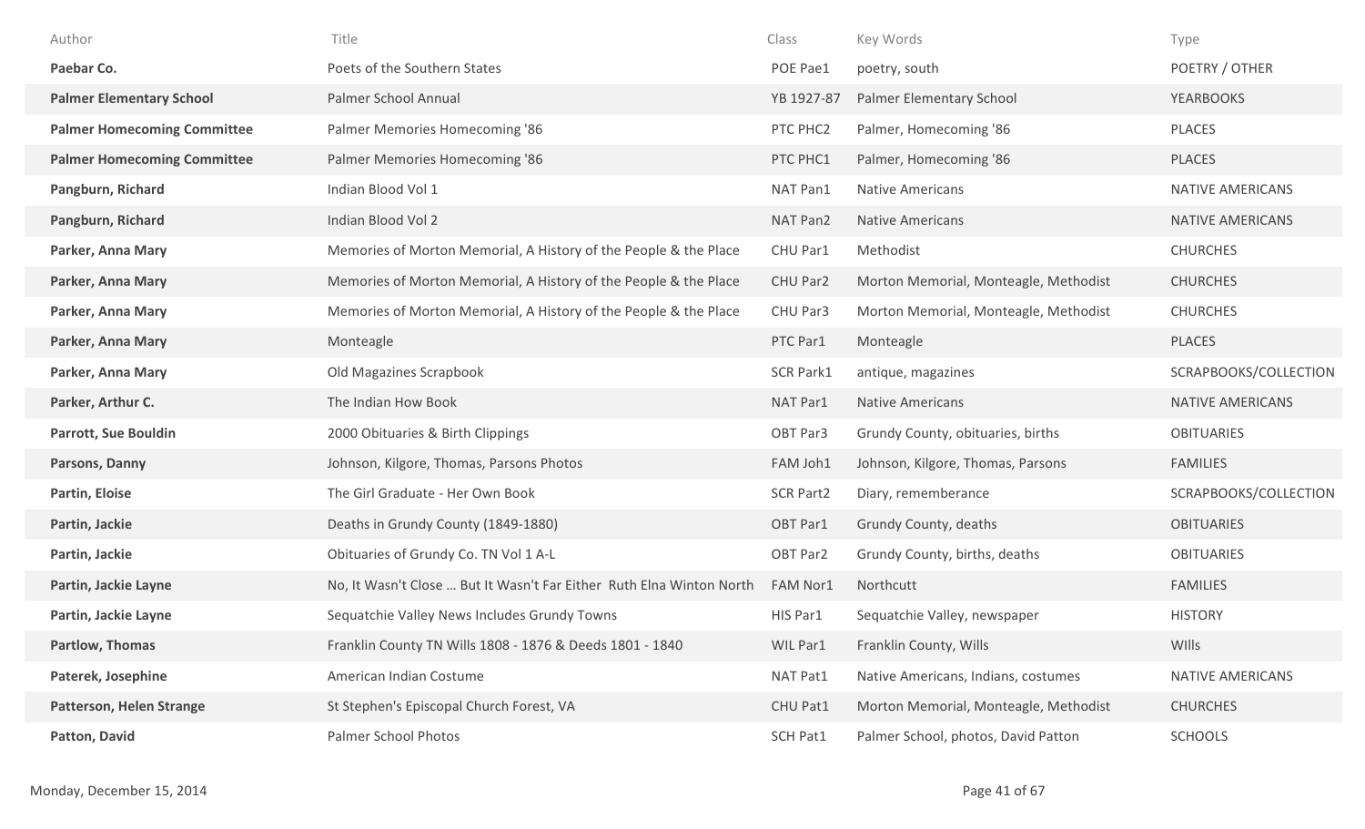| Author | Title | Class | Key Words | Type |
|---|---|---|---|---|
| **Paebar Co.** | Poets of the Southern States | POE Pae1 | poetry, south | POETRY / OTHER |
| **Palmer Elementary School** | Palmer School Annual | YB 1927-87 | Palmer Elementary School | YEARBOOKS |
| **Palmer Homecoming Committee** | Palmer Memories Homecoming '86 | PTC PHC2 | Palmer, Homecoming '86 | PLACES |
| **Palmer Homecoming Committee** | Palmer Memories Homecoming '86 | PTC PHC1 | Palmer, Homecoming '86 | PLACES |
| **Pangburn, Richard** | Indian Blood Vol 1 | NAT Pan1 | Native Americans | NATIVE AMERICANS |
| **Pangburn, Richard** | Indian Blood Vol 2 | NAT Pan2 | Native Americans | NATIVE AMERICANS |
| **Parker, Anna Mary** | Memories of Morton Memorial, A History of the People & the Place | CHU Par1 | Methodist | CHURCHES |
| **Parker, Anna Mary** | Memories of Morton Memorial, A History of the People & the Place | CHU Par2 | Morton Memorial, Monteagle, Methodist | CHURCHES |
| **Parker, Anna Mary** | Memories of Morton Memorial, A History of the People & the Place | CHU Par3 | Morton Memorial, Monteagle, Methodist | CHURCHES |
| **Parker, Anna Mary** | Monteagle | PTC Par1 | Monteagle | PLACES |
| **Parker, Anna Mary** | Old Magazines Scrapbook | SCR Park1 | antique, magazines | SCRAPBOOKS/COLLECTION |
| **Parker, Arthur C.** | The Indian How Book | NAT Par1 | Native Americans | NATIVE AMERICANS |
| **Parrott, Sue Bouldin** | 2000 Obituaries & Birth Clippings | OBT Par3 | Grundy County, obituaries, births | OBITUARIES |
| **Parsons, Danny** | Johnson, Kilgore, Thomas, Parsons Photos | FAM Joh1 | Johnson, Kilgore, Thomas, Parsons | FAMILIES |
| **Partin, Eloise** | The Girl Graduate - Her Own Book | SCR Part2 | Diary, rememberance | SCRAPBOOKS/COLLECTION |
| **Partin, Jackie** | Deaths in Grundy County (1849-1880) | OBT Par1 | Grundy County, deaths | OBITUARIES |
| **Partin, Jackie** | Obituaries of Grundy Co. TN Vol 1 A-L | OBT Par2 | Grundy County, births, deaths | OBITUARIES |
| **Partin, Jackie Layne** | No, It Wasn't Close ... But It Wasn't Far Either Ruth Elna Winton North | FAM Nor1 | Northcutt | FAMILIES |
| **Partin, Jackie Layne** | Sequatchie Valley News Includes Grundy Towns | HIS Par1 | Sequatchie Valley, newspaper | HISTORY |
| **Partlow, Thomas** | Franklin County TN Wills 1808 - 1876 & Deeds 1801 - 1840 | WIL Par1 | Franklin County, Wills | WIlls |
| **Paterek, Josephine** | American Indian Costume | NAT Pat1 | Native Americans, Indians, costumes | NATIVE AMERICANS |
| **Patterson, Helen Strange** | St Stephen's Episcopal Church Forest, VA | CHU Pat1 | Morton Memorial, Monteagle, Methodist | CHURCHES |
| **Patton, David** | Palmer School Photos | SCH Pat1 | Palmer School, photos, David Patton | SCHOOLS |

Monday, December 15, 2014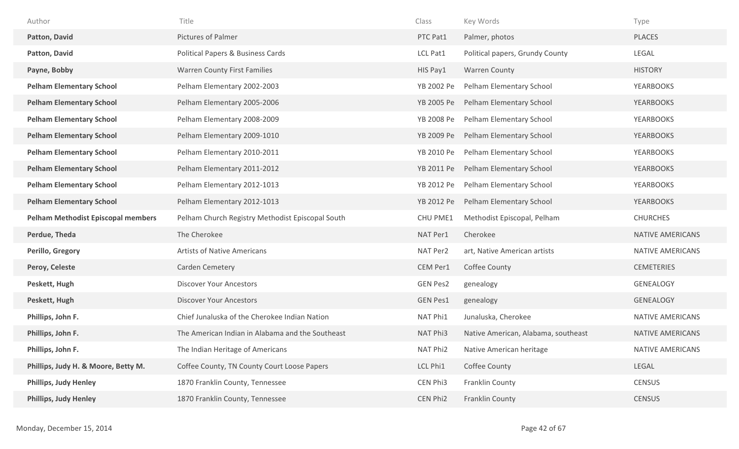| Author | Title | Class | Key Words | Type |
|---|---|---|---|---|
| **Patton, David** | Pictures of Palmer | PTC Pat1 | Palmer, photos | PLACES |
| **Patton, David** | Political Papers & Business Cards | LCL Pat1 | Political papers, Grundy County | LEGAL |
| **Payne, Bobby** | Warren County First Families | HIS Pay1 | Warren County | HISTORY |
| **Pelham Elementary School** | Pelham Elementary 2002-2003 | YB 2002 Pe | Pelham Elementary School | YEARBOOKS |
| **Pelham Elementary School** | Pelham Elementary 2005-2006 | YB 2005 Pe | Pelham Elementary School | YEARBOOKS |
| **Pelham Elementary School** | Pelham Elementary 2008-2009 | YB 2008 Pe | Pelham Elementary School | YEARBOOKS |
| **Pelham Elementary School** | Pelham Elementary 2009-1010 | YB 2009 Pe | Pelham Elementary School | YEARBOOKS |
| **Pelham Elementary School** | Pelham Elementary 2010-2011 | YB 2010 Pe | Pelham Elementary School | YEARBOOKS |
| **Pelham Elementary School** | Pelham Elementary 2011-2012 | YB 2011 Pe | Pelham Elementary School | YEARBOOKS |
| **Pelham Elementary School** | Pelham Elementary 2012-1013 | YB 2012 Pe | Pelham Elementary School | YEARBOOKS |
| **Pelham Elementary School** | Pelham Elementary 2012-1013 | YB 2012 Pe | Pelham Elementary School | YEARBOOKS |
| **Pelham Methodist Episcopal members** | Pelham Church Registry Methodist Episcopal South | CHU PME1 | Methodist Episcopal, Pelham | CHURCHES |
| **Perdue, Theda** | The Cherokee | NAT Per1 | Cherokee | NATIVE AMERICANS |
| **Perillo, Gregory** | Artists of Native Americans | NAT Per2 | art, Native American artists | NATIVE AMERICANS |
| **Peroy, Celeste** | Carden Cemetery | CEM Per1 | Coffee County | CEMETERIES |
| **Peskett, Hugh** | Discover Your Ancestors | GEN Pes2 | genealogy | GENEALOGY |
| **Peskett, Hugh** | Discover Your Ancestors | GEN Pes1 | genealogy | GENEALOGY |
| **Phillips, John F.** | Chief Junaluska of the Cherokee Indian Nation | NAT Phi1 | Junaluska, Cherokee | NATIVE AMERICANS |
| **Phillips, John F.** | The American Indian in Alabama and the Southeast | NAT Phi3 | Native American, Alabama, southeast | NATIVE AMERICANS |
| **Phillips, John F.** | The Indian Heritage of Americans | NAT Phi2 | Native American heritage | NATIVE AMERICANS |
| **Phillips, Judy H. & Moore, Betty M.** | Coffee County, TN County Court Loose Papers | LCL Phi1 | Coffee County | LEGAL |
| **Phillips, Judy Henley** | 1870 Franklin County, Tennessee | CEN Phi3 | Franklin County | CENSUS |
| **Phillips, Judy Henley** | 1870 Franklin County, Tennessee | CEN Phi2 | Franklin County | CENSUS |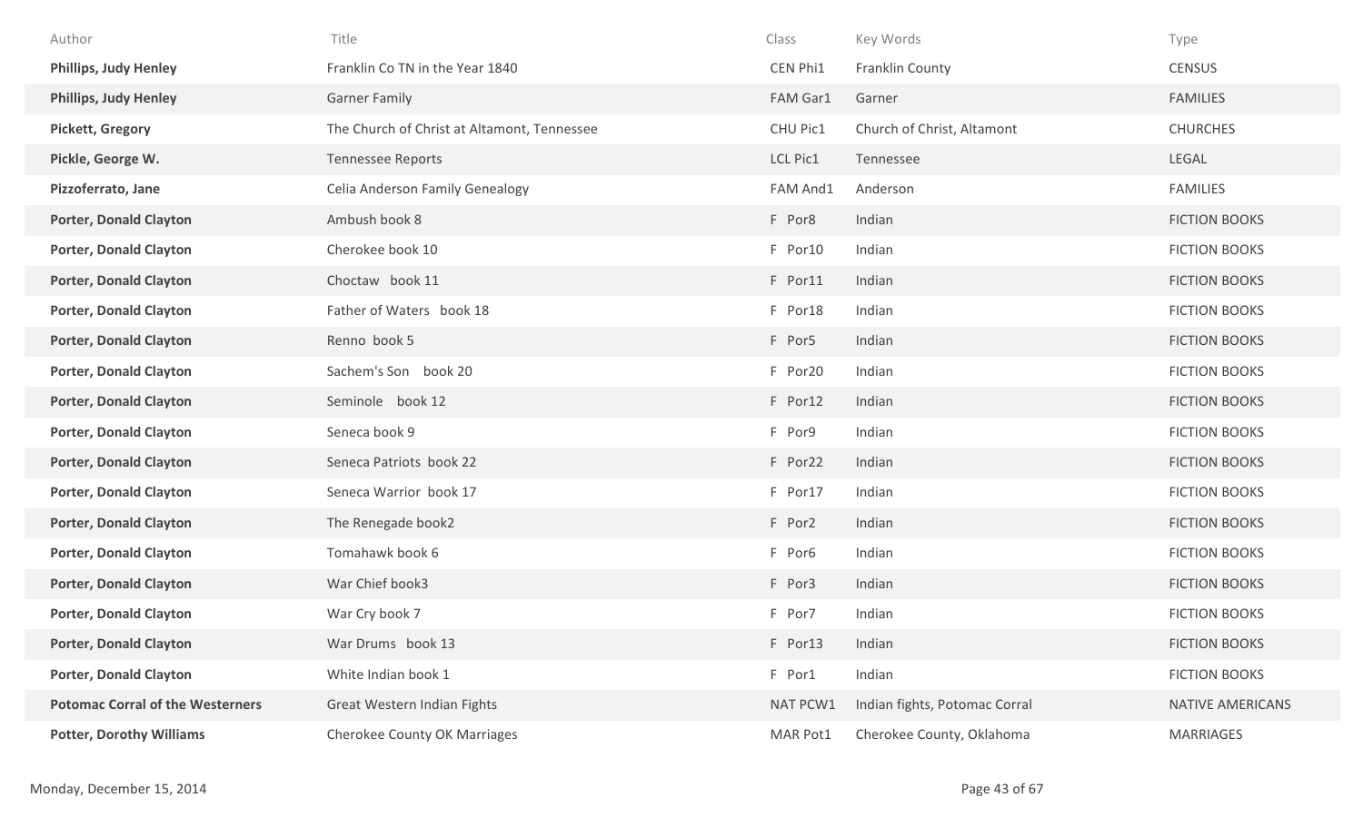| Author | Title | Class | Key Words | Type |
|---|---|---|---|---|
| **Phillips, Judy Henley** | Franklin Co TN in the Year 1840 | CEN Phi1 | Franklin County | CENSUS |
| **Phillips, Judy Henley** | Garner Family | FAM Gar1 | Garner | FAMILIES |
| **Pickett, Gregory** | The Church of Christ at Altamont, Tennessee | CHU Pic1 | Church of Christ, Altamont | CHURCHES |
| **Pickle, George W.** | Tennessee Reports | LCL Pic1 | Tennessee | LEGAL |
| **Pizzoferrato, Jane** | Celia Anderson Family Genealogy | FAM And1 | Anderson | FAMILIES |
| **Porter, Donald Clayton** | Ambush book 8 | F Por8 | Indian | FICTION BOOKS |
| **Porter, Donald Clayton** | Cherokee book 10 | F Por10 | Indian | FICTION BOOKS |
| **Porter, Donald Clayton** | Choctaw book 11 | F Por11 | Indian | FICTION BOOKS |
| **Porter, Donald Clayton** | Father of Waters book 18 | F Por18 | Indian | FICTION BOOKS |
| **Porter, Donald Clayton** | Renno book 5 | F Por5 | Indian | FICTION BOOKS |
| **Porter, Donald Clayton** | Sachem's Son book 20 | F Por20 | Indian | FICTION BOOKS |
| **Porter, Donald Clayton** | Seminole book 12 | F Por12 | Indian | FICTION BOOKS |
| **Porter, Donald Clayton** | Seneca book 9 | F Por9 | Indian | FICTION BOOKS |
| **Porter, Donald Clayton** | Seneca Patriots book 22 | F Por22 | Indian | FICTION BOOKS |
| **Porter, Donald Clayton** | Seneca Warrior book 17 | F Por17 | Indian | FICTION BOOKS |
| **Porter, Donald Clayton** | The Renegade book2 | F Por2 | Indian | FICTION BOOKS |
| **Porter, Donald Clayton** | Tomahawk book 6 | F Por6 | Indian | FICTION BOOKS |
| **Porter, Donald Clayton** | War Chief book3 | F Por3 | Indian | FICTION BOOKS |
| **Porter, Donald Clayton** | War Cry book 7 | F Por7 | Indian | FICTION BOOKS |
| **Porter, Donald Clayton** | War Drums book 13 | F Por13 | Indian | FICTION BOOKS |
| **Porter, Donald Clayton** | White Indian book 1 | F Por1 | Indian | FICTION BOOKS |
| **Potomac Corral of the Westerners** | Great Western Indian Fights | NAT PCW1 | Indian fights, Potomac Corral | NATIVE AMERICANS |
| **Potter, Dorothy Williams** | Cherokee County OK Marriages | MAR Pot1 | Cherokee County, Oklahoma | MARRIAGES |

Monday, December 15, 2014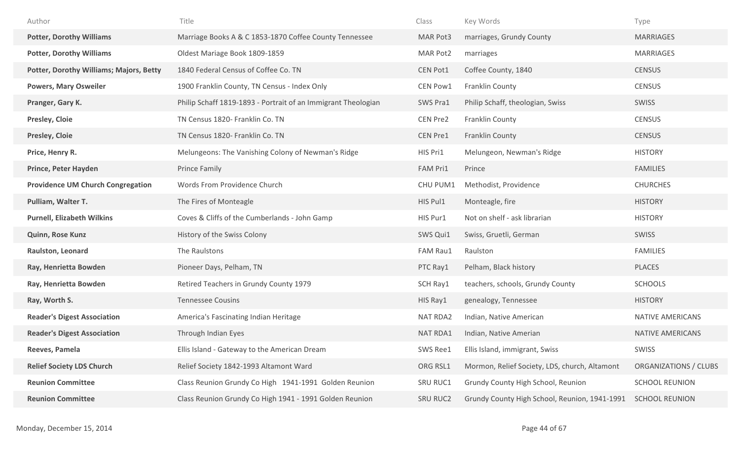| Author | Title | Class | Key Words | Type |
|---|---|---|---|---|
| **Potter, Dorothy Williams** | Marriage Books A & C 1853-1870 Coffee County Tennessee | MAR Pot3 | marriages, Grundy County | MARRIAGES |
| **Potter, Dorothy Williams** | Oldest Mariage Book 1809-1859 | MAR Pot2 | marriages | MARRIAGES |
| **Potter, Dorothy Williams; Majors, Betty** | 1840 Federal Census of Coffee Co. TN | CEN Pot1 | Coffee County, 1840 | CENSUS |
| **Powers, Mary Osweiler** | 1900 Franklin County, TN Census - Index Only | CEN Pow1 | Franklin County | CENSUS |
| **Pranger, Gary K.** | Philip Schaff 1819-1893 - Portrait of an Immigrant Theologian | SWS Pra1 | Philip Schaff, theologian, Swiss | SWISS |
| **Presley, Cloie** | TN Census 1820- Franklin Co. TN | CEN Pre2 | Franklin County | CENSUS |
| **Presley, Cloie** | TN Census 1820- Franklin Co. TN | CEN Pre1 | Franklin County | CENSUS |
| **Price, Henry R.** | Melungeons: The Vanishing Colony of Newman's Ridge | HIS Pri1 | Melungeon, Newman's Ridge | HISTORY |
| **Prince, Peter Hayden** | Prince Family | FAM Pri1 | Prince | FAMILIES |
| **Providence UM Church Congregation** | Words From Providence Church | CHU PUM1 | Methodist, Providence | CHURCHES |
| **Pulliam, Walter T.** | The Fires of Monteagle | HIS Pul1 | Monteagle, fire | HISTORY |
| **Purnell, Elizabeth Wilkins** | Coves & Cliffs of the Cumberlands - John Gamp | HIS Pur1 | Not on shelf - ask librarian | HISTORY |
| **Quinn, Rose Kunz** | History of the Swiss Colony | SWS Qui1 | Swiss, Gruetli, German | SWISS |
| **Raulston, Leonard** | The Raulstons | FAM Rau1 | Raulston | FAMILIES |
| **Ray, Henrietta Bowden** | Pioneer Days, Pelham, TN | PTC Ray1 | Pelham, Black history | PLACES |
| **Ray, Henrietta Bowden** | Retired Teachers in Grundy County 1979 | SCH Ray1 | teachers, schools, Grundy County | SCHOOLS |
| **Ray, Worth S.** | Tennessee Cousins | HIS Ray1 | genealogy, Tennessee | HISTORY |
| **Reader's Digest Association** | America's Fascinating Indian Heritage | NAT RDA2 | Indian, Native American | NATIVE AMERICANS |
| **Reader's Digest Association** | Through Indian Eyes | NAT RDA1 | Indian, Native Amerian | NATIVE AMERICANS |
| **Reeves, Pamela** | Ellis Island - Gateway to the American Dream | SWS Ree1 | Ellis Island, immigrant, Swiss | SWISS |
| **Relief Society LDS Church** | Relief Society 1842-1993 Altamont Ward | ORG RSL1 | Mormon, Relief Society, LDS, church, Altamont | ORGANIZATIONS / CLUBS |
| **Reunion Committee** | Class Reunion Grundy Co High 1941-1991 Golden Reunion | SRU RUC1 | Grundy County High School, Reunion | SCHOOL REUNION |
| **Reunion Committee** | Class Reunion Grundy Co High 1941 - 1991 Golden Reunion | SRU RUC2 | Grundy County High School, Reunion, 1941-1991 | SCHOOL REUNION |

Monday, December 15, 2014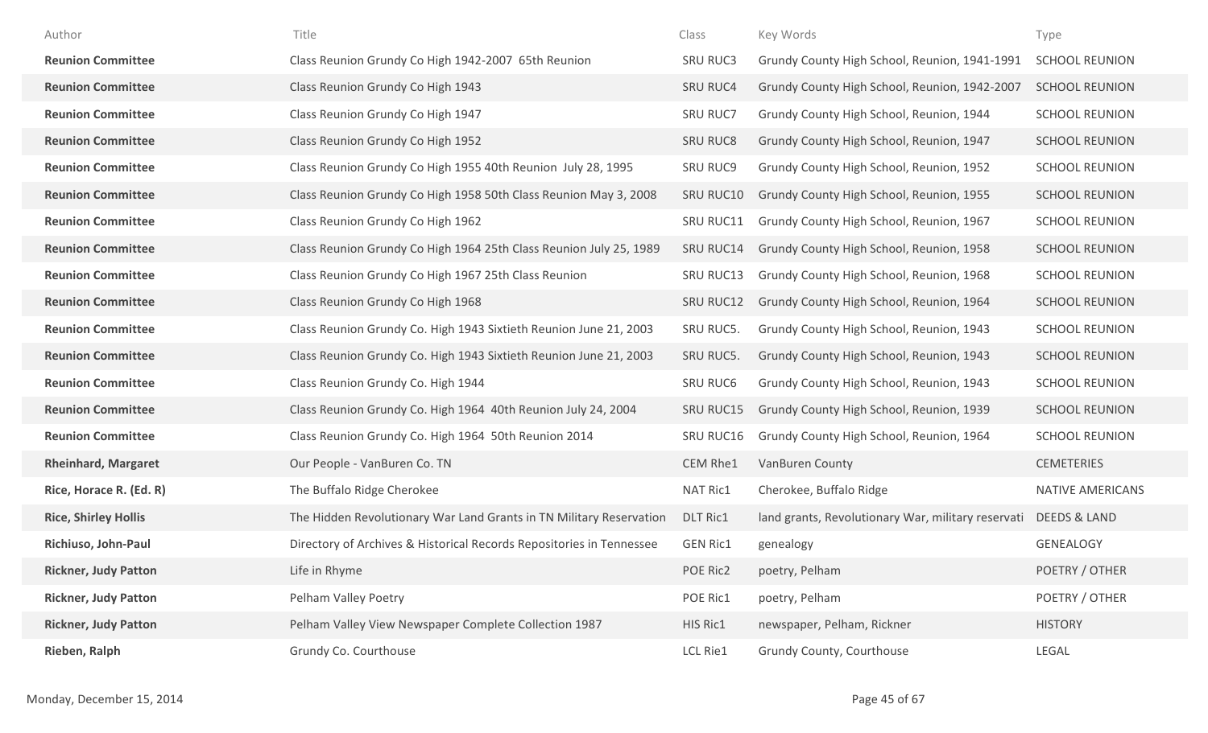| Author | Title | Class | Key Words | Type |
|---|---|---|---|---|
| **Reunion Committee** | Class Reunion Grundy Co High 1942-2007 65th Reunion | SRU RUC3 | Grundy County High School, Reunion, 1941-1991 | SCHOOL REUNION |
| **Reunion Committee** | Class Reunion Grundy Co High 1943 | SRU RUC4 | Grundy County High School, Reunion, 1942-2007 | SCHOOL REUNION |
| **Reunion Committee** | Class Reunion Grundy Co High 1947 | SRU RUC7 | Grundy County High School, Reunion, 1944 | SCHOOL REUNION |
| **Reunion Committee** | Class Reunion Grundy Co High 1952 | SRU RUC8 | Grundy County High School, Reunion, 1947 | SCHOOL REUNION |
| **Reunion Committee** | Class Reunion Grundy Co High 1955 40th Reunion July 28, 1995 | SRU RUC9 | Grundy County High School, Reunion, 1952 | SCHOOL REUNION |
| **Reunion Committee** | Class Reunion Grundy Co High 1958 50th Class Reunion May 3, 2008 | SRU RUC10 | Grundy County High School, Reunion, 1955 | SCHOOL REUNION |
| **Reunion Committee** | Class Reunion Grundy Co High 1962 | SRU RUC11 | Grundy County High School, Reunion, 1967 | SCHOOL REUNION |
| **Reunion Committee** | Class Reunion Grundy Co High 1964 25th Class Reunion July 25, 1989 | SRU RUC14 | Grundy County High School, Reunion, 1958 | SCHOOL REUNION |
| **Reunion Committee** | Class Reunion Grundy Co High 1967 25th Class Reunion | SRU RUC13 | Grundy County High School, Reunion, 1968 | SCHOOL REUNION |
| **Reunion Committee** | Class Reunion Grundy Co High 1968 | SRU RUC12 | Grundy County High School, Reunion, 1964 | SCHOOL REUNION |
| **Reunion Committee** | Class Reunion Grundy Co. High 1943 Sixtieth Reunion June 21, 2003 | SRU RUC5. | Grundy County High School, Reunion, 1943 | SCHOOL REUNION |
| **Reunion Committee** | Class Reunion Grundy Co. High 1943 Sixtieth Reunion June 21, 2003 | SRU RUC5. | Grundy County High School, Reunion, 1943 | SCHOOL REUNION |
| **Reunion Committee** | Class Reunion Grundy Co. High 1944 | SRU RUC6 | Grundy County High School, Reunion, 1943 | SCHOOL REUNION |
| **Reunion Committee** | Class Reunion Grundy Co. High 1964 40th Reunion July 24, 2004 | SRU RUC15 | Grundy County High School, Reunion, 1939 | SCHOOL REUNION |
| **Reunion Committee** | Class Reunion Grundy Co. High 1964 50th Reunion 2014 | SRU RUC16 | Grundy County High School, Reunion, 1964 | SCHOOL REUNION |
| **Rheinhard, Margaret** | Our People - VanBuren Co. TN | CEM Rhe1 | VanBuren County | CEMETERIES |
| **Rice, Horace R. (Ed. R)** | The Buffalo Ridge Cherokee | NAT Ric1 | Cherokee, Buffalo Ridge | NATIVE AMERICANS |
| **Rice, Shirley Hollis** | The Hidden Revolutionary War Land Grants in TN Military Reservation | DLT Ric1 | land grants, Revolutionary War, military reservati | DEEDS & LAND |
| **Richiuso, John-Paul** | Directory of Archives & Historical Records Repositories in Tennessee | GEN Ric1 | genealogy | GENEALOGY |
| **Rickner, Judy Patton** | Life in Rhyme | POE Ric2 | poetry, Pelham | POETRY / OTHER |
| **Rickner, Judy Patton** | Pelham Valley Poetry | POE Ric1 | poetry, Pelham | POETRY / OTHER |
| **Rickner, Judy Patton** | Pelham Valley View Newspaper Complete Collection 1987 | HIS Ric1 | newspaper, Pelham, Rickner | HISTORY |
| **Rieben, Ralph** | Grundy Co. Courthouse | LCL Rie1 | Grundy County, Courthouse | LEGAL |

Monday, December 15, 2014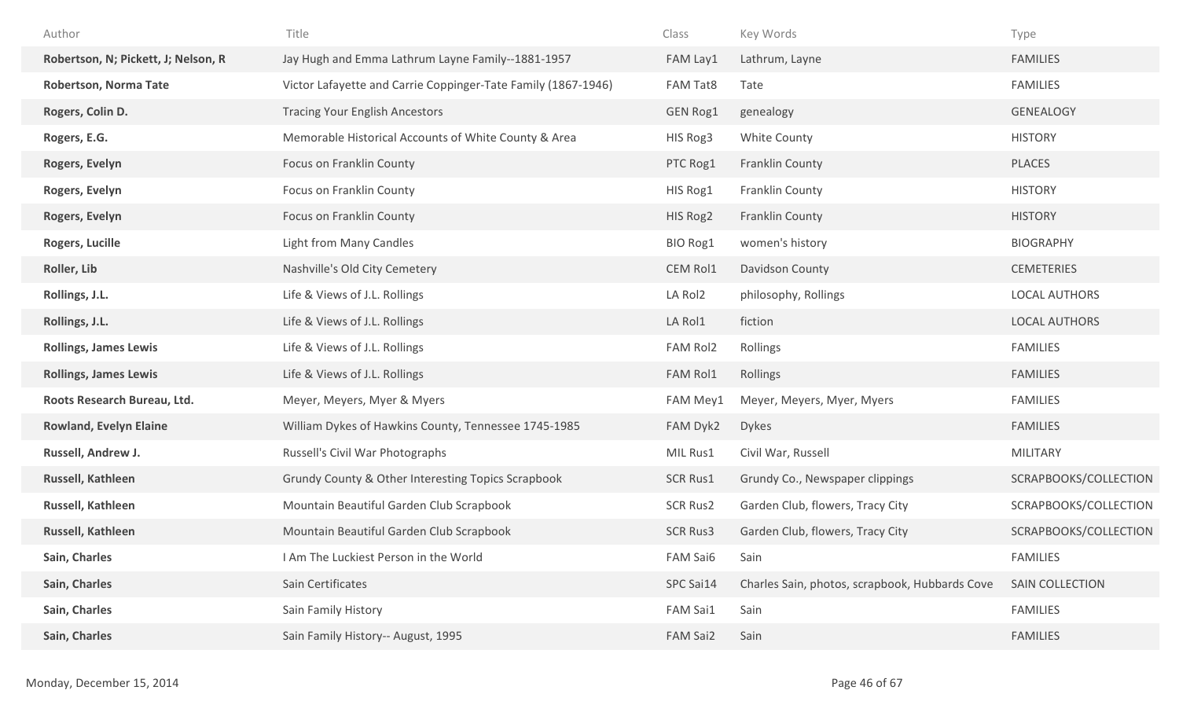| Author | Title | Class | Key Words | Type |
|---|---|---|---|---|
| **Robertson, N; Pickett, J; Nelson, R** | Jay Hugh and Emma Lathrum Layne Family--1881-1957 | FAM Lay1 | Lathrum, Layne | FAMILIES |
| **Robertson, Norma Tate** | Victor Lafayette and Carrie Coppinger-Tate Family (1867-1946) | FAM Tat8 | Tate | FAMILIES |
| **Rogers, Colin D.** | Tracing Your English Ancestors | GEN Rog1 | genealogy | GENEALOGY |
| **Rogers, E.G.** | Memorable Historical Accounts of White County & Area | HIS Rog3 | White County | HISTORY |
| **Rogers, Evelyn** | Focus on Franklin County | PTC Rog1 | Franklin County | PLACES |
| **Rogers, Evelyn** | Focus on Franklin County | HIS Rog1 | Franklin County | HISTORY |
| **Rogers, Evelyn** | Focus on Franklin County | HIS Rog2 | Franklin County | HISTORY |
| **Rogers, Lucille** | Light from Many Candles | BIO Rog1 | women's history | BIOGRAPHY |
| **Roller, Lib** | Nashville's Old City Cemetery | CEM Rol1 | Davidson County | CEMETERIES |
| **Rollings, J.L.** | Life & Views of J.L. Rollings | LA Rol2 | philosophy, Rollings | LOCAL AUTHORS |
| **Rollings, J.L.** | Life & Views of J.L. Rollings | LA Rol1 | fiction | LOCAL AUTHORS |
| **Rollings, James Lewis** | Life & Views of J.L. Rollings | FAM Rol2 | Rollings | FAMILIES |
| **Rollings, James Lewis** | Life & Views of J.L. Rollings | FAM Rol1 | Rollings | FAMILIES |
| **Roots Research Bureau, Ltd.** | Meyer, Meyers, Myer & Myers | FAM Mey1 | Meyer, Meyers, Myer, Myers | FAMILIES |
| **Rowland, Evelyn Elaine** | William Dykes of Hawkins County, Tennessee 1745-1985 | FAM Dyk2 | Dykes | FAMILIES |
| **Russell, Andrew J.** | Russell's Civil War Photographs | MIL Rus1 | Civil War, Russell | MILITARY |
| **Russell, Kathleen** | Grundy County & Other Interesting Topics Scrapbook | SCR Rus1 | Grundy Co., Newspaper clippings | SCRAPBOOKS/COLLECTION |
| **Russell, Kathleen** | Mountain Beautiful Garden Club Scrapbook | SCR Rus2 | Garden Club, flowers, Tracy City | SCRAPBOOKS/COLLECTION |
| **Russell, Kathleen** | Mountain Beautiful Garden Club Scrapbook | SCR Rus3 | Garden Club, flowers, Tracy City | SCRAPBOOKS/COLLECTION |
| **Sain, Charles** | I Am The Luckiest Person in the World | FAM Sai6 | Sain | FAMILIES |
| **Sain, Charles** | Sain Certificates | SPC Sai14 | Charles Sain, photos, scrapbook, Hubbards Cove | SAIN COLLECTION |
| **Sain, Charles** | Sain Family History | FAM Sai1 | Sain | FAMILIES |
| **Sain, Charles** | Sain Family History-- August, 1995 | FAM Sai2 | Sain | FAMILIES |

Monday, December 15, 2014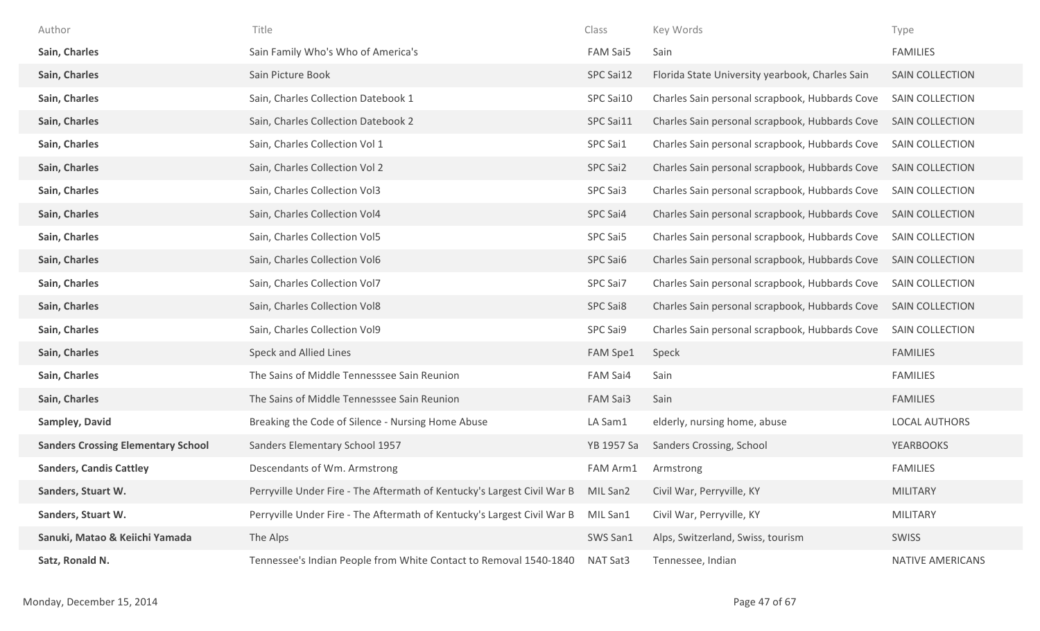| Author | Title | Class | Key Words | Type |
|---|---|---|---|---|
| **Sain, Charles** | Sain Family Who's Who of America's | FAM Sai5 | Sain | FAMILIES |
| **Sain, Charles** | Sain Picture Book | SPC Sai12 | Florida State University yearbook, Charles Sain | SAIN COLLECTION |
| **Sain, Charles** | Sain, Charles Collection Datebook 1 | SPC Sai10 | Charles Sain personal scrapbook, Hubbards Cove | SAIN COLLECTION |
| **Sain, Charles** | Sain, Charles Collection Datebook 2 | SPC Sai11 | Charles Sain personal scrapbook, Hubbards Cove | SAIN COLLECTION |
| **Sain, Charles** | Sain, Charles Collection Vol 1 | SPC Sai1 | Charles Sain personal scrapbook, Hubbards Cove | SAIN COLLECTION |
| **Sain, Charles** | Sain, Charles Collection Vol 2 | SPC Sai2 | Charles Sain personal scrapbook, Hubbards Cove | SAIN COLLECTION |
| **Sain, Charles** | Sain, Charles Collection Vol3 | SPC Sai3 | Charles Sain personal scrapbook, Hubbards Cove | SAIN COLLECTION |
| **Sain, Charles** | Sain, Charles Collection Vol4 | SPC Sai4 | Charles Sain personal scrapbook, Hubbards Cove | SAIN COLLECTION |
| **Sain, Charles** | Sain, Charles Collection Vol5 | SPC Sai5 | Charles Sain personal scrapbook, Hubbards Cove | SAIN COLLECTION |
| **Sain, Charles** | Sain, Charles Collection Vol6 | SPC Sai6 | Charles Sain personal scrapbook, Hubbards Cove | SAIN COLLECTION |
| **Sain, Charles** | Sain, Charles Collection Vol7 | SPC Sai7 | Charles Sain personal scrapbook, Hubbards Cove | SAIN COLLECTION |
| **Sain, Charles** | Sain, Charles Collection Vol8 | SPC Sai8 | Charles Sain personal scrapbook, Hubbards Cove | SAIN COLLECTION |
| **Sain, Charles** | Sain, Charles Collection Vol9 | SPC Sai9 | Charles Sain personal scrapbook, Hubbards Cove | SAIN COLLECTION |
| **Sain, Charles** | Speck and Allied Lines | FAM Spe1 | Speck | FAMILIES |
| **Sain, Charles** | The Sains of Middle Tennesssee Sain Reunion | FAM Sai4 | Sain | FAMILIES |
| **Sain, Charles** | The Sains of Middle Tennesssee Sain Reunion | FAM Sai3 | Sain | FAMILIES |
| **Sampley, David** | Breaking the Code of Silence - Nursing Home Abuse | LA Sam1 | elderly, nursing home, abuse | LOCAL AUTHORS |
| **Sanders Crossing Elementary School** | Sanders Elementary School 1957 | YB 1957 Sa | Sanders Crossing, School | YEARBOOKS |
| **Sanders, Candis Cattley** | Descendants of Wm. Armstrong | FAM Arm1 | Armstrong | FAMILIES |
| **Sanders, Stuart W.** | Perryville Under Fire - The Aftermath of Kentucky's Largest Civil War B | MIL San2 | Civil War, Perryville, KY | MILITARY |
| **Sanders, Stuart W.** | Perryville Under Fire - The Aftermath of Kentucky's Largest Civil War B | MIL San1 | Civil War, Perryville, KY | MILITARY |
| **Sanuki, Matao & Keiichi Yamada** | The Alps | SWS San1 | Alps, Switzerland, Swiss, tourism | SWISS |
| **Satz, Ronald N.** | Tennessee's Indian People from White Contact to Removal 1540-1840 | NAT Sat3 | Tennessee, Indian | NATIVE AMERICANS |

Monday, December 15, 2014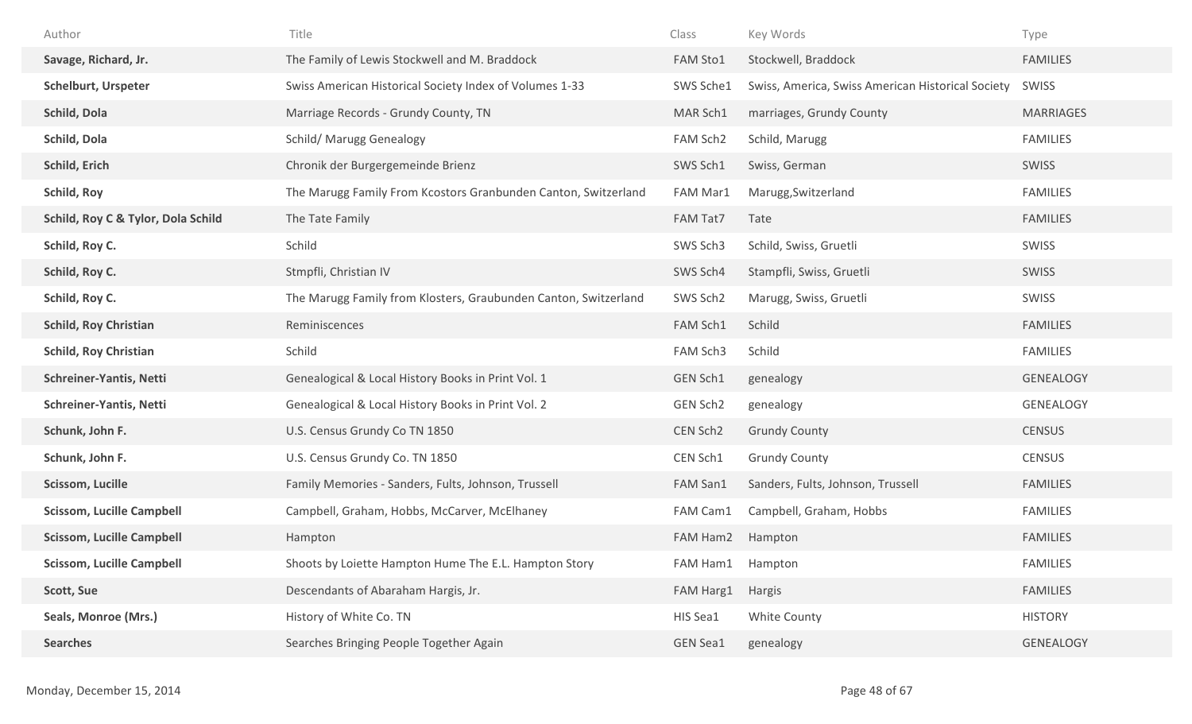| Author | Title | Class | Key Words | Type |
|---|---|---|---|---|
| **Savage, Richard, Jr.** | The Family of Lewis Stockwell and M. Braddock | FAM Sto1 | Stockwell, Braddock | FAMILIES |
| **Schelburt, Urspeter** | Swiss American Historical Society Index of Volumes 1-33 | SWS Sche1 | Swiss, America, Swiss American Historical Society | SWISS |
| **Schild, Dola** | Marriage Records - Grundy County, TN | MAR Sch1 | marriages, Grundy County | MARRIAGES |
| **Schild, Dola** | Schild/ Marugg Genealogy | FAM Sch2 | Schild, Marugg | FAMILIES |
| **Schild, Erich** | Chronik der Burgergemeinde Brienz | SWS Sch1 | Swiss, German | SWISS |
| **Schild, Roy** | The Marugg Family From Kcostors Granbunden Canton, Switzerland | FAM Mar1 | Marugg,Switzerland | FAMILIES |
| **Schild, Roy C & Tylor, Dola Schild** | The Tate Family | FAM Tat7 | Tate | FAMILIES |
| **Schild, Roy C.** | Schild | SWS Sch3 | Schild, Swiss, Gruetli | SWISS |
| **Schild, Roy C.** | Stmpfli, Christian IV | SWS Sch4 | Stampfli, Swiss, Gruetli | SWISS |
| **Schild, Roy C.** | The Marugg Family from Klosters, Graubunden Canton, Switzerland | SWS Sch2 | Marugg, Swiss, Gruetli | SWISS |
| **Schild, Roy Christian** | Reminiscences | FAM Sch1 | Schild | FAMILIES |
| **Schild, Roy Christian** | Schild | FAM Sch3 | Schild | FAMILIES |
| **Schreiner-Yantis, Netti** | Genealogical & Local History Books in Print Vol. 1 | GEN Sch1 | genealogy | GENEALOGY |
| **Schreiner-Yantis, Netti** | Genealogical & Local History Books in Print Vol. 2 | GEN Sch2 | genealogy | GENEALOGY |
| **Schunk, John F.** | U.S. Census Grundy Co TN 1850 | CEN Sch2 | Grundy County | CENSUS |
| **Schunk, John F.** | U.S. Census Grundy Co. TN 1850 | CEN Sch1 | Grundy County | CENSUS |
| **Scissom, Lucille** | Family Memories - Sanders, Fults, Johnson, Trussell | FAM San1 | Sanders, Fults, Johnson, Trussell | FAMILIES |
| **Scissom, Lucille Campbell** | Campbell, Graham, Hobbs, McCarver, McElhaney | FAM Cam1 | Campbell, Graham, Hobbs | FAMILIES |
| **Scissom, Lucille Campbell** | Hampton | FAM Ham2 | Hampton | FAMILIES |
| **Scissom, Lucille Campbell** | Shoots by Loiette Hampton Hume The E.L. Hampton Story | FAM Ham1 | Hampton | FAMILIES |
| **Scott, Sue** | Descendants of Abaraham Hargis, Jr. | FAM Harg1 | Hargis | FAMILIES |
| **Seals, Monroe (Mrs.)** | History of White Co. TN | HIS Sea1 | White County | HISTORY |
| **Searches** | Searches Bringing People Together Again | GEN Sea1 | genealogy | GENEALOGY |

Monday, December 15, 2014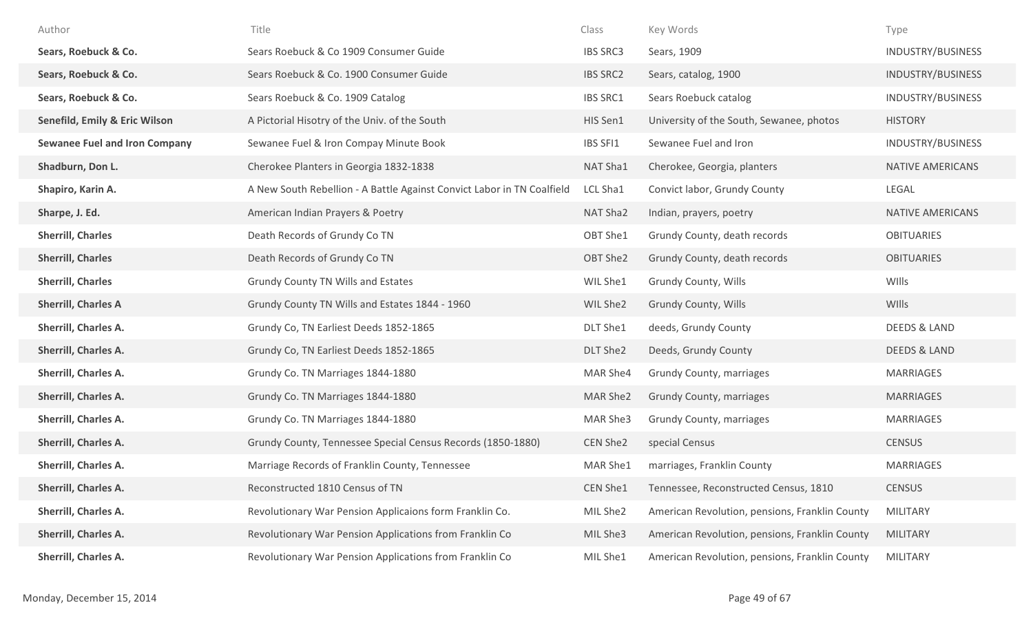| Author | Title | Class | Key Words | Type |
|---|---|---|---|---|
| **Sears, Roebuck & Co.** | Sears Roebuck & Co 1909 Consumer Guide | IBS SRC3 | Sears, 1909 | INDUSTRY/BUSINESS |
| **Sears, Roebuck & Co.** | Sears Roebuck & Co. 1900 Consumer Guide | IBS SRC2 | Sears, catalog, 1900 | INDUSTRY/BUSINESS |
| **Sears, Roebuck & Co.** | Sears Roebuck & Co. 1909 Catalog | IBS SRC1 | Sears Roebuck catalog | INDUSTRY/BUSINESS |
| **Senefild, Emily & Eric Wilson** | A Pictorial Hisotry of the Univ. of the South | HIS Sen1 | University of the South, Sewanee, photos | HISTORY |
| **Sewanee Fuel and Iron Company** | Sewanee Fuel & Iron Compay Minute Book | IBS SFI1 | Sewanee Fuel and Iron | INDUSTRY/BUSINESS |
| **Shadburn, Don L.** | Cherokee Planters in Georgia 1832-1838 | NAT Sha1 | Cherokee, Georgia, planters | NATIVE AMERICANS |
| **Shapiro, Karin A.** | A New South Rebellion - A Battle Against Convict Labor in TN Coalfield | LCL Sha1 | Convict labor, Grundy County | LEGAL |
| **Sharpe, J. Ed.** | American Indian Prayers & Poetry | NAT Sha2 | Indian, prayers, poetry | NATIVE AMERICANS |
| **Sherrill, Charles** | Death Records of Grundy Co TN | OBT She1 | Grundy County, death records | OBITUARIES |
| **Sherrill, Charles** | Death Records of Grundy Co TN | OBT She2 | Grundy County, death records | OBITUARIES |
| **Sherrill, Charles** | Grundy County TN Wills and Estates | WIL She1 | Grundy County, Wills | WIlls |
| **Sherrill, Charles A** | Grundy County TN Wills and Estates 1844 - 1960 | WIL She2 | Grundy County, Wills | WIlls |
| **Sherrill, Charles A.** | Grundy Co, TN Earliest Deeds 1852-1865 | DLT She1 | deeds, Grundy County | DEEDS & LAND |
| **Sherrill, Charles A.** | Grundy Co, TN Earliest Deeds 1852-1865 | DLT She2 | Deeds, Grundy County | DEEDS & LAND |
| **Sherrill, Charles A.** | Grundy Co. TN Marriages 1844-1880 | MAR She4 | Grundy County, marriages | MARRIAGES |
| **Sherrill, Charles A.** | Grundy Co. TN Marriages 1844-1880 | MAR She2 | Grundy County, marriages | MARRIAGES |
| **Sherrill, Charles A.** | Grundy Co. TN Marriages 1844-1880 | MAR She3 | Grundy County, marriages | MARRIAGES |
| **Sherrill, Charles A.** | Grundy County, Tennessee Special Census Records (1850-1880) | CEN She2 | special Census | CENSUS |
| **Sherrill, Charles A.** | Marriage Records of Franklin County, Tennessee | MAR She1 | marriages, Franklin County | MARRIAGES |
| **Sherrill, Charles A.** | Reconstructed 1810 Census of TN | CEN She1 | Tennessee, Reconstructed Census, 1810 | CENSUS |
| **Sherrill, Charles A.** | Revolutionary War Pension Applicaions form Franklin Co. | MIL She2 | American Revolution, pensions, Franklin County | MILITARY |
| **Sherrill, Charles A.** | Revolutionary War Pension Applications from Franklin Co | MIL She3 | American Revolution, pensions, Franklin County | MILITARY |
| **Sherrill, Charles A.** | Revolutionary War Pension Applications from Franklin Co | MIL She1 | American Revolution, pensions, Franklin County | MILITARY |

Monday, December 15, 2014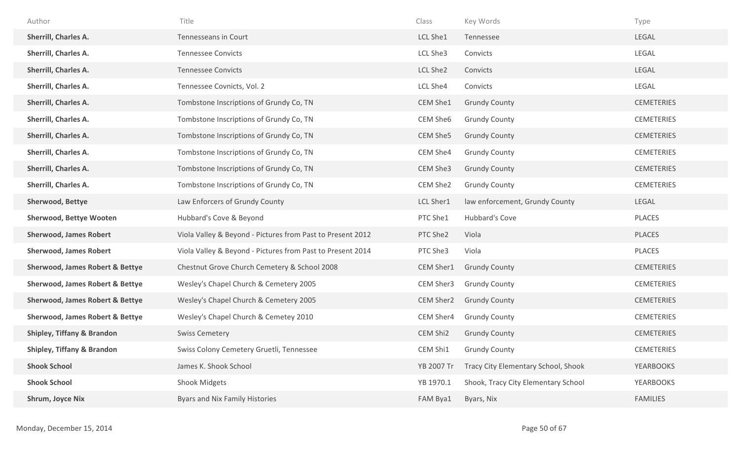| Author | Title | Class | Key Words | Type |
|---|---|---|---|---|
| **Sherrill, Charles A.** | Tennesseans in Court | LCL She1 | Tennessee | LEGAL |
| **Sherrill, Charles A.** | Tennessee Convicts | LCL She3 | Convicts | LEGAL |
| **Sherrill, Charles A.** | Tennessee Convicts | LCL She2 | Convicts | LEGAL |
| **Sherrill, Charles A.** | Tennessee Covnicts, Vol. 2 | LCL She4 | Convicts | LEGAL |
| **Sherrill, Charles A.** | Tombstone Inscriptions of Grundy Co, TN | CEM She1 | Grundy County | CEMETERIES |
| **Sherrill, Charles A.** | Tombstone Inscriptions of Grundy Co, TN | CEM She6 | Grundy County | CEMETERIES |
| **Sherrill, Charles A.** | Tombstone Inscriptions of Grundy Co, TN | CEM She5 | Grundy County | CEMETERIES |
| **Sherrill, Charles A.** | Tombstone Inscriptions of Grundy Co, TN | CEM She4 | Grundy County | CEMETERIES |
| **Sherrill, Charles A.** | Tombstone Inscriptions of Grundy Co, TN | CEM She3 | Grundy County | CEMETERIES |
| **Sherrill, Charles A.** | Tombstone Inscriptions of Grundy Co, TN | CEM She2 | Grundy County | CEMETERIES |
| **Sherwood, Bettye** | Law Enforcers of Grundy County | LCL Sher1 | law enforcement, Grundy County | LEGAL |
| **Sherwood, Bettye Wooten** | Hubbard's Cove & Beyond | PTC She1 | Hubbard's Cove | PLACES |
| **Sherwood, James Robert** | Viola Valley & Beyond - Pictures from Past to Present 2012 | PTC She2 | Viola | PLACES |
| **Sherwood, James Robert** | Viola Valley & Beyond - Pictures from Past to Present 2014 | PTC She3 | Viola | PLACES |
| **Sherwood, James Robert & Bettye** | Chestnut Grove Church Cemetery & School 2008 | CEM Sher1 | Grundy County | CEMETERIES |
| **Sherwood, James Robert & Bettye** | Wesley's Chapel Church & Cemetery 2005 | CEM Sher3 | Grundy County | CEMETERIES |
| **Sherwood, James Robert & Bettye** | Wesley's Chapel Church & Cemetery 2005 | CEM Sher2 | Grundy County | CEMETERIES |
| **Sherwood, James Robert & Bettye** | Wesley's Chapel Church & Cemetey 2010 | CEM Sher4 | Grundy County | CEMETERIES |
| **Shipley, Tiffany & Brandon** | Swiss Cemetery | CEM Shi2 | Grundy County | CEMETERIES |
| **Shipley, Tiffany & Brandon** | Swiss Colony Cemetery Gruetli, Tennessee | CEM Shi1 | Grundy County | CEMETERIES |
| **Shook School** | James K. Shook School | YB 2007 Tr | Tracy City Elementary School, Shook | YEARBOOKS |
| **Shook School** | Shook Midgets | YB 1970.1 | Shook, Tracy City Elementary School | YEARBOOKS |
| **Shrum, Joyce Nix** | Byars and Nix Family Histories | FAM Bya1 | Byars, Nix | FAMILIES |

Monday, December 15, 2014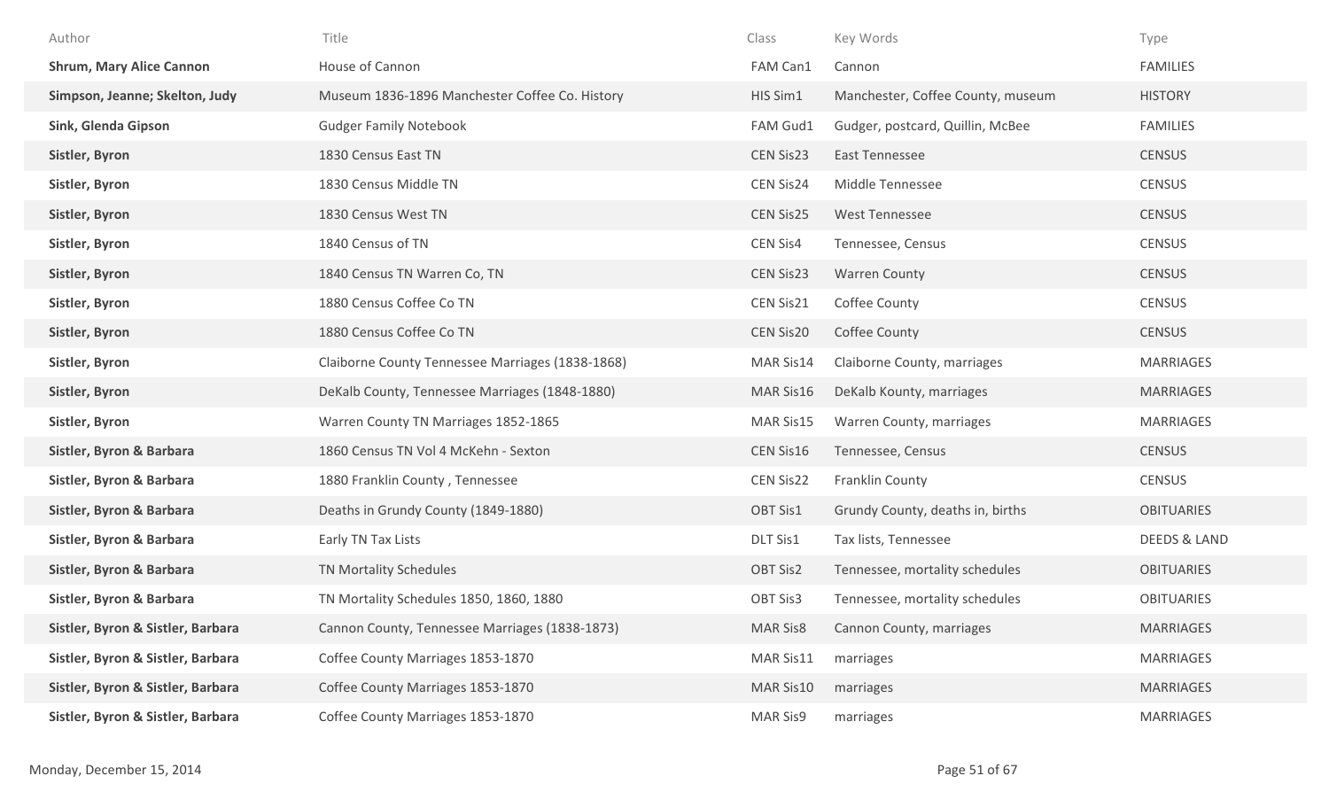| Author | Title | Class | Key Words | Type |
|---|---|---|---|---|
| **Shrum, Mary Alice Cannon** | House of Cannon | FAM Can1 | Cannon | FAMILIES |
| **Simpson, Jeanne; Skelton, Judy** | Museum 1836-1896 Manchester Coffee Co. History | HIS Sim1 | Manchester, Coffee County, museum | HISTORY |
| **Sink, Glenda Gipson** | Gudger Family Notebook | FAM Gud1 | Gudger, postcard, Quillin, McBee | FAMILIES |
| **Sistler, Byron** | 1830 Census East TN | CEN Sis23 | East Tennessee | CENSUS |
| **Sistler, Byron** | 1830 Census Middle TN | CEN Sis24 | Middle Tennessee | CENSUS |
| **Sistler, Byron** | 1830 Census West TN | CEN Sis25 | West Tennessee | CENSUS |
| **Sistler, Byron** | 1840 Census of TN | CEN Sis4 | Tennessee, Census | CENSUS |
| **Sistler, Byron** | 1840 Census TN Warren Co, TN | CEN Sis23 | Warren County | CENSUS |
| **Sistler, Byron** | 1880 Census Coffee Co TN | CEN Sis21 | Coffee County | CENSUS |
| **Sistler, Byron** | 1880 Census Coffee Co TN | CEN Sis20 | Coffee County | CENSUS |
| **Sistler, Byron** | Claiborne County Tennessee Marriages (1838-1868) | MAR Sis14 | Claiborne County, marriages | MARRIAGES |
| **Sistler, Byron** | DeKalb County, Tennessee Marriages (1848-1880) | MAR Sis16 | DeKalb Kounty, marriages | MARRIAGES |
| **Sistler, Byron** | Warren County TN Marriages 1852-1865 | MAR Sis15 | Warren County, marriages | MARRIAGES |
| **Sistler, Byron & Barbara** | 1860 Census TN Vol 4 McKehn - Sexton | CEN Sis16 | Tennessee, Census | CENSUS |
| **Sistler, Byron & Barbara** | 1880 Franklin County , Tennessee | CEN Sis22 | Franklin County | CENSUS |
| **Sistler, Byron & Barbara** | Deaths in Grundy County (1849-1880) | OBT Sis1 | Grundy County, deaths in, births | OBITUARIES |
| **Sistler, Byron & Barbara** | Early TN Tax Lists | DLT Sis1 | Tax lists, Tennessee | DEEDS & LAND |
| **Sistler, Byron & Barbara** | TN Mortality Schedules | OBT Sis2 | Tennessee, mortality schedules | OBITUARIES |
| **Sistler, Byron & Barbara** | TN Mortality Schedules 1850, 1860, 1880 | OBT Sis3 | Tennessee, mortality schedules | OBITUARIES |
| **Sistler, Byron & Sistler, Barbara** | Cannon County, Tennessee Marriages (1838-1873) | MAR Sis8 | Cannon County, marriages | MARRIAGES |
| **Sistler, Byron & Sistler, Barbara** | Coffee County Marriages 1853-1870 | MAR Sis11 | marriages | MARRIAGES |
| **Sistler, Byron & Sistler, Barbara** | Coffee County Marriages 1853-1870 | MAR Sis10 | marriages | MARRIAGES |
| **Sistler, Byron & Sistler, Barbara** | Coffee County Marriages 1853-1870 | MAR Sis9 | marriages | MARRIAGES |

Monday, December 15, 2014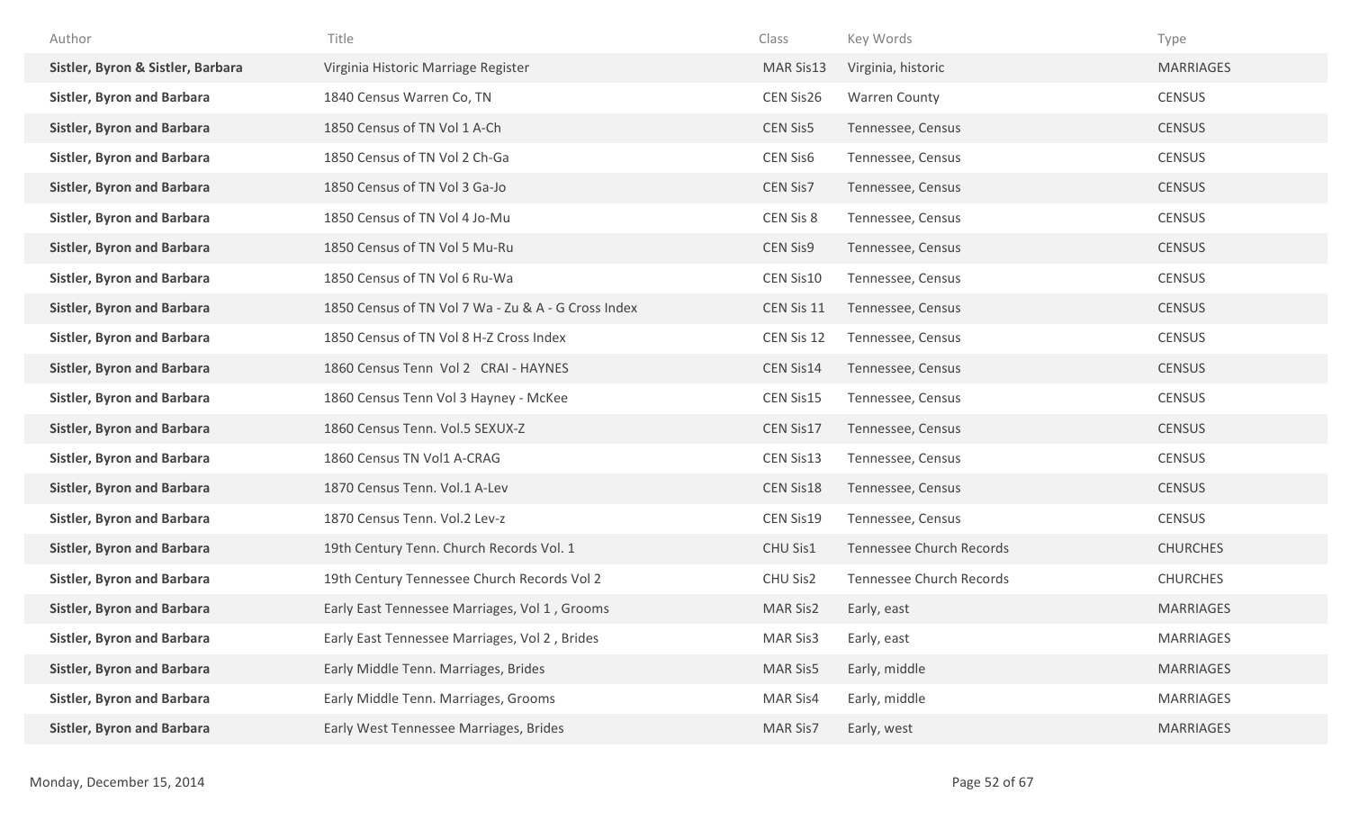| Author | Title | Class | Key Words | Type |
|---|---|---|---|---|
| **Sistler, Byron & Sistler, Barbara** | Virginia Historic Marriage Register | MAR Sis13 | Virginia, historic | MARRIAGES |
| **Sistler, Byron and Barbara** | 1840 Census Warren Co, TN | CEN Sis26 | Warren County | CENSUS |
| **Sistler, Byron and Barbara** | 1850 Census of TN Vol 1 A-Ch | CEN Sis5 | Tennessee, Census | CENSUS |
| **Sistler, Byron and Barbara** | 1850 Census of TN Vol 2 Ch-Ga | CEN Sis6 | Tennessee, Census | CENSUS |
| **Sistler, Byron and Barbara** | 1850 Census of TN Vol 3 Ga-Jo | CEN Sis7 | Tennessee, Census | CENSUS |
| **Sistler, Byron and Barbara** | 1850 Census of TN Vol 4 Jo-Mu | CEN Sis 8 | Tennessee, Census | CENSUS |
| **Sistler, Byron and Barbara** | 1850 Census of TN Vol 5 Mu-Ru | CEN Sis9 | Tennessee, Census | CENSUS |
| **Sistler, Byron and Barbara** | 1850 Census of TN Vol 6 Ru-Wa | CEN Sis10 | Tennessee, Census | CENSUS |
| **Sistler, Byron and Barbara** | 1850 Census of TN Vol 7 Wa - Zu & A - G Cross Index | CEN Sis 11 | Tennessee, Census | CENSUS |
| **Sistler, Byron and Barbara** | 1850 Census of TN Vol 8 H-Z Cross Index | CEN Sis 12 | Tennessee, Census | CENSUS |
| **Sistler, Byron and Barbara** | 1860 Census Tenn Vol 2 CRAI - HAYNES | CEN Sis14 | Tennessee, Census | CENSUS |
| **Sistler, Byron and Barbara** | 1860 Census Tenn Vol 3 Hayney - McKee | CEN Sis15 | Tennessee, Census | CENSUS |
| **Sistler, Byron and Barbara** | 1860 Census Tenn. Vol.5 SEXUX-Z | CEN Sis17 | Tennessee, Census | CENSUS |
| **Sistler, Byron and Barbara** | 1860 Census TN Vol1 A-CRAG | CEN Sis13 | Tennessee, Census | CENSUS |
| **Sistler, Byron and Barbara** | 1870 Census Tenn. Vol.1 A-Lev | CEN Sis18 | Tennessee, Census | CENSUS |
| **Sistler, Byron and Barbara** | 1870 Census Tenn. Vol.2 Lev-z | CEN Sis19 | Tennessee, Census | CENSUS |
| **Sistler, Byron and Barbara** | 19th Century Tenn. Church Records Vol. 1 | CHU Sis1 | Tennessee Church Records | CHURCHES |
| **Sistler, Byron and Barbara** | 19th Century Tennessee Church Records Vol 2 | CHU Sis2 | Tennessee Church Records | CHURCHES |
| **Sistler, Byron and Barbara** | Early East Tennessee Marriages, Vol 1 , Grooms | MAR Sis2 | Early, east | MARRIAGES |
| **Sistler, Byron and Barbara** | Early East Tennessee Marriages, Vol 2 , Brides | MAR Sis3 | Early, east | MARRIAGES |
| **Sistler, Byron and Barbara** | Early Middle Tenn. Marriages, Brides | MAR Sis5 | Early, middle | MARRIAGES |
| **Sistler, Byron and Barbara** | Early Middle Tenn. Marriages, Grooms | MAR Sis4 | Early, middle | MARRIAGES |
| **Sistler, Byron and Barbara** | Early West Tennessee Marriages, Brides | MAR Sis7 | Early, west | MARRIAGES |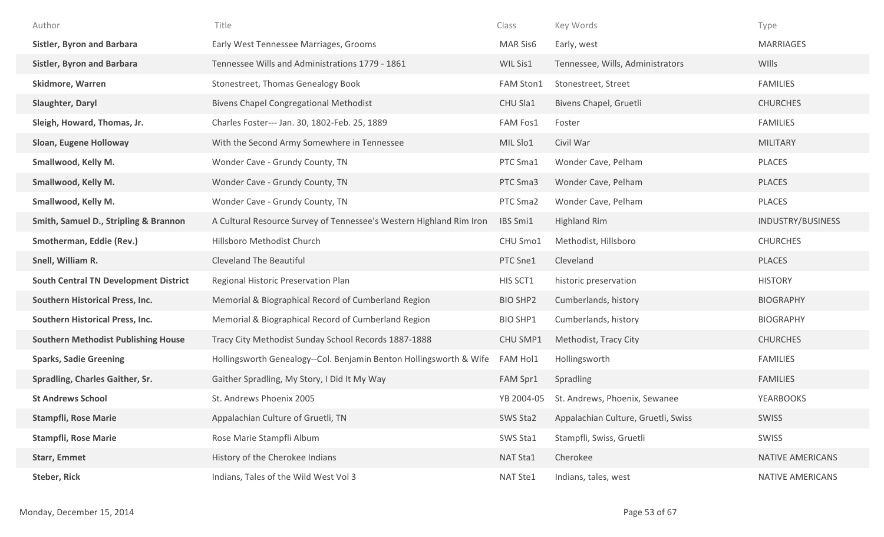| Author | Title | Class | Key Words | Type |
|---|---|---|---|---|
| **Sistler, Byron and Barbara** | Early West Tennessee Marriages, Grooms | MAR Sis6 | Early, west | MARRIAGES |
| **Sistler, Byron and Barbara** | Tennessee Wills and Administrations 1779 - 1861 | WIL Sis1 | Tennessee, Wills, Administrators | WIlls |
| **Skidmore, Warren** | Stonestreet, Thomas Genealogy Book | FAM Ston1 | Stonestreet, Street | FAMILIES |
| **Slaughter, Daryl** | Bivens Chapel Congregational Methodist | CHU Sla1 | Bivens Chapel, Gruetli | CHURCHES |
| **Sleigh, Howard, Thomas, Jr.** | Charles Foster--- Jan. 30, 1802-Feb. 25, 1889 | FAM Fos1 | Foster | FAMILIES |
| **Sloan, Eugene Holloway** | With the Second Army Somewhere in Tennessee | MIL Slo1 | Civil War | MILITARY |
| **Smallwood, Kelly M.** | Wonder Cave - Grundy County, TN | PTC Sma1 | Wonder Cave, Pelham | PLACES |
| **Smallwood, Kelly M.** | Wonder Cave - Grundy County, TN | PTC Sma3 | Wonder Cave, Pelham | PLACES |
| **Smallwood, Kelly M.** | Wonder Cave - Grundy County, TN | PTC Sma2 | Wonder Cave, Pelham | PLACES |
| **Smith, Samuel D., Stripling & Brannon** | A Cultural Resource Survey of Tennessee's Western Highland Rim Iron | IBS Smi1 | Highland Rim | INDUSTRY/BUSINESS |
| **Smotherman, Eddie (Rev.)** | Hillsboro Methodist Church | CHU Smo1 | Methodist, Hillsboro | CHURCHES |
| **Snell, William R.** | Cleveland The Beautiful | PTC Sne1 | Cleveland | PLACES |
| **South Central TN Development District** | Regional Historic Preservation Plan | HIS SCT1 | historic preservation | HISTORY |
| **Southern Historical Press, Inc.** | Memorial & Biographical Record of Cumberland Region | BIO SHP2 | Cumberlands, history | BIOGRAPHY |
| **Southern Historical Press, Inc.** | Memorial & Biographical Record of Cumberland Region | BIO SHP1 | Cumberlands, history | BIOGRAPHY |
| **Southern Methodist Publishing House** | Tracy City Methodist Sunday School Records 1887-1888 | CHU SMP1 | Methodist, Tracy City | CHURCHES |
| **Sparks, Sadie Greening** | Hollingsworth Genealogy--Col. Benjamin Benton Hollingsworth & Wife | FAM Hol1 | Hollingsworth | FAMILIES |
| **Spradling, Charles Gaither, Sr.** | Gaither Spradling, My Story, I Did It My Way | FAM Spr1 | Spradling | FAMILIES |
| **St Andrews School** | St. Andrews Phoenix 2005 | YB 2004-05 | St. Andrews, Phoenix, Sewanee | YEARBOOKS |
| **Stampfli, Rose Marie** | Appalachian Culture of Gruetli, TN | SWS Sta2 | Appalachian Culture, Gruetli, Swiss | SWISS |
| **Stampfli, Rose Marie** | Rose Marie Stampfli Album | SWS Sta1 | Stampfli, Swiss, Gruetli | SWISS |
| **Starr, Emmet** | History of the Cherokee Indians | NAT Sta1 | Cherokee | NATIVE AMERICANS |
| **Steber, Rick** | Indians, Tales of the Wild West Vol 3 | NAT Ste1 | Indians, tales, west | NATIVE AMERICANS |

Monday, December 15, 2014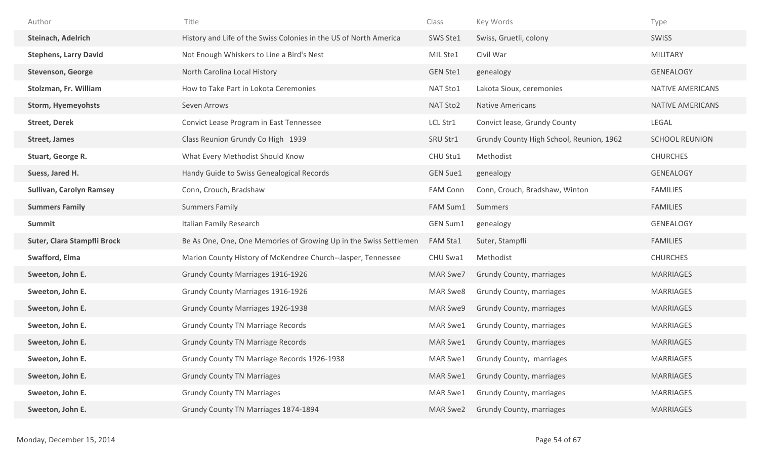| Author | Title | Class | Key Words | Type |
|---|---|---|---|---|
| **Steinach, Adelrich** | History and Life of the Swiss Colonies in the US of North America | SWS Ste1 | Swiss, Gruetli, colony | SWISS |
| **Stephens, Larry David** | Not Enough Whiskers to Line a Bird's Nest | MIL Ste1 | Civil War | MILITARY |
| **Stevenson, George** | North Carolina Local History | GEN Ste1 | genealogy | GENEALOGY |
| **Stolzman, Fr. William** | How to Take Part in Lokota Ceremonies | NAT Sto1 | Lakota Sioux, ceremonies | NATIVE AMERICANS |
| **Storm, Hyemeyohsts** | Seven Arrows | NAT Sto2 | Native Americans | NATIVE AMERICANS |
| **Street, Derek** | Convict Lease Program in East Tennessee | LCL Str1 | Convict lease, Grundy County | LEGAL |
| **Street, James** | Class Reunion Grundy Co High 1939 | SRU Str1 | Grundy County High School, Reunion, 1962 | SCHOOL REUNION |
| **Stuart, George R.** | What Every Methodist Should Know | CHU Stu1 | Methodist | CHURCHES |
| **Suess, Jared H.** | Handy Guide to Swiss Genealogical Records | GEN Sue1 | genealogy | GENEALOGY |
| **Sullivan, Carolyn Ramsey** | Conn, Crouch, Bradshaw | FAM Conn | Conn, Crouch, Bradshaw, Winton | FAMILIES |
| **Summers Family** | Summers Family | FAM Sum1 | Summers | FAMILIES |
| **Summit** | Italian Family Research | GEN Sum1 | genealogy | GENEALOGY |
| **Suter, Clara Stampfli Brock** | Be As One, One, One Memories of Growing Up in the Swiss Settlemen | FAM Sta1 | Suter, Stampfli | FAMILIES |
| **Swafford, Elma** | Marion County History of McKendree Church--Jasper, Tennessee | CHU Swa1 | Methodist | CHURCHES |
| **Sweeton, John E.** | Grundy County Marriages 1916-1926 | MAR Swe7 | Grundy County, marriages | MARRIAGES |
| **Sweeton, John E.** | Grundy County Marriages 1916-1926 | MAR Swe8 | Grundy County, marriages | MARRIAGES |
| **Sweeton, John E.** | Grundy County Marriages 1926-1938 | MAR Swe9 | Grundy County, marriages | MARRIAGES |
| **Sweeton, John E.** | Grundy County TN Marriage Records | MAR Swe1 | Grundy County, marriages | MARRIAGES |
| **Sweeton, John E.** | Grundy County TN Marriage Records | MAR Swe1 | Grundy County, marriages | MARRIAGES |
| **Sweeton, John E.** | Grundy County TN Marriage Records 1926-1938 | MAR Swe1 | Grundy County, marriages | MARRIAGES |
| **Sweeton, John E.** | Grundy County TN Marriages | MAR Swe1 | Grundy County, marriages | MARRIAGES |
| **Sweeton, John E.** | Grundy County TN Marriages | MAR Swe1 | Grundy County, marriages | MARRIAGES |
| **Sweeton, John E.** | Grundy County TN Marriages 1874-1894 | MAR Swe2 | Grundy County, marriages | MARRIAGES |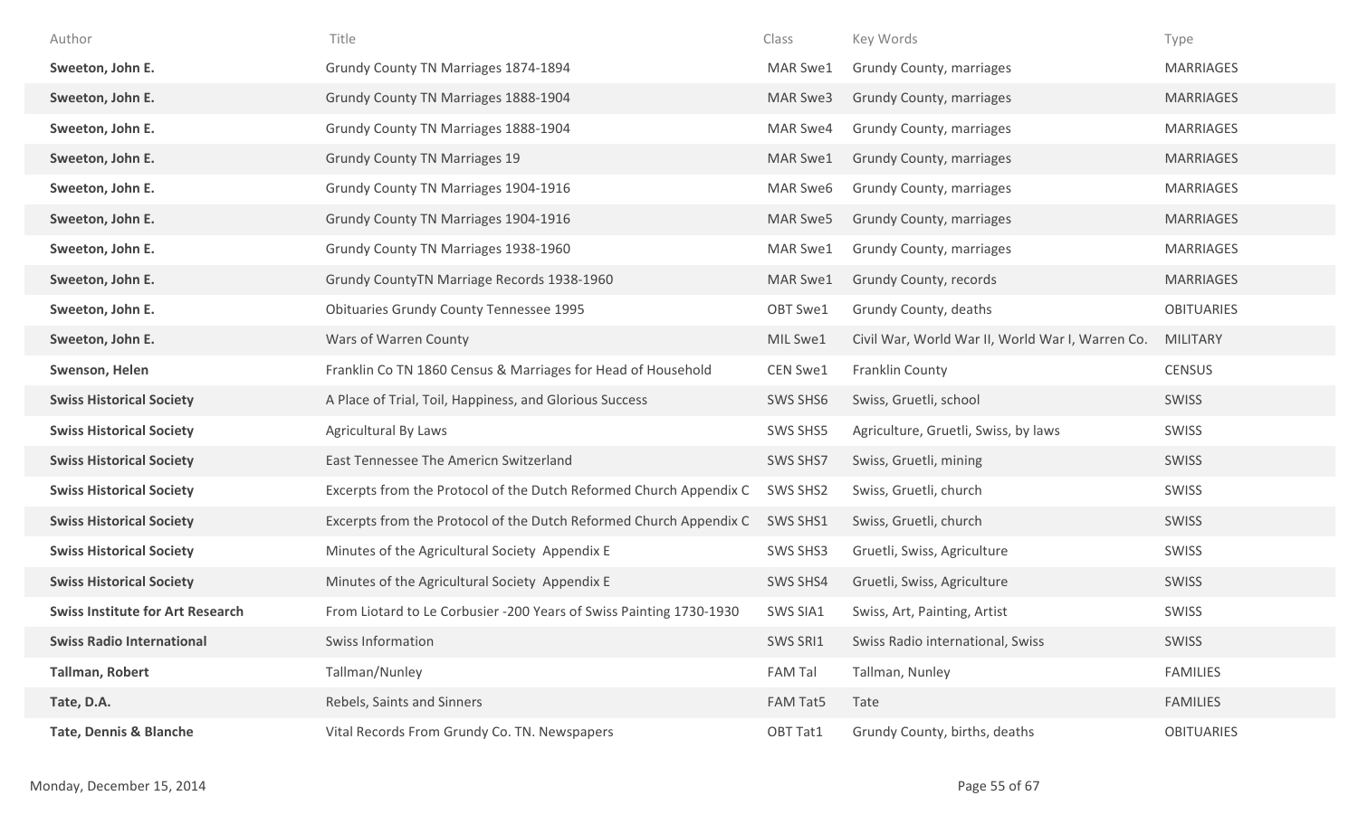| Author | Title | Class | Key Words | Type |
|---|---|---|---|---|
| **Sweeton, John E.** | Grundy County TN Marriages 1874-1894 | MAR Swe1 | Grundy County, marriages | MARRIAGES |
| **Sweeton, John E.** | Grundy County TN Marriages 1888-1904 | MAR Swe3 | Grundy County, marriages | MARRIAGES |
| **Sweeton, John E.** | Grundy County TN Marriages 1888-1904 | MAR Swe4 | Grundy County, marriages | MARRIAGES |
| **Sweeton, John E.** | Grundy County TN Marriages 19 | MAR Swe1 | Grundy County, marriages | MARRIAGES |
| **Sweeton, John E.** | Grundy County TN Marriages 1904-1916 | MAR Swe6 | Grundy County, marriages | MARRIAGES |
| **Sweeton, John E.** | Grundy County TN Marriages 1904-1916 | MAR Swe5 | Grundy County, marriages | MARRIAGES |
| **Sweeton, John E.** | Grundy County TN Marriages 1938-1960 | MAR Swe1 | Grundy County, marriages | MARRIAGES |
| **Sweeton, John E.** | Grundy CountyTN Marriage Records 1938-1960 | MAR Swe1 | Grundy County, records | MARRIAGES |
| **Sweeton, John E.** | Obituaries Grundy County Tennessee 1995 | OBT Swe1 | Grundy County, deaths | OBITUARIES |
| **Sweeton, John E.** | Wars of Warren County | MIL Swe1 | Civil War, World War II, World War I, Warren Co. | MILITARY |
| **Swenson, Helen** | Franklin Co TN 1860 Census & Marriages for Head of Household | CEN Swe1 | Franklin County | CENSUS |
| **Swiss Historical Society** | A Place of Trial, Toil, Happiness, and Glorious Success | SWS SHS6 | Swiss, Gruetli, school | SWISS |
| **Swiss Historical Society** | Agricultural By Laws | SWS SHS5 | Agriculture, Gruetli, Swiss, by laws | SWISS |
| **Swiss Historical Society** | East Tennessee The Americn Switzerland | SWS SHS7 | Swiss, Gruetli, mining | SWISS |
| **Swiss Historical Society** | Excerpts from the Protocol of the Dutch Reformed Church Appendix C | SWS SHS2 | Swiss, Gruetli, church | SWISS |
| **Swiss Historical Society** | Excerpts from the Protocol of the Dutch Reformed Church Appendix C | SWS SHS1 | Swiss, Gruetli, church | SWISS |
| **Swiss Historical Society** | Minutes of the Agricultural Society Appendix E | SWS SHS3 | Gruetli, Swiss, Agriculture | SWISS |
| **Swiss Historical Society** | Minutes of the Agricultural Society Appendix E | SWS SHS4 | Gruetli, Swiss, Agriculture | SWISS |
| **Swiss Institute for Art Research** | From Liotard to Le Corbusier -200 Years of Swiss Painting 1730-1930 | SWS SIA1 | Swiss, Art, Painting, Artist | SWISS |
| **Swiss Radio International** | Swiss Information | SWS SRI1 | Swiss Radio international, Swiss | SWISS |
| **Tallman, Robert** | Tallman/Nunley | FAM Tal | Tallman, Nunley | FAMILIES |
| **Tate, D.A.** | Rebels, Saints and Sinners | FAM Tat5 | Tate | FAMILIES |
| **Tate, Dennis & Blanche** | Vital Records From Grundy Co. TN. Newspapers | OBT Tat1 | Grundy County, births, deaths | OBITUARIES |

Monday, December 15, 2014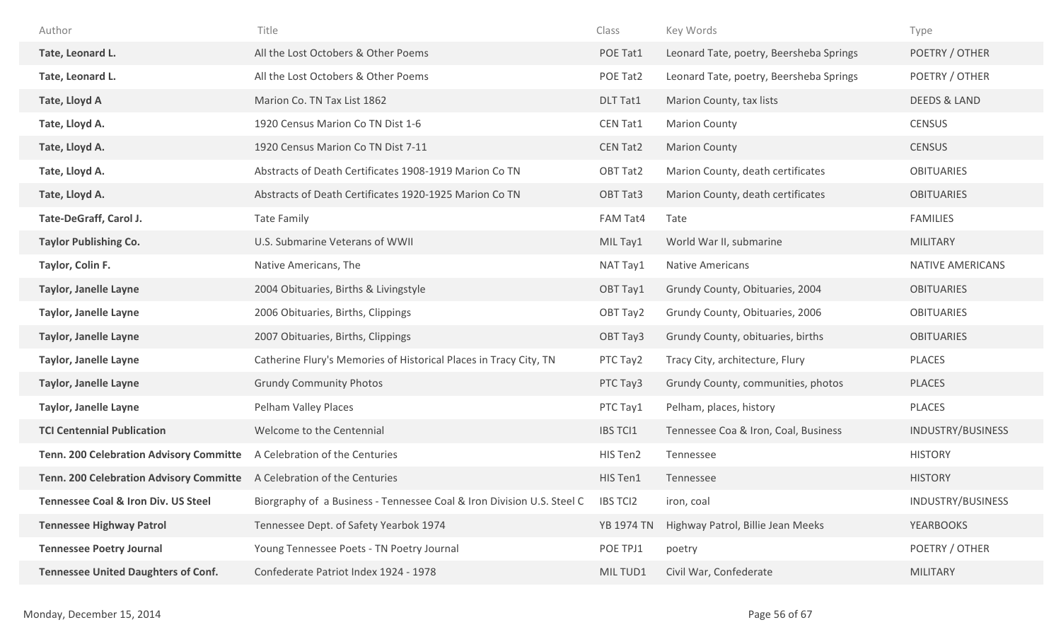| Author | Title | Class | Key Words | Type |
|---|---|---|---|---|
| **Tate, Leonard L.** | All the Lost Octobers & Other Poems | POE Tat1 | Leonard Tate, poetry, Beersheba Springs | POETRY / OTHER |
| **Tate, Leonard L.** | All the Lost Octobers & Other Poems | POE Tat2 | Leonard Tate, poetry, Beersheba Springs | POETRY / OTHER |
| **Tate, Lloyd A** | Marion Co. TN Tax List 1862 | DLT Tat1 | Marion County, tax lists | DEEDS & LAND |
| **Tate, Lloyd A.** | 1920 Census Marion Co TN Dist 1-6 | CEN Tat1 | Marion County | CENSUS |
| **Tate, Lloyd A.** | 1920 Census Marion Co TN Dist 7-11 | CEN Tat2 | Marion County | CENSUS |
| **Tate, Lloyd A.** | Abstracts of Death Certificates 1908-1919 Marion Co TN | OBT Tat2 | Marion County, death certificates | OBITUARIES |
| **Tate, Lloyd A.** | Abstracts of Death Certificates 1920-1925 Marion Co TN | OBT Tat3 | Marion County, death certificates | OBITUARIES |
| **Tate-DeGraff, Carol J.** | Tate Family | FAM Tat4 | Tate | FAMILIES |
| **Taylor Publishing Co.** | U.S. Submarine Veterans of WWII | MIL Tay1 | World War II, submarine | MILITARY |
| **Taylor, Colin F.** | Native Americans, The | NAT Tay1 | Native Americans | NATIVE AMERICANS |
| **Taylor, Janelle Layne** | 2004 Obituaries, Births & Livingstyle | OBT Tay1 | Grundy County, Obituaries, 2004 | OBITUARIES |
| **Taylor, Janelle Layne** | 2006 Obituaries, Births, Clippings | OBT Tay2 | Grundy County, Obituaries, 2006 | OBITUARIES |
| **Taylor, Janelle Layne** | 2007 Obituaries, Births, Clippings | OBT Tay3 | Grundy County, obituaries, births | OBITUARIES |
| **Taylor, Janelle Layne** | Catherine Flury's Memories of Historical Places in Tracy City, TN | PTC Tay2 | Tracy City, architecture, Flury | PLACES |
| **Taylor, Janelle Layne** | Grundy Community Photos | PTC Tay3 | Grundy County, communities, photos | PLACES |
| **Taylor, Janelle Layne** | Pelham Valley Places | PTC Tay1 | Pelham, places, history | PLACES |
| **TCI Centennial Publication** | Welcome to the Centennial | IBS TCI1 | Tennessee Coa & Iron, Coal, Business | INDUSTRY/BUSINESS |
| **Tenn. 200 Celebration Advisory Committe** | A Celebration of the Centuries | HIS Ten2 | Tennessee | HISTORY |
| **Tenn. 200 Celebration Advisory Committe** | A Celebration of the Centuries | HIS Ten1 | Tennessee | HISTORY |
| **Tennessee Coal & Iron Div. US Steel** | Biorgraphy of a Business - Tennessee Coal & Iron Division U.S. Steel C | IBS TCI2 | iron, coal | INDUSTRY/BUSINESS |
| **Tennessee Highway Patrol** | Tennessee Dept. of Safety Yearbok 1974 | YB 1974 TN | Highway Patrol, Billie Jean Meeks | YEARBOOKS |
| **Tennessee Poetry Journal** | Young Tennessee Poets - TN Poetry Journal | POE TPJ1 | poetry | POETRY / OTHER |
| **Tennessee United Daughters of Conf.** | Confederate Patriot Index 1924 - 1978 | MIL TUD1 | Civil War, Confederate | MILITARY |

Monday, December 15, 2014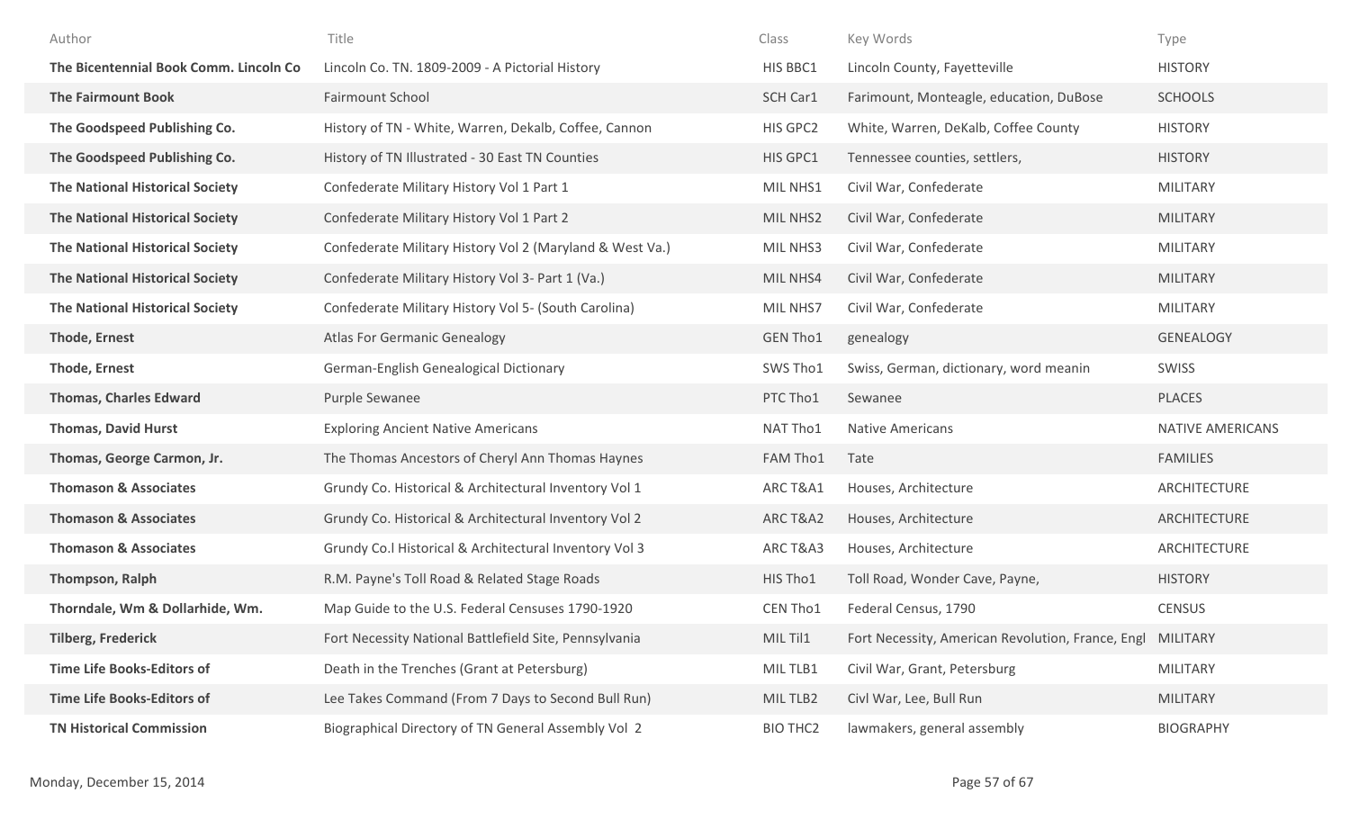| Author | Title | Class | Key Words | Type |
|---|---|---|---|---|
| **The Bicentennial Book Comm. Lincoln Co** | Lincoln Co. TN. 1809-2009 - A Pictorial History | HIS BBC1 | Lincoln County, Fayetteville | HISTORY |
| **The Fairmount Book** | Fairmount School | SCH Car1 | Farimount, Monteagle, education, DuBose | SCHOOLS |
| **The Goodspeed Publishing Co.** | History of TN - White, Warren, Dekalb, Coffee, Cannon | HIS GPC2 | White, Warren, DeKalb, Coffee County | HISTORY |
| **The Goodspeed Publishing Co.** | History of TN Illustrated - 30 East TN Counties | HIS GPC1 | Tennessee counties, settlers, | HISTORY |
| **The National Historical Society** | Confederate Military History Vol 1 Part 1 | MIL NHS1 | Civil War, Confederate | MILITARY |
| **The National Historical Society** | Confederate Military History Vol 1 Part 2 | MIL NHS2 | Civil War, Confederate | MILITARY |
| **The National Historical Society** | Confederate Military History Vol 2 (Maryland & West Va.) | MIL NHS3 | Civil War, Confederate | MILITARY |
| **The National Historical Society** | Confederate Military History Vol 3- Part 1 (Va.) | MIL NHS4 | Civil War, Confederate | MILITARY |
| **The National Historical Society** | Confederate Military History Vol 5- (South Carolina) | MIL NHS7 | Civil War, Confederate | MILITARY |
| **Thode, Ernest** | Atlas For Germanic Genealogy | GEN Tho1 | genealogy | GENEALOGY |
| **Thode, Ernest** | German-English Genealogical Dictionary | SWS Tho1 | Swiss, German, dictionary, word meanin | SWISS |
| **Thomas, Charles Edward** | Purple Sewanee | PTC Tho1 | Sewanee | PLACES |
| **Thomas, David Hurst** | Exploring Ancient Native Americans | NAT Tho1 | Native Americans | NATIVE AMERICANS |
| **Thomas, George Carmon, Jr.** | The Thomas Ancestors of Cheryl Ann Thomas Haynes | FAM Tho1 | Tate | FAMILIES |
| **Thomason & Associates** | Grundy Co. Historical & Architectural Inventory Vol 1 | ARC T&A1 | Houses, Architecture | ARCHITECTURE |
| **Thomason & Associates** | Grundy Co. Historical & Architectural Inventory Vol 2 | ARC T&A2 | Houses, Architecture | ARCHITECTURE |
| **Thomason & Associates** | Grundy Co.l Historical & Architectural Inventory Vol 3 | ARC T&A3 | Houses, Architecture | ARCHITECTURE |
| **Thompson, Ralph** | R.M. Payne's Toll Road & Related Stage Roads | HIS Tho1 | Toll Road, Wonder Cave, Payne, | HISTORY |
| **Thorndale, Wm & Dollarhide, Wm.** | Map Guide to the U.S. Federal Censuses 1790-1920 | CEN Tho1 | Federal Census, 1790 | CENSUS |
| **Tilberg, Frederick** | Fort Necessity National Battlefield Site, Pennsylvania | MIL Til1 | Fort Necessity, American Revolution, France, Engl | MILITARY |
| **Time Life Books-Editors of** | Death in the Trenches (Grant at Petersburg) | MIL TLB1 | Civil War, Grant, Petersburg | MILITARY |
| **Time Life Books-Editors of** | Lee Takes Command (From 7 Days to Second Bull Run) | MIL TLB2 | Civl War, Lee, Bull Run | MILITARY |
| **TN Historical Commission** | Biographical Directory of TN General Assembly Vol 2 | BIO THC2 | lawmakers, general assembly | BIOGRAPHY |

Monday, December 15, 2014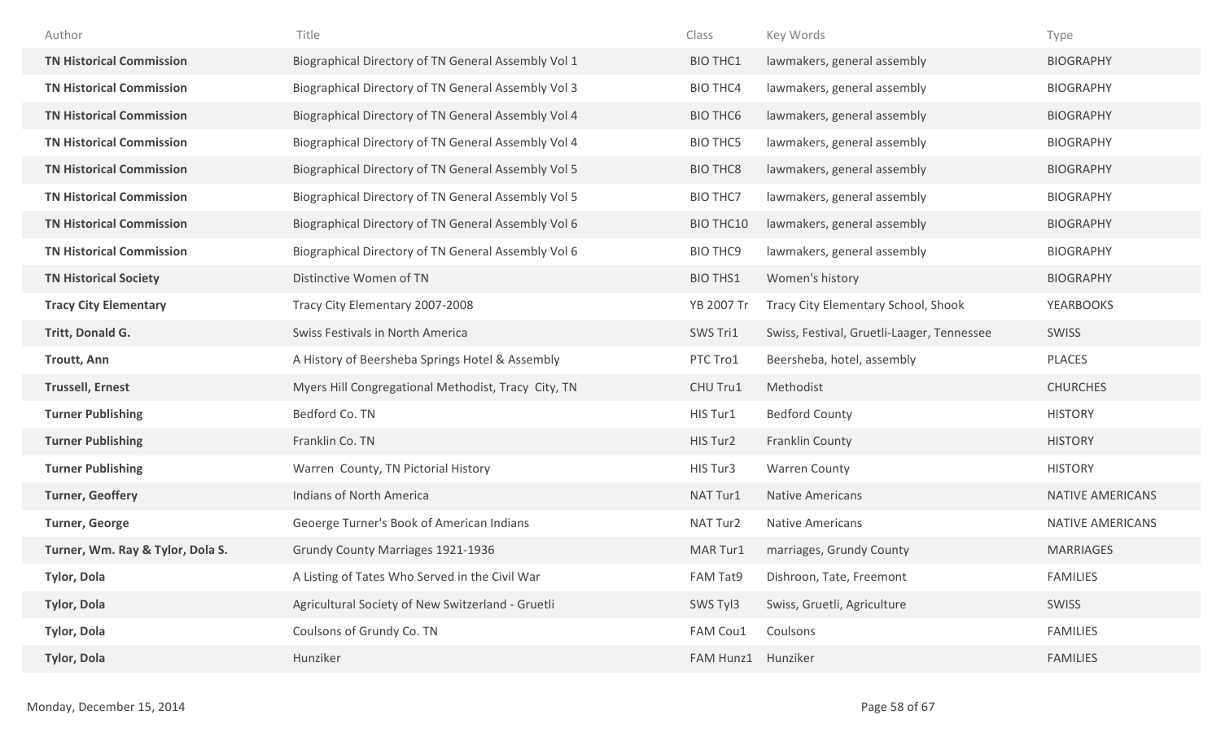| Author | Title | Class | Key Words | Type |
|---|---|---|---|---|
| **TN Historical Commission** | Biographical Directory of TN General Assembly Vol 1 | BIO THC1 | lawmakers, general assembly | BIOGRAPHY |
| **TN Historical Commission** | Biographical Directory of TN General Assembly Vol 3 | BIO THC4 | lawmakers, general assembly | BIOGRAPHY |
| **TN Historical Commission** | Biographical Directory of TN General Assembly Vol 4 | BIO THC6 | lawmakers, general assembly | BIOGRAPHY |
| **TN Historical Commission** | Biographical Directory of TN General Assembly Vol 4 | BIO THC5 | lawmakers, general assembly | BIOGRAPHY |
| **TN Historical Commission** | Biographical Directory of TN General Assembly Vol 5 | BIO THC8 | lawmakers, general assembly | BIOGRAPHY |
| **TN Historical Commission** | Biographical Directory of TN General Assembly Vol 5 | BIO THC7 | lawmakers, general assembly | BIOGRAPHY |
| **TN Historical Commission** | Biographical Directory of TN General Assembly Vol 6 | BIO THC10 | lawmakers, general assembly | BIOGRAPHY |
| **TN Historical Commission** | Biographical Directory of TN General Assembly Vol 6 | BIO THC9 | lawmakers, general assembly | BIOGRAPHY |
| **TN Historical Society** | Distinctive Women of TN | BIO THS1 | Women's history | BIOGRAPHY |
| **Tracy City Elementary** | Tracy City Elementary 2007-2008 | YB 2007 Tr | Tracy City Elementary School, Shook | YEARBOOKS |
| **Tritt, Donald G.** | Swiss Festivals in North America | SWS Tri1 | Swiss, Festival, Gruetli-Laager, Tennessee | SWISS |
| **Troutt, Ann** | A History of Beersheba Springs Hotel & Assembly | PTC Tro1 | Beersheba, hotel, assembly | PLACES |
| **Trussell, Ernest** | Myers Hill Congregational Methodist, Tracy City, TN | CHU Tru1 | Methodist | CHURCHES |
| **Turner Publishing** | Bedford Co. TN | HIS Tur1 | Bedford County | HISTORY |
| **Turner Publishing** | Franklin Co. TN | HIS Tur2 | Franklin County | HISTORY |
| **Turner Publishing** | Warren County, TN Pictorial History | HIS Tur3 | Warren County | HISTORY |
| **Turner, Geoffery** | Indians of North America | NAT Tur1 | Native Americans | NATIVE AMERICANS |
| **Turner, George** | Geoerge Turner's Book of American Indians | NAT Tur2 | Native Americans | NATIVE AMERICANS |
| **Turner, Wm. Ray & Tylor, Dola S.** | Grundy County Marriages 1921-1936 | MAR Tur1 | marriages, Grundy County | MARRIAGES |
| **Tylor, Dola** | A Listing of Tates Who Served in the Civil War | FAM Tat9 | Dishroon, Tate, Freemont | FAMILIES |
| **Tylor, Dola** | Agricultural Society of New Switzerland - Gruetli | SWS Tyl3 | Swiss, Gruetli, Agriculture | SWISS |
| **Tylor, Dola** | Coulsons of Grundy Co. TN | FAM Cou1 | Coulsons | FAMILIES |
| **Tylor, Dola** | Hunziker | FAM Hunz1 | Hunziker | FAMILIES |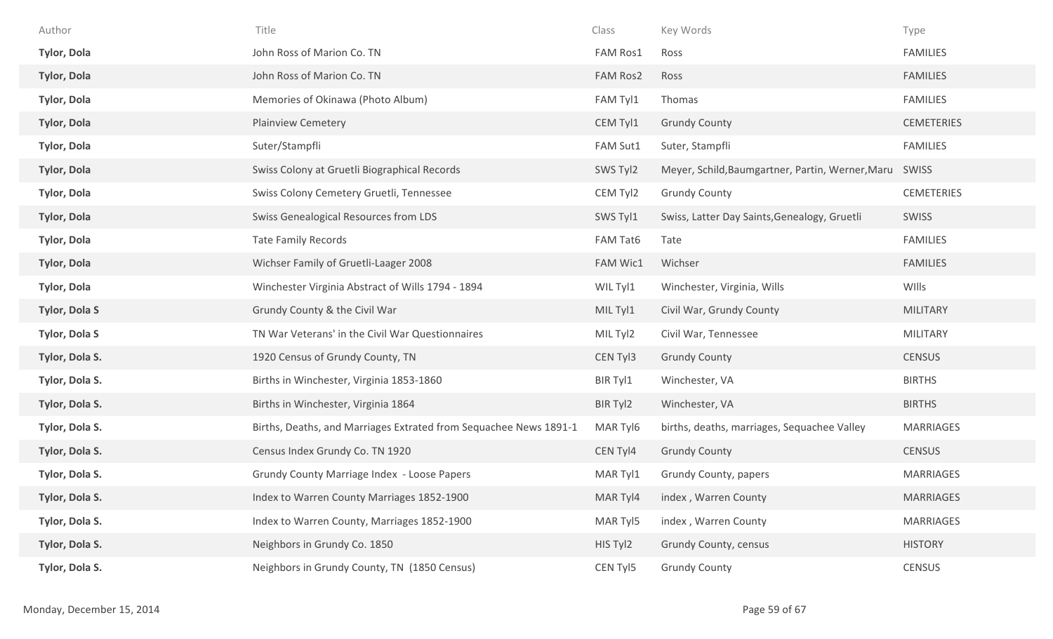| Author | Title | Class | Key Words | Type |
|---|---|---|---|---|
| **Tylor, Dola** | John Ross of Marion Co. TN | FAM Ros1 | Ross | FAMILIES |
| **Tylor, Dola** | John Ross of Marion Co. TN | FAM Ros2 | Ross | FAMILIES |
| **Tylor, Dola** | Memories of Okinawa (Photo Album) | FAM Tyl1 | Thomas | FAMILIES |
| **Tylor, Dola** | Plainview Cemetery | CEM Tyl1 | Grundy County | CEMETERIES |
| **Tylor, Dola** | Suter/Stampfli | FAM Sut1 | Suter, Stampfli | FAMILIES |
| **Tylor, Dola** | Swiss Colony at Gruetli Biographical Records | SWS Tyl2 | Meyer, Schild,Baumgartner, Partin, Werner,Maru | SWISS |
| **Tylor, Dola** | Swiss Colony Cemetery Gruetli, Tennessee | CEM Tyl2 | Grundy County | CEMETERIES |
| **Tylor, Dola** | Swiss Genealogical Resources from LDS | SWS Tyl1 | Swiss, Latter Day Saints,Genealogy, Gruetli | SWISS |
| **Tylor, Dola** | Tate Family Records | FAM Tat6 | Tate | FAMILIES |
| **Tylor, Dola** | Wichser Family of Gruetli-Laager 2008 | FAM Wic1 | Wichser | FAMILIES |
| **Tylor, Dola** | Winchester Virginia Abstract of Wills 1794 - 1894 | WIL Tyl1 | Winchester, Virginia, Wills | WIlls |
| **Tylor, Dola S** | Grundy County & the Civil War | MIL Tyl1 | Civil War, Grundy County | MILITARY |
| **Tylor, Dola S** | TN War Veterans' in the Civil War Questionnaires | MIL Tyl2 | Civil War, Tennessee | MILITARY |
| **Tylor, Dola S.** | 1920 Census of Grundy County, TN | CEN Tyl3 | Grundy County | CENSUS |
| **Tylor, Dola S.** | Births in Winchester, Virginia 1853-1860 | BIR Tyl1 | Winchester, VA | BIRTHS |
| **Tylor, Dola S.** | Births in Winchester, Virginia 1864 | BIR Tyl2 | Winchester, VA | BIRTHS |
| **Tylor, Dola S.** | Births, Deaths, and Marriages Extrated from Sequachee News 1891-1 | MAR Tyl6 | births, deaths, marriages, Sequachee Valley | MARRIAGES |
| **Tylor, Dola S.** | Census Index Grundy Co. TN 1920 | CEN Tyl4 | Grundy County | CENSUS |
| **Tylor, Dola S.** | Grundy County Marriage Index - Loose Papers | MAR Tyl1 | Grundy County, papers | MARRIAGES |
| **Tylor, Dola S.** | Index to Warren County Marriages 1852-1900 | MAR Tyl4 | index , Warren County | MARRIAGES |
| **Tylor, Dola S.** | Index to Warren County, Marriages 1852-1900 | MAR Tyl5 | index , Warren County | MARRIAGES |
| **Tylor, Dola S.** | Neighbors in Grundy Co. 1850 | HIS Tyl2 | Grundy County, census | HISTORY |
| **Tylor, Dola S.** | Neighbors in Grundy County, TN (1850 Census) | CEN Tyl5 | Grundy County | CENSUS |

Monday, December 15, 2014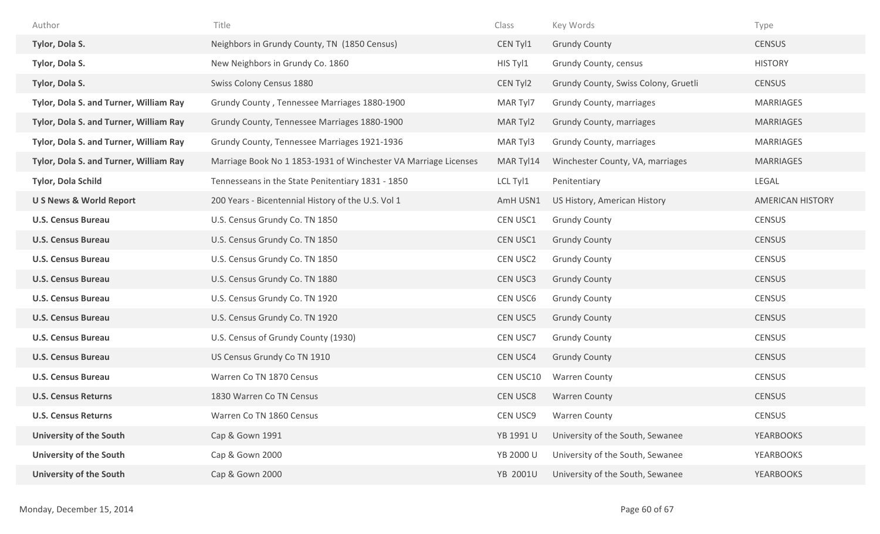| Author | Title | Class | Key Words | Type |
|---|---|---|---|---|
| **Tylor, Dola S.** | Neighbors in Grundy County, TN (1850 Census) | CEN Tyl1 | Grundy County | CENSUS |
| **Tylor, Dola S.** | New Neighbors in Grundy Co. 1860 | HIS Tyl1 | Grundy County, census | HISTORY |
| **Tylor, Dola S.** | Swiss Colony Census 1880 | CEN Tyl2 | Grundy County, Swiss Colony, Gruetli | CENSUS |
| **Tylor, Dola S. and Turner, William Ray** | Grundy County , Tennessee Marriages 1880-1900 | MAR Tyl7 | Grundy County, marriages | MARRIAGES |
| **Tylor, Dola S. and Turner, William Ray** | Grundy County, Tennessee Marriages 1880-1900 | MAR Tyl2 | Grundy County, marriages | MARRIAGES |
| **Tylor, Dola S. and Turner, William Ray** | Grundy County, Tennessee Marriages 1921-1936 | MAR Tyl3 | Grundy County, marriages | MARRIAGES |
| **Tylor, Dola S. and Turner, William Ray** | Marriage Book No 1 1853-1931 of Winchester VA Marriage Licenses | MAR Tyl14 | Winchester County, VA, marriages | MARRIAGES |
| **Tylor, Dola Schild** | Tennesseans in the State Penitentiary 1831 - 1850 | LCL Tyl1 | Penitentiary | LEGAL |
| **U S News & World Report** | 200 Years - Bicentennial History of the U.S. Vol 1 | AmH USN1 | US History, American History | AMERICAN HISTORY |
| **U.S. Census Bureau** | U.S. Census Grundy Co. TN 1850 | CEN USC1 | Grundy County | CENSUS |
| **U.S. Census Bureau** | U.S. Census Grundy Co. TN 1850 | CEN USC1 | Grundy County | CENSUS |
| **U.S. Census Bureau** | U.S. Census Grundy Co. TN 1850 | CEN USC2 | Grundy County | CENSUS |
| **U.S. Census Bureau** | U.S. Census Grundy Co. TN 1880 | CEN USC3 | Grundy County | CENSUS |
| **U.S. Census Bureau** | U.S. Census Grundy Co. TN 1920 | CEN USC6 | Grundy County | CENSUS |
| **U.S. Census Bureau** | U.S. Census Grundy Co. TN 1920 | CEN USC5 | Grundy County | CENSUS |
| **U.S. Census Bureau** | U.S. Census of Grundy County (1930) | CEN USC7 | Grundy County | CENSUS |
| **U.S. Census Bureau** | US Census Grundy Co TN 1910 | CEN USC4 | Grundy County | CENSUS |
| **U.S. Census Bureau** | Warren Co TN 1870 Census | CEN USC10 | Warren County | CENSUS |
| **U.S. Census Returns** | 1830 Warren Co TN Census | CEN USC8 | Warren County | CENSUS |
| **U.S. Census Returns** | Warren Co TN 1860 Census | CEN USC9 | Warren County | CENSUS |
| **University of the South** | Cap & Gown 1991 | YB 1991 U | University of the South, Sewanee | YEARBOOKS |
| **University of the South** | Cap & Gown 2000 | YB 2000 U | University of the South, Sewanee | YEARBOOKS |
| **University of the South** | Cap & Gown 2000 | YB 2001U | University of the South, Sewanee | YEARBOOKS |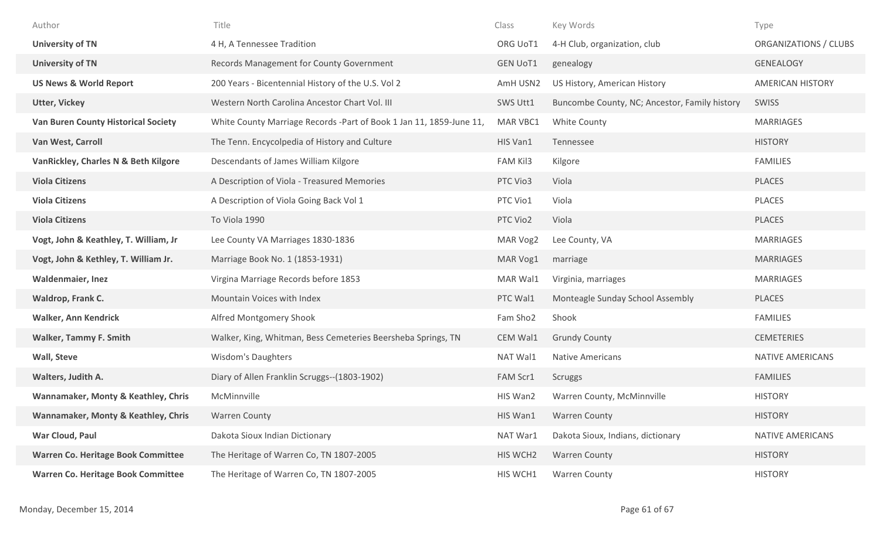| Author | Title | Class | Key Words | Type |
|---|---|---|---|---|
| **University of TN** | 4 H, A Tennessee Tradition | ORG UoT1 | 4-H Club, organization, club | ORGANIZATIONS / CLUBS |
| **University of TN** | Records Management for County Government | GEN UoT1 | genealogy | GENEALOGY |
| **US News & World Report** | 200 Years - Bicentennial History of the U.S. Vol 2 | AmH USN2 | US History, American History | AMERICAN HISTORY |
| **Utter, Vickey** | Western North Carolina Ancestor Chart Vol. III | SWS Utt1 | Buncombe County, NC; Ancestor, Family history | SWISS |
| **Van Buren County Historical Society** | White County Marriage Records -Part of Book 1 Jan 11, 1859-June 11, | MAR VBC1 | White County | MARRIAGES |
| **Van West, Carroll** | The Tenn. Encycolpedia of History and Culture | HIS Van1 | Tennessee | HISTORY |
| **VanRickley, Charles N & Beth Kilgore** | Descendants of James William Kilgore | FAM Kil3 | Kilgore | FAMILIES |
| **Viola Citizens** | A Description of Viola - Treasured Memories | PTC Vio3 | Viola | PLACES |
| **Viola Citizens** | A Description of Viola Going Back Vol 1 | PTC Vio1 | Viola | PLACES |
| **Viola Citizens** | To Viola 1990 | PTC Vio2 | Viola | PLACES |
| **Vogt, John & Keathley, T. William, Jr** | Lee County VA Marriages 1830-1836 | MAR Vog2 | Lee County, VA | MARRIAGES |
| **Vogt, John & Kethley, T. William Jr.** | Marriage Book No. 1 (1853-1931) | MAR Vog1 | marriage | MARRIAGES |
| **Waldenmaier, Inez** | Virgina Marriage Records before 1853 | MAR Wal1 | Virginia, marriages | MARRIAGES |
| **Waldrop, Frank C.** | Mountain Voices with Index | PTC Wal1 | Monteagle Sunday School Assembly | PLACES |
| **Walker, Ann Kendrick** | Alfred Montgomery Shook | Fam Sho2 | Shook | FAMILIES |
| **Walker, Tammy F. Smith** | Walker, King, Whitman, Bess Cemeteries Beersheba Springs, TN | CEM Wal1 | Grundy County | CEMETERIES |
| **Wall, Steve** | Wisdom's Daughters | NAT Wal1 | Native Americans | NATIVE AMERICANS |
| **Walters, Judith A.** | Diary of Allen Franklin Scruggs--(1803-1902) | FAM Scr1 | Scruggs | FAMILIES |
| **Wannamaker, Monty & Keathley, Chris** | McMinnville | HIS Wan2 | Warren County, McMinnville | HISTORY |
| **Wannamaker, Monty & Keathley, Chris** | Warren County | HIS Wan1 | Warren County | HISTORY |
| **War Cloud, Paul** | Dakota Sioux Indian Dictionary | NAT War1 | Dakota Sioux, Indians, dictionary | NATIVE AMERICANS |
| **Warren Co. Heritage Book Committee** | The Heritage of Warren Co, TN 1807-2005 | HIS WCH2 | Warren County | HISTORY |
| **Warren Co. Heritage Book Committee** | The Heritage of Warren Co, TN 1807-2005 | HIS WCH1 | Warren County | HISTORY |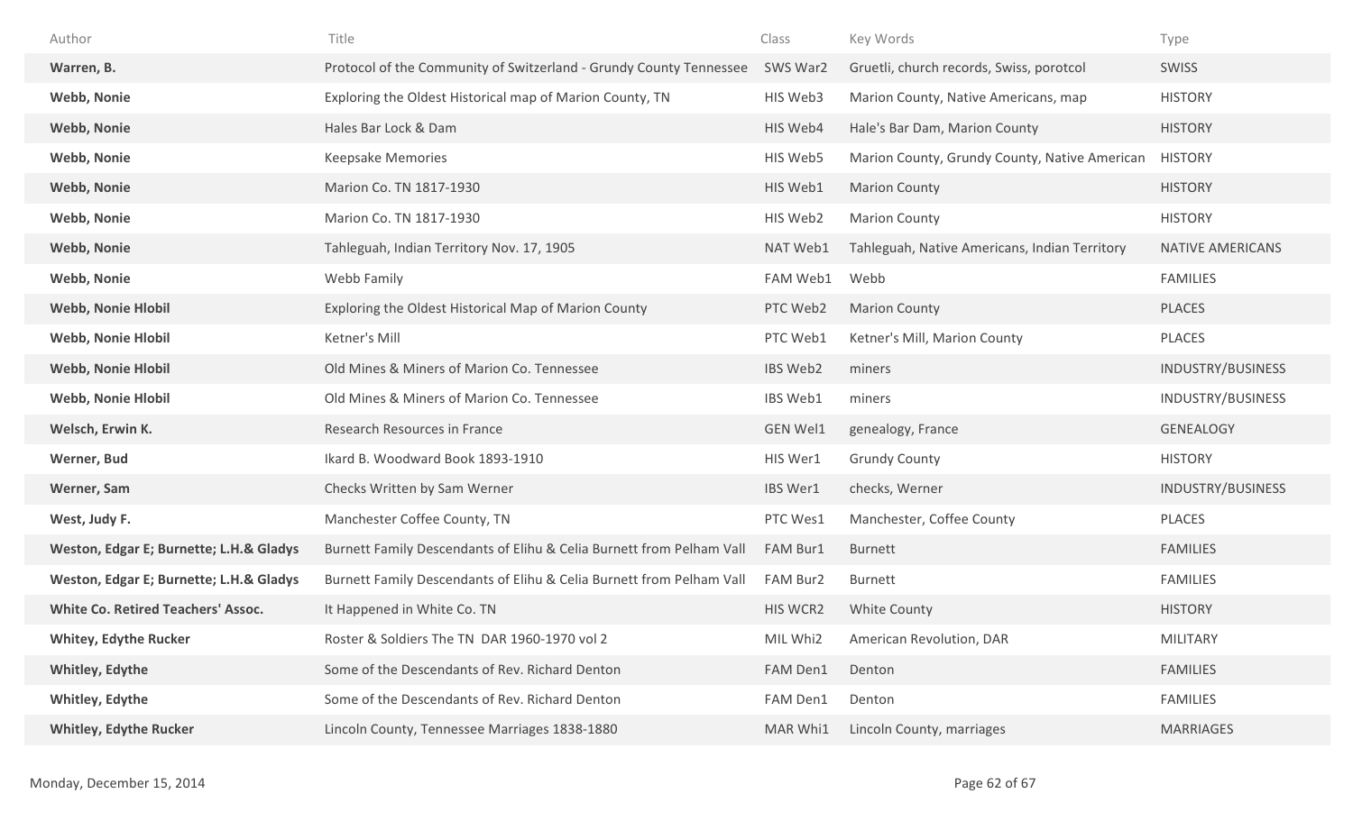| Author | Title | Class | Key Words | Type |
|---|---|---|---|---|
| **Warren, B.** | Protocol of the Community of Switzerland - Grundy County Tennessee | SWS War2 | Gruetli, church records, Swiss, porotcol | SWISS |
| **Webb, Nonie** | Exploring the Oldest Historical map of Marion County, TN | HIS Web3 | Marion County, Native Americans, map | HISTORY |
| **Webb, Nonie** | Hales Bar Lock & Dam | HIS Web4 | Hale's Bar Dam, Marion County | HISTORY |
| **Webb, Nonie** | Keepsake Memories | HIS Web5 | Marion County, Grundy County, Native American | HISTORY |
| **Webb, Nonie** | Marion Co. TN 1817-1930 | HIS Web1 | Marion County | HISTORY |
| **Webb, Nonie** | Marion Co. TN 1817-1930 | HIS Web2 | Marion County | HISTORY |
| **Webb, Nonie** | Tahleguah, Indian Territory Nov. 17, 1905 | NAT Web1 | Tahleguah, Native Americans, Indian Territory | NATIVE AMERICANS |
| **Webb, Nonie** | Webb Family | FAM Web1 | Webb | FAMILIES |
| **Webb, Nonie Hlobil** | Exploring the Oldest Historical Map of Marion County | PTC Web2 | Marion County | PLACES |
| **Webb, Nonie Hlobil** | Ketner's Mill | PTC Web1 | Ketner's Mill, Marion County | PLACES |
| **Webb, Nonie Hlobil** | Old Mines & Miners of Marion Co. Tennessee | IBS Web2 | miners | INDUSTRY/BUSINESS |
| **Webb, Nonie Hlobil** | Old Mines & Miners of Marion Co. Tennessee | IBS Web1 | miners | INDUSTRY/BUSINESS |
| **Welsch, Erwin K.** | Research Resources in France | GEN Wel1 | genealogy, France | GENEALOGY |
| **Werner, Bud** | Ikard B. Woodward Book 1893-1910 | HIS Wer1 | Grundy County | HISTORY |
| **Werner, Sam** | Checks Written by Sam Werner | IBS Wer1 | checks, Werner | INDUSTRY/BUSINESS |
| **West, Judy F.** | Manchester Coffee County, TN | PTC Wes1 | Manchester, Coffee County | PLACES |
| **Weston, Edgar E; Burnette; L.H.& Gladys** | Burnett Family Descendants of Elihu & Celia Burnett from Pelham Vall | FAM Bur1 | Burnett | FAMILIES |
| **Weston, Edgar E; Burnette; L.H.& Gladys** | Burnett Family Descendants of Elihu & Celia Burnett from Pelham Vall | FAM Bur2 | Burnett | FAMILIES |
| **White Co. Retired Teachers' Assoc.** | It Happened in White Co. TN | HIS WCR2 | White County | HISTORY |
| **Whitey, Edythe Rucker** | Roster & Soldiers The TN DAR 1960-1970 vol 2 | MIL Whi2 | American Revolution, DAR | MILITARY |
| **Whitley, Edythe** | Some of the Descendants of Rev. Richard Denton | FAM Den1 | Denton | FAMILIES |
| **Whitley, Edythe** | Some of the Descendants of Rev. Richard Denton | FAM Den1 | Denton | FAMILIES |
| **Whitley, Edythe Rucker** | Lincoln County, Tennessee Marriages 1838-1880 | MAR Whi1 | Lincoln County, marriages | MARRIAGES |

Monday, December 15, 2014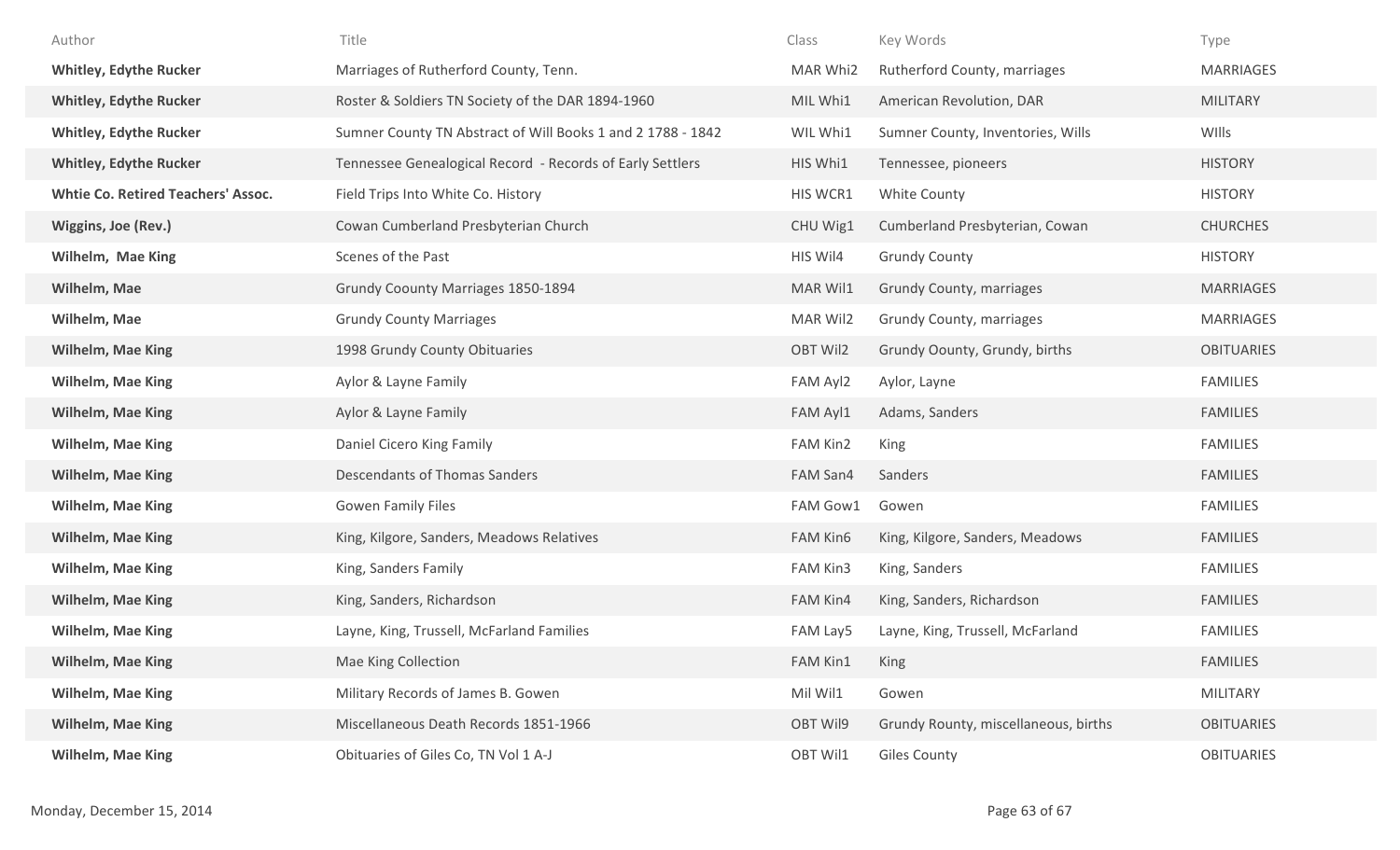| Author | Title | Class | Key Words | Type |
|---|---|---|---|---|
| **Whitley, Edythe Rucker** | Marriages of Rutherford County, Tenn. | MAR Whi2 | Rutherford County, marriages | MARRIAGES |
| **Whitley, Edythe Rucker** | Roster & Soldiers TN Society of the DAR 1894-1960 | MIL Whi1 | American Revolution, DAR | MILITARY |
| **Whitley, Edythe Rucker** | Sumner County TN Abstract of Will Books 1 and 2 1788 - 1842 | WIL Whi1 | Sumner County, Inventories, Wills | WIlls |
| **Whitley, Edythe Rucker** | Tennessee Genealogical Record - Records of Early Settlers | HIS Whi1 | Tennessee, pioneers | HISTORY |
| **Whtie Co. Retired Teachers' Assoc.** | Field Trips Into White Co. History | HIS WCR1 | White County | HISTORY |
| **Wiggins, Joe (Rev.)** | Cowan Cumberland Presbyterian Church | CHU Wig1 | Cumberland Presbyterian, Cowan | CHURCHES |
| **Wilhelm, Mae King** | Scenes of the Past | HIS Wil4 | Grundy County | HISTORY |
| **Wilhelm, Mae** | Grundy Coounty Marriages 1850-1894 | MAR Wil1 | Grundy County, marriages | MARRIAGES |
| **Wilhelm, Mae** | Grundy County Marriages | MAR Wil2 | Grundy County, marriages | MARRIAGES |
| **Wilhelm, Mae King** | 1998 Grundy County Obituaries | OBT Wil2 | Grundy Oounty, Grundy, births | OBITUARIES |
| **Wilhelm, Mae King** | Aylor & Layne Family | FAM Ayl2 | Aylor, Layne | FAMILIES |
| **Wilhelm, Mae King** | Aylor & Layne Family | FAM Ayl1 | Adams, Sanders | FAMILIES |
| **Wilhelm, Mae King** | Daniel Cicero King Family | FAM Kin2 | King | FAMILIES |
| **Wilhelm, Mae King** | Descendants of Thomas Sanders | FAM San4 | Sanders | FAMILIES |
| **Wilhelm, Mae King** | Gowen Family Files | FAM Gow1 | Gowen | FAMILIES |
| **Wilhelm, Mae King** | King, Kilgore, Sanders, Meadows Relatives | FAM Kin6 | King, Kilgore, Sanders, Meadows | FAMILIES |
| **Wilhelm, Mae King** | King, Sanders Family | FAM Kin3 | King, Sanders | FAMILIES |
| **Wilhelm, Mae King** | King, Sanders, Richardson | FAM Kin4 | King, Sanders, Richardson | FAMILIES |
| **Wilhelm, Mae King** | Layne, King, Trussell, McFarland Families | FAM Lay5 | Layne, King, Trussell, McFarland | FAMILIES |
| **Wilhelm, Mae King** | Mae King Collection | FAM Kin1 | King | FAMILIES |
| **Wilhelm, Mae King** | Military Records of James B. Gowen | Mil Wil1 | Gowen | MILITARY |
| **Wilhelm, Mae King** | Miscellaneous Death Records 1851-1966 | OBT Wil9 | Grundy Rounty, miscellaneous, births | OBITUARIES |
| **Wilhelm, Mae King** | Obituaries of Giles Co, TN Vol 1 A-J | OBT Wil1 | Giles County | OBITUARIES |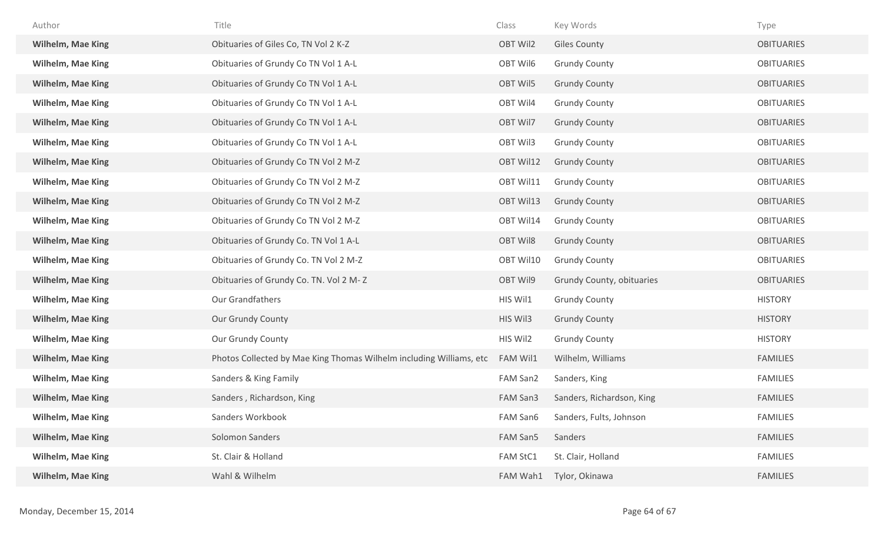| Author | Title | Class | Key Words | Type |
|---|---|---|---|---|
| **Wilhelm, Mae King** | Obituaries of Giles Co, TN Vol 2 K-Z | OBT Wil2 | Giles County | OBITUARIES |
| **Wilhelm, Mae King** | Obituaries of Grundy Co TN Vol 1 A-L | OBT Wil6 | Grundy County | OBITUARIES |
| **Wilhelm, Mae King** | Obituaries of Grundy Co TN Vol 1 A-L | OBT Wil5 | Grundy County | OBITUARIES |
| **Wilhelm, Mae King** | Obituaries of Grundy Co TN Vol 1 A-L | OBT Wil4 | Grundy County | OBITUARIES |
| **Wilhelm, Mae King** | Obituaries of Grundy Co TN Vol 1 A-L | OBT Wil7 | Grundy County | OBITUARIES |
| **Wilhelm, Mae King** | Obituaries of Grundy Co TN Vol 1 A-L | OBT Wil3 | Grundy County | OBITUARIES |
| **Wilhelm, Mae King** | Obituaries of Grundy Co TN Vol 2 M-Z | OBT Wil12 | Grundy County | OBITUARIES |
| **Wilhelm, Mae King** | Obituaries of Grundy Co TN Vol 2 M-Z | OBT Wil11 | Grundy County | OBITUARIES |
| **Wilhelm, Mae King** | Obituaries of Grundy Co TN Vol 2 M-Z | OBT Wil13 | Grundy County | OBITUARIES |
| **Wilhelm, Mae King** | Obituaries of Grundy Co TN Vol 2 M-Z | OBT Wil14 | Grundy County | OBITUARIES |
| **Wilhelm, Mae King** | Obituaries of Grundy Co. TN Vol 1 A-L | OBT Wil8 | Grundy County | OBITUARIES |
| **Wilhelm, Mae King** | Obituaries of Grundy Co. TN Vol 2 M-Z | OBT Wil10 | Grundy County | OBITUARIES |
| **Wilhelm, Mae King** | Obituaries of Grundy Co. TN. Vol 2 M- Z | OBT Wil9 | Grundy County, obituaries | OBITUARIES |
| **Wilhelm, Mae King** | Our Grandfathers | HIS Wil1 | Grundy County | HISTORY |
| **Wilhelm, Mae King** | Our Grundy County | HIS Wil3 | Grundy County | HISTORY |
| **Wilhelm, Mae King** | Our Grundy County | HIS Wil2 | Grundy County | HISTORY |
| **Wilhelm, Mae King** | Photos Collected by Mae King Thomas Wilhelm including Williams, etc | FAM Wil1 | Wilhelm, Williams | FAMILIES |
| **Wilhelm, Mae King** | Sanders & King Family | FAM San2 | Sanders, King | FAMILIES |
| **Wilhelm, Mae King** | Sanders , Richardson, King | FAM San3 | Sanders, Richardson, King | FAMILIES |
| **Wilhelm, Mae King** | Sanders Workbook | FAM San6 | Sanders, Fults, Johnson | FAMILIES |
| **Wilhelm, Mae King** | Solomon Sanders | FAM San5 | Sanders | FAMILIES |
| **Wilhelm, Mae King** | St. Clair & Holland | FAM StC1 | St. Clair, Holland | FAMILIES |
| **Wilhelm, Mae King** | Wahl & Wilhelm | FAM Wah1 | Tylor, Okinawa | FAMILIES |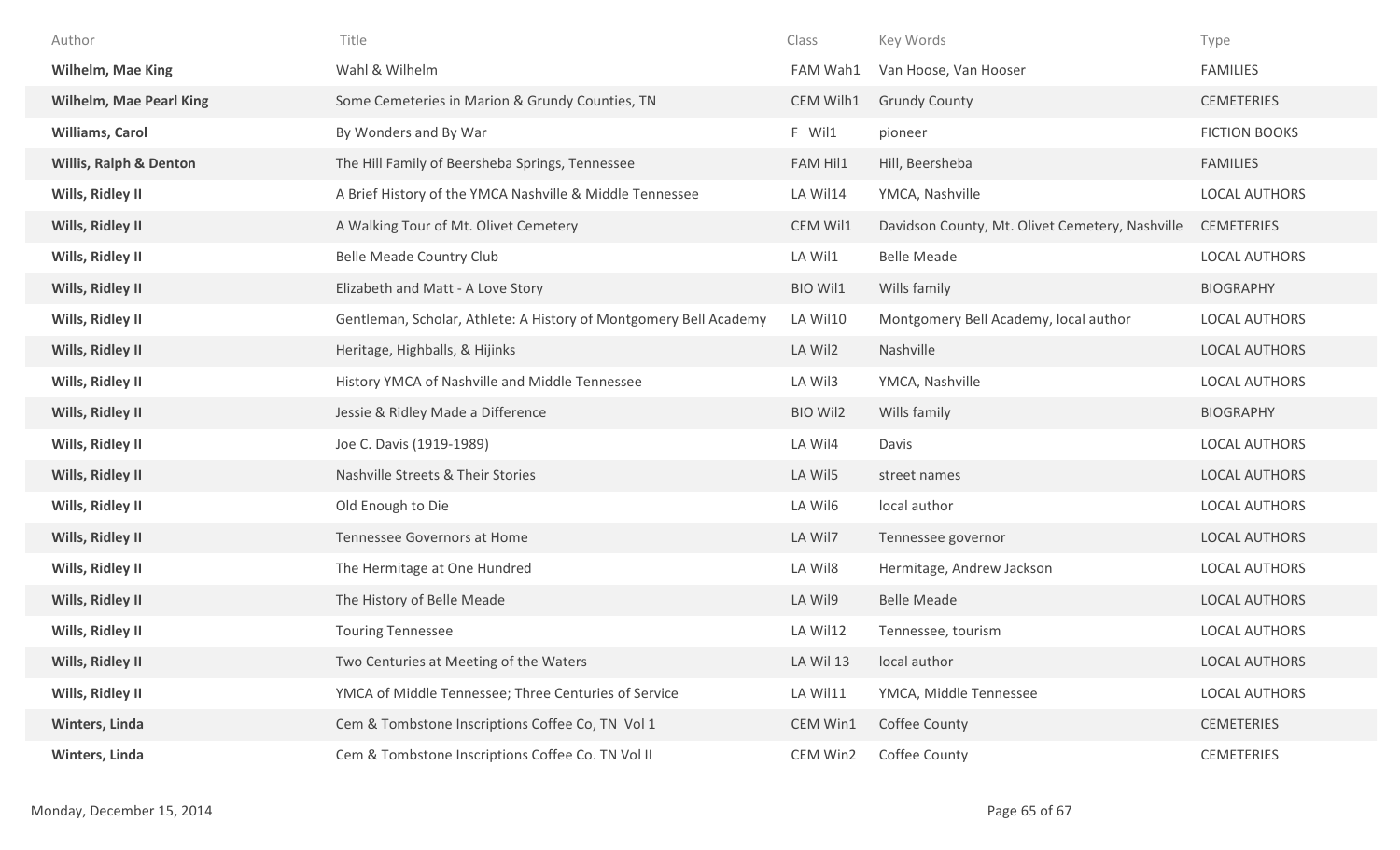| Author | Title | Class | Key Words | Type |
|---|---|---|---|---|
| **Wilhelm, Mae King** | Wahl & Wilhelm | FAM Wah1 | Van Hoose, Van Hooser | FAMILIES |
| **Wilhelm, Mae Pearl King** | Some Cemeteries in Marion & Grundy Counties, TN | CEM Wilh1 | Grundy County | CEMETERIES |
| **Williams, Carol** | By Wonders and By War | F Wil1 | pioneer | FICTION BOOKS |
| **Willis, Ralph & Denton** | The Hill Family of Beersheba Springs, Tennessee | FAM Hil1 | Hill, Beersheba | FAMILIES |
| **Wills, Ridley II** | A Brief History of the YMCA Nashville & Middle Tennessee | LA Wil14 | YMCA, Nashville | LOCAL AUTHORS |
| **Wills, Ridley II** | A Walking Tour of Mt. Olivet Cemetery | CEM Wil1 | Davidson County, Mt. Olivet Cemetery, Nashville | CEMETERIES |
| **Wills, Ridley II** | Belle Meade Country Club | LA Wil1 | Belle Meade | LOCAL AUTHORS |
| **Wills, Ridley II** | Elizabeth and Matt - A Love Story | BIO Wil1 | Wills family | BIOGRAPHY |
| **Wills, Ridley II** | Gentleman, Scholar, Athlete: A History of Montgomery Bell Academy | LA Wil10 | Montgomery Bell Academy, local author | LOCAL AUTHORS |
| **Wills, Ridley II** | Heritage, Highballs, & Hijinks | LA Wil2 | Nashville | LOCAL AUTHORS |
| **Wills, Ridley II** | History YMCA of Nashville and Middle Tennessee | LA Wil3 | YMCA, Nashville | LOCAL AUTHORS |
| **Wills, Ridley II** | Jessie & Ridley Made a Difference | BIO Wil2 | Wills family | BIOGRAPHY |
| **Wills, Ridley II** | Joe C. Davis (1919-1989) | LA Wil4 | Davis | LOCAL AUTHORS |
| **Wills, Ridley II** | Nashville Streets & Their Stories | LA Wil5 | street names | LOCAL AUTHORS |
| **Wills, Ridley II** | Old Enough to Die | LA Wil6 | local author | LOCAL AUTHORS |
| **Wills, Ridley II** | Tennessee Governors at Home | LA Wil7 | Tennessee governor | LOCAL AUTHORS |
| **Wills, Ridley II** | The Hermitage at One Hundred | LA Wil8 | Hermitage, Andrew Jackson | LOCAL AUTHORS |
| **Wills, Ridley II** | The History of Belle Meade | LA Wil9 | Belle Meade | LOCAL AUTHORS |
| **Wills, Ridley II** | Touring Tennessee | LA Wil12 | Tennessee, tourism | LOCAL AUTHORS |
| **Wills, Ridley II** | Two Centuries at Meeting of the Waters | LA Wil 13 | local author | LOCAL AUTHORS |
| **Wills, Ridley II** | YMCA of Middle Tennessee; Three Centuries of Service | LA Wil11 | YMCA, Middle Tennessee | LOCAL AUTHORS |
| **Winters, Linda** | Cem & Tombstone Inscriptions Coffee Co, TN Vol 1 | CEM Win1 | Coffee County | CEMETERIES |
| **Winters, Linda** | Cem & Tombstone Inscriptions Coffee Co. TN Vol II | CEM Win2 | Coffee County | CEMETERIES |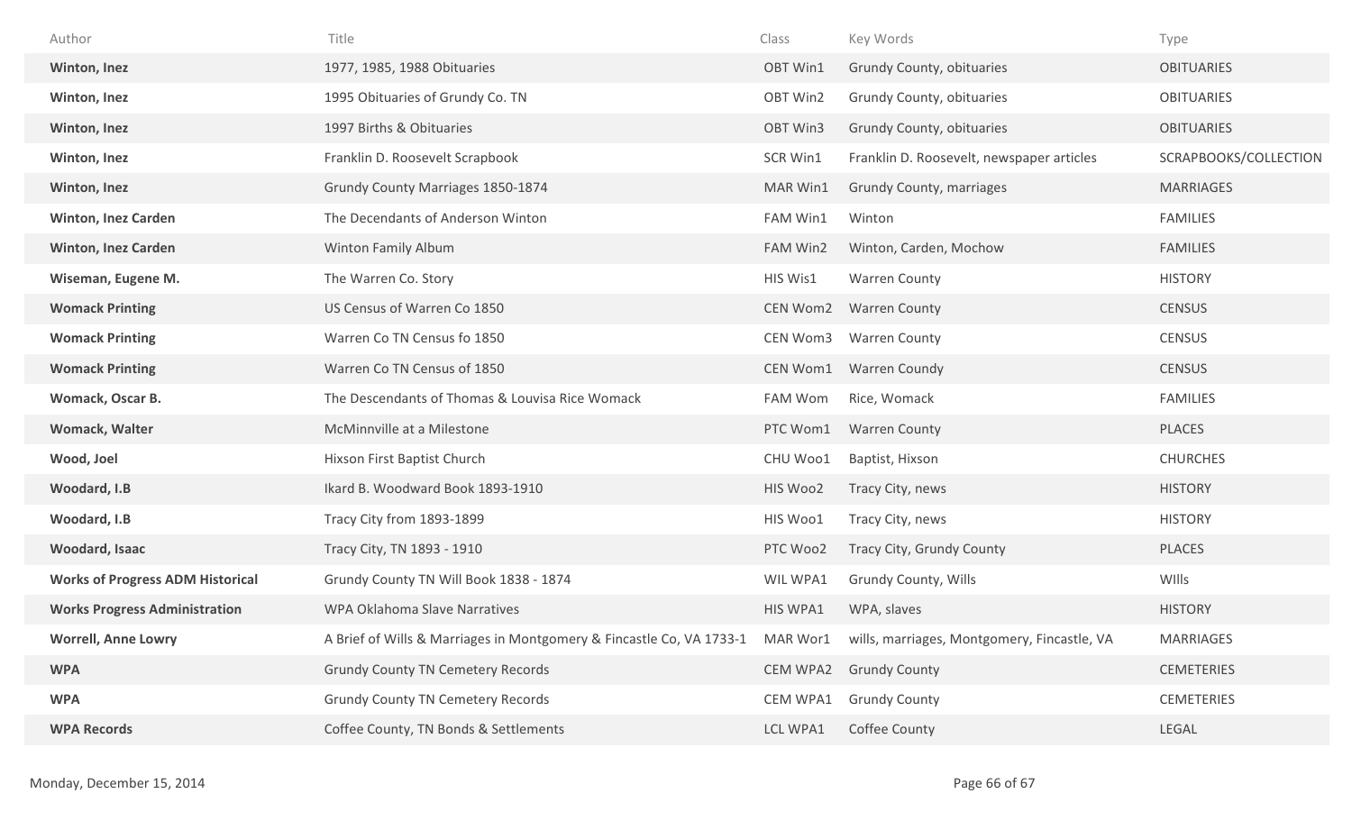| Author | Title | Class | Key Words | Type |
|---|---|---|---|---|
| **Winton, Inez** | 1977, 1985, 1988 Obituaries | OBT Win1 | Grundy County, obituaries | OBITUARIES |
| **Winton, Inez** | 1995 Obituaries of Grundy Co. TN | OBT Win2 | Grundy County, obituaries | OBITUARIES |
| **Winton, Inez** | 1997 Births & Obituaries | OBT Win3 | Grundy County, obituaries | OBITUARIES |
| **Winton, Inez** | Franklin D. Roosevelt Scrapbook | SCR Win1 | Franklin D. Roosevelt, newspaper articles | SCRAPBOOKS/COLLECTION |
| **Winton, Inez** | Grundy County Marriages 1850-1874 | MAR Win1 | Grundy County, marriages | MARRIAGES |
| **Winton, Inez Carden** | The Decendants of Anderson Winton | FAM Win1 | Winton | FAMILIES |
| **Winton, Inez Carden** | Winton Family Album | FAM Win2 | Winton, Carden, Mochow | FAMILIES |
| **Wiseman, Eugene M.** | The Warren Co. Story | HIS Wis1 | Warren County | HISTORY |
| **Womack Printing** | US Census of Warren Co 1850 | CEN Wom2 | Warren County | CENSUS |
| **Womack Printing** | Warren Co TN Census fo 1850 | CEN Wom3 | Warren County | CENSUS |
| **Womack Printing** | Warren Co TN Census of 1850 | CEN Wom1 | Warren Coundy | CENSUS |
| **Womack, Oscar B.** | The Descendants of Thomas & Louvisa Rice Womack | FAM Wom | Rice, Womack | FAMILIES |
| **Womack, Walter** | McMinnville at a Milestone | PTC Wom1 | Warren County | PLACES |
| **Wood, Joel** | Hixson First Baptist Church | CHU Woo1 | Baptist, Hixson | CHURCHES |
| **Woodard, I.B** | Ikard B. Woodward Book 1893-1910 | HIS Woo2 | Tracy City, news | HISTORY |
| **Woodard, I.B** | Tracy City from 1893-1899 | HIS Woo1 | Tracy City, news | HISTORY |
| **Woodard, Isaac** | Tracy City, TN 1893 - 1910 | PTC Woo2 | Tracy City, Grundy County | PLACES |
| **Works of Progress ADM Historical** | Grundy County TN Will Book 1838 - 1874 | WIL WPA1 | Grundy County, Wills | WIlls |
| **Works Progress Administration** | WPA Oklahoma Slave Narratives | HIS WPA1 | WPA, slaves | HISTORY |
| **Worrell, Anne Lowry** | A Brief of Wills & Marriages in Montgomery & Fincastle Co, VA 1733-1 | MAR Wor1 | wills, marriages, Montgomery, Fincastle, VA | MARRIAGES |
| **WPA** | Grundy County TN Cemetery Records | CEM WPA2 | Grundy County | CEMETERIES |
| **WPA** | Grundy County TN Cemetery Records | CEM WPA1 | Grundy County | CEMETERIES |
| **WPA Records** | Coffee County, TN Bonds & Settlements | LCL WPA1 | Coffee County | LEGAL |

Monday, December 15, 2014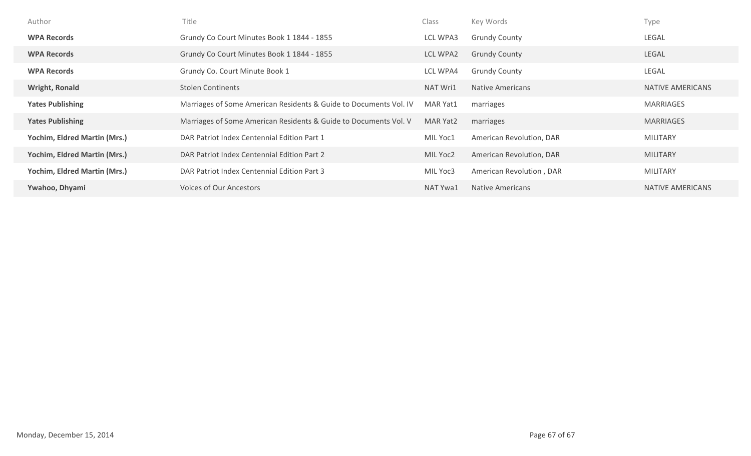| Author | Title | Class | Key Words | Type |
|---|---|---|---|---|
| **WPA Records** | Grundy Co Court Minutes Book 1 1844 - 1855 | LCL WPA3 | Grundy County | LEGAL |
| **WPA Records** | Grundy Co Court Minutes Book 1 1844 - 1855 | LCL WPA2 | Grundy County | LEGAL |
| **WPA Records** | Grundy Co. Court Minute Book 1 | LCL WPA4 | Grundy County | LEGAL |
| **Wright, Ronald** | Stolen Continents | NAT Wri1 | Native Americans | NATIVE AMERICANS |
| **Yates Publishing** | Marriages of Some American Residents & Guide to Documents Vol. IV | MAR Yat1 | marriages | MARRIAGES |
| **Yates Publishing** | Marriages of Some American Residents & Guide to Documents Vol. V | MAR Yat2 | marriages | MARRIAGES |
| **Yochim, Eldred Martin (Mrs.)** | DAR Patriot Index Centennial Edition Part 1 | MIL Yoc1 | American Revolution, DAR | MILITARY |
| **Yochim, Eldred Martin (Mrs.)** | DAR Patriot Index Centennial Edition Part 2 | MIL Yoc2 | American Revolution, DAR | MILITARY |
| **Yochim, Eldred Martin (Mrs.)** | DAR Patriot Index Centennial Edition Part 3 | MIL Yoc3 | American Revolution , DAR | MILITARY |
| **Ywahoo, Dhyami** | Voices of Our Ancestors | NAT Ywa1 | Native Americans | NATIVE AMERICANS |

Monday, December 15, 2014